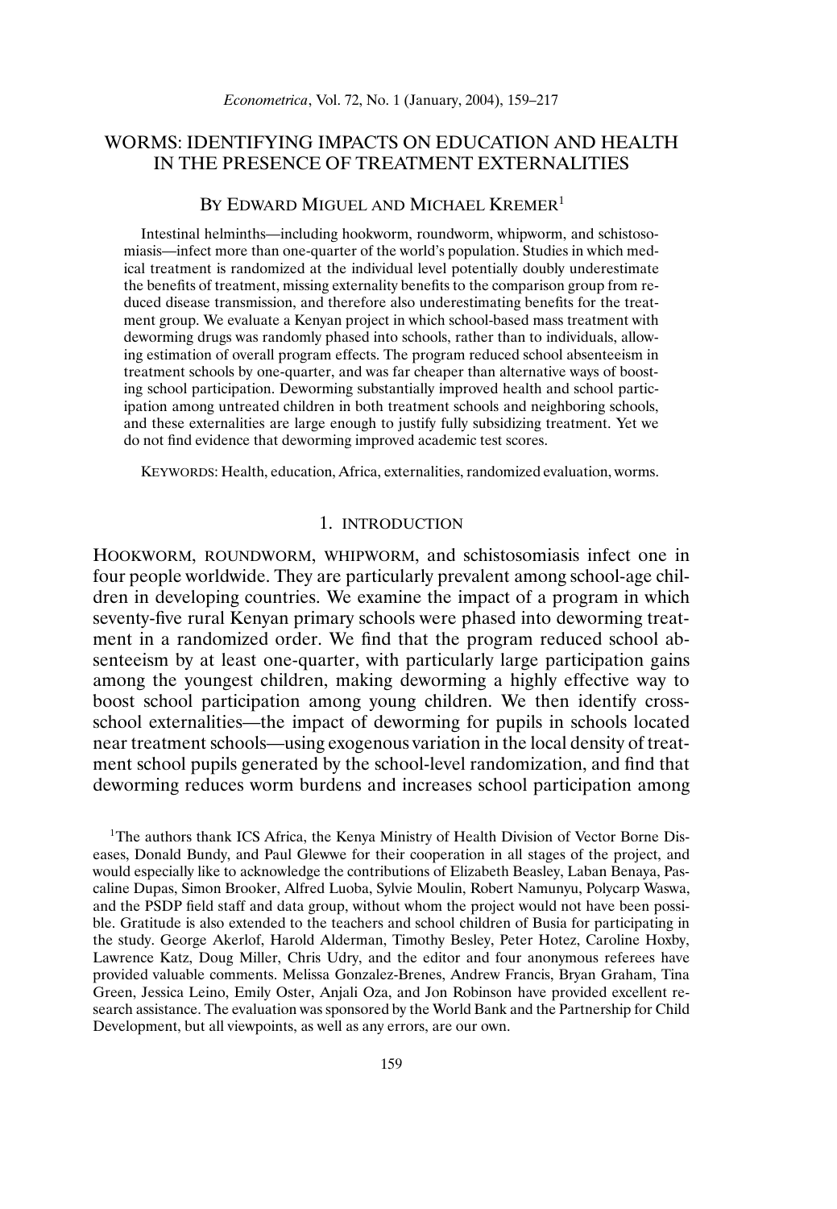# WORMS: IDENTIFYING IMPACTS ON EDUCATION AND HEALTH IN THE PRESENCE OF TREATMENT EXTERNALITIES

BY EDWARD MIGUEL AND MICHAEL KREMER[1]

Intestinal helminths—including hookworm, roundworm, whipworm, and schistosomiasis—infect more than one-quarter of the world's population. Studies in which medical treatment is randomized at the individual level potentially doubly underestimate the benefits of treatment, missing externality benefits to the comparison group from reduced disease transmission, and therefore also underestimating benefits for the treatment group. We evaluate a Kenyan project in which school-based mass treatment with deworming drugs was randomly phased into schools, rather than to individuals, allowing estimation of overall program effects. The program reduced school absenteeism in treatment schools by one-quarter, and was far cheaper than alternative ways of boosting school participation. Deworming substantially improved health and school participation among untreated children in both treatment schools and neighboring schools, and these externalities are large enough to justify fully subsidizing treatment. Yet we do not find evidence that deworming improved academic test scores.

KEYWORDS: Health, education, Africa, externalities, randomized evaluation, worms.

## 1. INTRODUCTION

HOOKWORM, ROUNDWORM, WHIPWORM, and schistosomiasis infect one in four people worldwide. They are particularly prevalent among school-age children in developing countries. We examine the impact of a program in which seventy-five rural Kenyan primary schools were phased into deworming treatment in a randomized order. We find that the program reduced school absenteeism by at least one-quarter, with particularly large participation gains among the youngest children, making deworming a highly effective way to boost school participation among young children. We then identify cross-school externalities—the impact of deworming for pupils in schools located near treatment schools—using exogenous variation in the local density of treatment school pupils generated by the school-level randomization, and find that deworming reduces worm burdens and increases school participation among

[1]The authors thank ICS Africa, the Kenya Ministry of Health Division of Vector Borne Diseases, Donald Bundy, and Paul Glewwe for their cooperation in all stages of the project, and would especially like to acknowledge the contributions of Elizabeth Beasley, Laban Benaya, Pascaline Dupas, Simon Brooker, Alfred Luoba, Sylvie Moulin, Robert Namunyu, Polycarp Waswa, and the PSDP field staff and data group, without whom the project would not have been possible. Gratitude is also extended to the teachers and school children of Busia for participating in the study. George Akerlof, Harold Alderman, Timothy Besley, Peter Hotez, Caroline Hoxby, Lawrence Katz, Doug Miller, Chris Udry, and the editor and four anonymous referees have provided valuable comments. Melissa Gonzalez-Brenes, Andrew Francis, Bryan Graham, Tina Green, Jessica Leino, Emily Oster, Anjali Oza, and Jon Robinson have provided excellent research assistance. The evaluation was sponsored by the World Bank and the Partnership for Child Development, but all viewpoints, as well as any errors, are our own.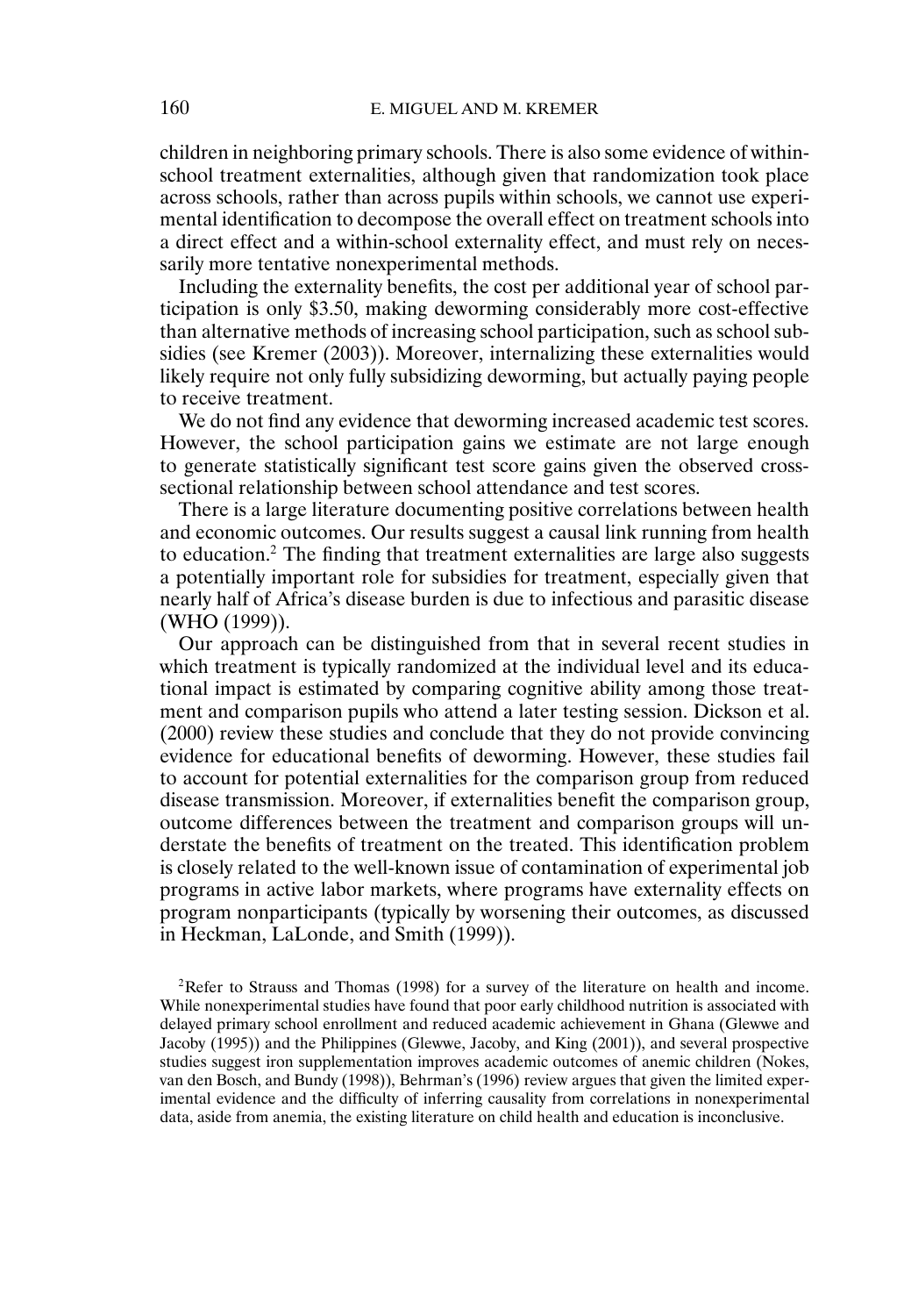children in neighboring primary schools. There is also some evidence of within-school treatment externalities, although given that randomization took place across schools, rather than across pupils within schools, we cannot use experimental identification to decompose the overall effect on treatment schools into a direct effect and a within-school externality effect, and must rely on necessarily more tentative nonexperimental methods.

Including the externality benefits, the cost per additional year of school participation is only \$3.50, making deworming considerably more cost-effective than alternative methods of increasing school participation, such as school subsidies (see Kremer (2003)). Moreover, internalizing these externalities would likely require not only fully subsidizing deworming, but actually paying people to receive treatment.

We do not find any evidence that deworming increased academic test scores. However, the school participation gains we estimate are not large enough to generate statistically significant test score gains given the observed cross-sectional relationship between school attendance and test scores.

There is a large literature documenting positive correlations between health and economic outcomes. Our results suggest a causal link running from health to education.[2] The finding that treatment externalities are large also suggests a potentially important role for subsidies for treatment, especially given that nearly half of Africa's disease burden is due to infectious and parasitic disease (WHO (1999)).

Our approach can be distinguished from that in several recent studies in which treatment is typically randomized at the individual level and its educational impact is estimated by comparing cognitive ability among those treatment and comparison pupils who attend a later testing session. Dickson et al. (2000) review these studies and conclude that they do not provide convincing evidence for educational benefits of deworming. However, these studies fail to account for potential externalities for the comparison group from reduced disease transmission. Moreover, if externalities benefit the comparison group, outcome differences between the treatment and comparison groups will understate the benefits of treatment on the treated. This identification problem is closely related to the well-known issue of contamination of experimental job programs in active labor markets, where programs have externality effects on program nonparticipants (typically by worsening their outcomes, as discussed in Heckman, LaLonde, and Smith (1999)).

[2]Refer to Strauss and Thomas (1998) for a survey of the literature on health and income. While nonexperimental studies have found that poor early childhood nutrition is associated with delayed primary school enrollment and reduced academic achievement in Ghana (Glewwe and Jacoby (1995)) and the Philippines (Glewwe, Jacoby, and King (2001)), and several prospective studies suggest iron supplementation improves academic outcomes of anemic children (Nokes, van den Bosch, and Bundy (1998)), Behrman's (1996) review argues that given the limited experimental evidence and the difficulty of inferring causality from correlations in nonexperimental data, aside from anemia, the existing literature on child health and education is inconclusive.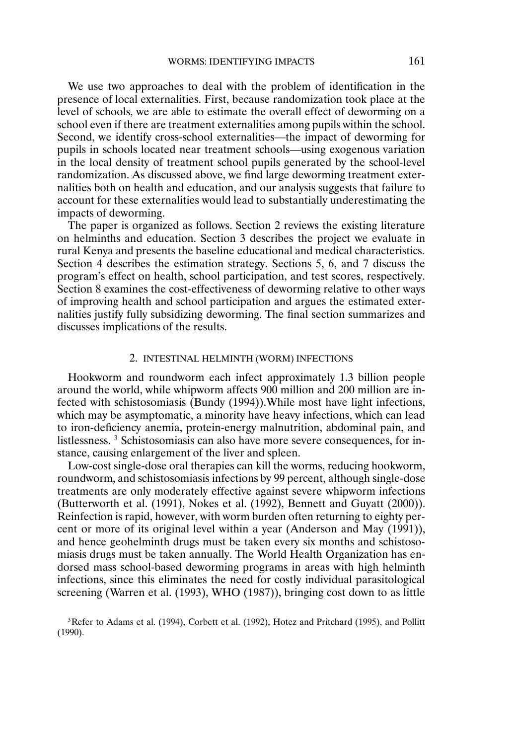We use two approaches to deal with the problem of identification in the presence of local externalities. First, because randomization took place at the level of schools, we are able to estimate the overall effect of deworming on a school even if there are treatment externalities among pupils within the school. Second, we identify cross-school externalities—the impact of deworming for pupils in schools located near treatment schools—using exogenous variation in the local density of treatment school pupils generated by the school-level randomization. As discussed above, we find large deworming treatment externalities both on health and education, and our analysis suggests that failure to account for these externalities would lead to substantially underestimating the impacts of deworming.

The paper is organized as follows. Section 2 reviews the existing literature on helminths and education. Section 3 describes the project we evaluate in rural Kenya and presents the baseline educational and medical characteristics. Section 4 describes the estimation strategy. Sections 5, 6, and 7 discuss the program's effect on health, school participation, and test scores, respectively. Section 8 examines the cost-effectiveness of deworming relative to other ways of improving health and school participation and argues the estimated externalities justify fully subsidizing deworming. The final section summarizes and discusses implications of the results.

## 2. INTESTINAL HELMINTH (WORM) INFECTIONS

Hookworm and roundworm each infect approximately 1.3 billion people around the world, while whipworm affects 900 million and 200 million are infected with schistosomiasis (Bundy (1994)).While most have light infections, which may be asymptomatic, a minority have heavy infections, which can lead to iron-deficiency anemia, protein-energy malnutrition, abdominal pain, and listlessness. [3] Schistosomiasis can also have more severe consequences, for instance, causing enlargement of the liver and spleen.

Low-cost single-dose oral therapies can kill the worms, reducing hookworm, roundworm, and schistosomiasis infections by 99 percent, although single-dose treatments are only moderately effective against severe whipworm infections (Butterworth et al. (1991), Nokes et al. (1992), Bennett and Guyatt (2000)). Reinfection is rapid, however, with worm burden often returning to eighty percent or more of its original level within a year (Anderson and May (1991)), and hence geohelminth drugs must be taken every six months and schistosomiasis drugs must be taken annually. The World Health Organization has endorsed mass school-based deworming programs in areas with high helminth infections, since this eliminates the need for costly individual parasitological screening (Warren et al. (1993), WHO (1987)), bringing cost down to as little

[3] Refer to Adams et al. (1994), Corbett et al. (1992), Hotez and Pritchard (1995), and Pollitt (1990).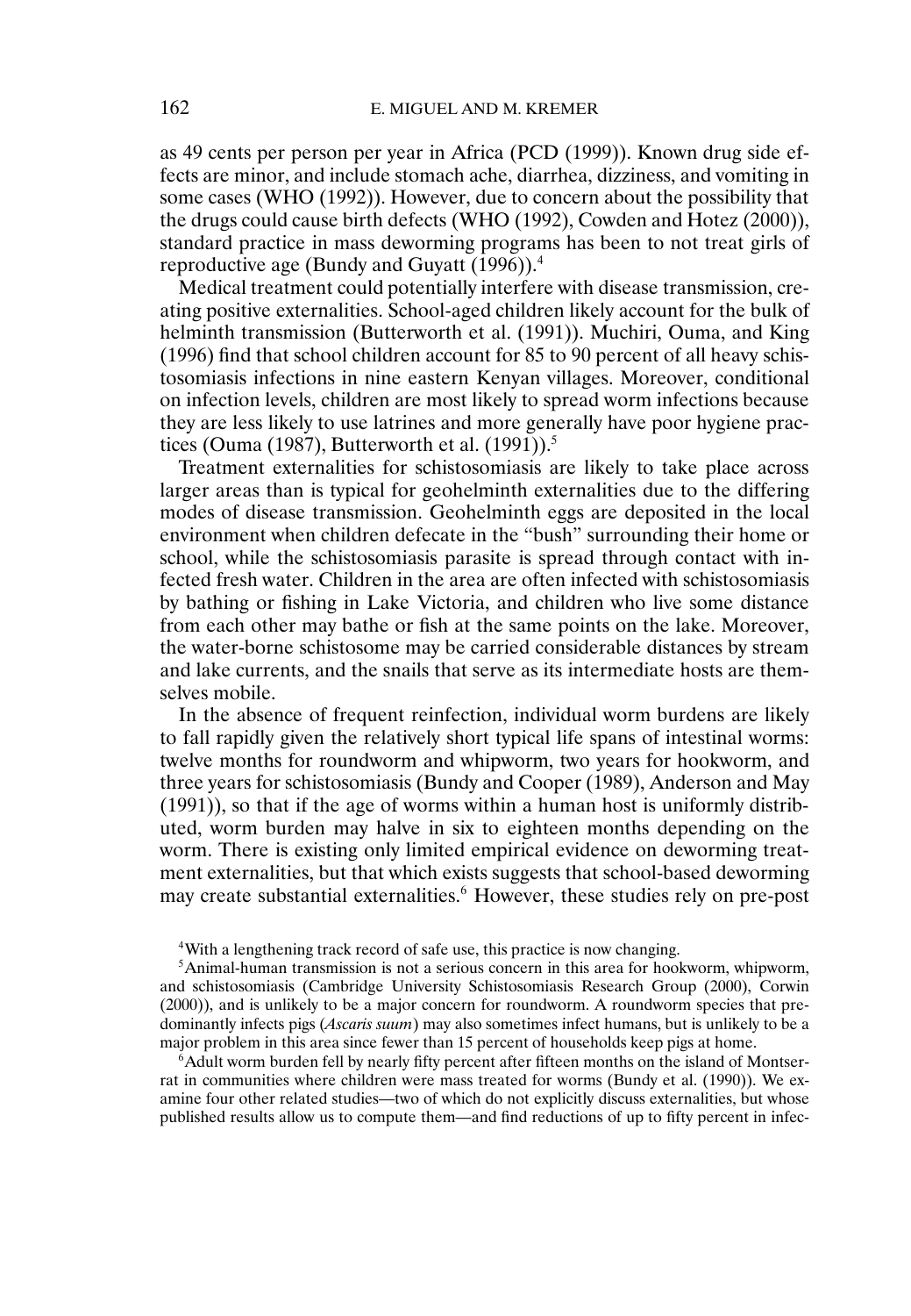as 49 cents per person per year in Africa (PCD (1999)). Known drug side effects are minor, and include stomach ache, diarrhea, dizziness, and vomiting in some cases (WHO (1992)). However, due to concern about the possibility that the drugs could cause birth defects (WHO (1992), Cowden and Hotez (2000)), standard practice in mass deworming programs has been to not treat girls of reproductive age (Bundy and Guyatt (1996)).[4]

Medical treatment could potentially interfere with disease transmission, creating positive externalities. School-aged children likely account for the bulk of helminth transmission (Butterworth et al. (1991)). Muchiri, Ouma, and King (1996) find that school children account for 85 to 90 percent of all heavy schistosomiasis infections in nine eastern Kenyan villages. Moreover, conditional on infection levels, children are most likely to spread worm infections because they are less likely to use latrines and more generally have poor hygiene practices (Ouma (1987), Butterworth et al. (1991)).[5]

Treatment externalities for schistosomiasis are likely to take place across larger areas than is typical for geohelminth externalities due to the differing modes of disease transmission. Geohelminth eggs are deposited in the local environment when children defecate in the "bush" surrounding their home or school, while the schistosomiasis parasite is spread through contact with infected fresh water. Children in the area are often infected with schistosomiasis by bathing or fishing in Lake Victoria, and children who live some distance from each other may bathe or fish at the same points on the lake. Moreover, the water-borne schistosome may be carried considerable distances by stream and lake currents, and the snails that serve as its intermediate hosts are themselves mobile.

In the absence of frequent reinfection, individual worm burdens are likely to fall rapidly given the relatively short typical life spans of intestinal worms: twelve months for roundworm and whipworm, two years for hookworm, and three years for schistosomiasis (Bundy and Cooper (1989), Anderson and May (1991)), so that if the age of worms within a human host is uniformly distributed, worm burden may halve in six to eighteen months depending on the worm. There is existing only limited empirical evidence on deworming treatment externalities, but that which exists suggests that school-based deworming may create substantial externalities.[6] However, these studies rely on pre-post

[4]With a lengthening track record of safe use, this practice is now changing.

[5]Animal-human transmission is not a serious concern in this area for hookworm, whipworm, and schistosomiasis (Cambridge University Schistosomiasis Research Group (2000), Corwin (2000)), and is unlikely to be a major concern for roundworm. A roundworm species that predominantly infects pigs (*Ascaris suum*) may also sometimes infect humans, but is unlikely to be a major problem in this area since fewer than 15 percent of households keep pigs at home.

[6]Adult worm burden fell by nearly fifty percent after fifteen months on the island of Montserrat in communities where children were mass treated for worms (Bundy et al. (1990)). We examine four other related studies—two of which do not explicitly discuss externalities, but whose published results allow us to compute them—and find reductions of up to fifty percent in infec-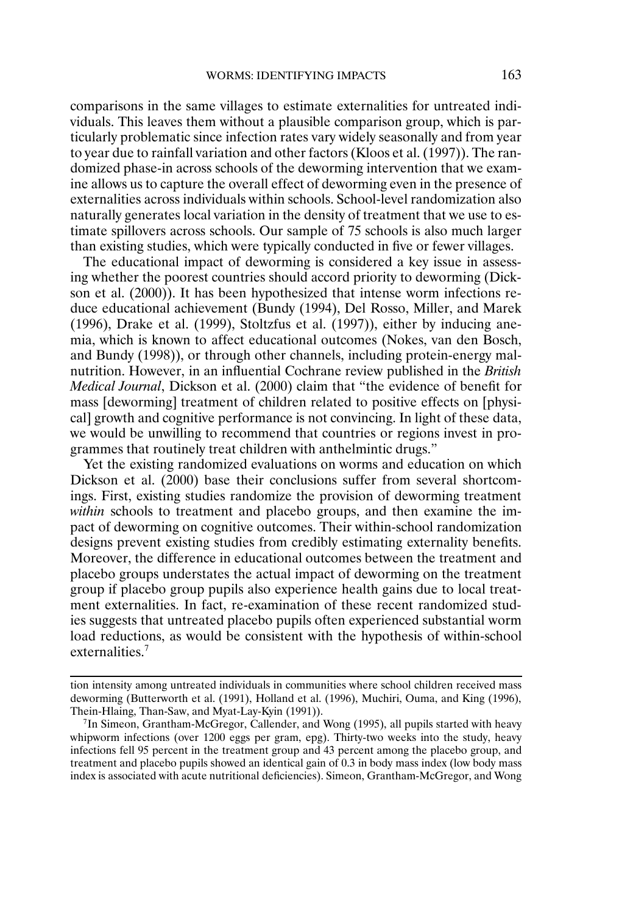comparisons in the same villages to estimate externalities for untreated individuals. This leaves them without a plausible comparison group, which is particularly problematic since infection rates vary widely seasonally and from year to year due to rainfall variation and other factors (Kloos et al. (1997)). The randomized phase-in across schools of the deworming intervention that we examine allows us to capture the overall effect of deworming even in the presence of externalities across individuals within schools. School-level randomization also naturally generates local variation in the density of treatment that we use to estimate spillovers across schools. Our sample of 75 schools is also much larger than existing studies, which were typically conducted in five or fewer villages.

The educational impact of deworming is considered a key issue in assessing whether the poorest countries should accord priority to deworming (Dickson et al. (2000)). It has been hypothesized that intense worm infections reduce educational achievement (Bundy (1994), Del Rosso, Miller, and Marek (1996), Drake et al. (1999), Stoltzfus et al. (1997)), either by inducing anemia, which is known to affect educational outcomes (Nokes, van den Bosch, and Bundy (1998)), or through other channels, including protein-energy malnutrition. However, in an influential Cochrane review published in the *British Medical Journal*, Dickson et al. (2000) claim that "the evidence of benefit for mass [deworming] treatment of children related to positive effects on [physical] growth and cognitive performance is not convincing. In light of these data, we would be unwilling to recommend that countries or regions invest in programmes that routinely treat children with anthelmintic drugs."

Yet the existing randomized evaluations on worms and education on which Dickson et al. (2000) base their conclusions suffer from several shortcomings. First, existing studies randomize the provision of deworming treatment *within* schools to treatment and placebo groups, and then examine the impact of deworming on cognitive outcomes. Their within-school randomization designs prevent existing studies from credibly estimating externality benefits. Moreover, the difference in educational outcomes between the treatment and placebo groups understates the actual impact of deworming on the treatment group if placebo group pupils also experience health gains due to local treatment externalities. In fact, re-examination of these recent randomized studies suggests that untreated placebo pupils often experienced substantial worm load reductions, as would be consistent with the hypothesis of within-school externalities.[7]

---

tion intensity among untreated individuals in communities where school children received mass deworming (Butterworth et al. (1991), Holland et al. (1996), Muchiri, Ouma, and King (1996), Thein-Hlaing, Than-Saw, and Myat-Lay-Kyin (1991)).

[7]In Simeon, Grantham-McGregor, Callender, and Wong (1995), all pupils started with heavy whipworm infections (over 1200 eggs per gram, epg). Thirty-two weeks into the study, heavy infections fell 95 percent in the treatment group and 43 percent among the placebo group, and treatment and placebo pupils showed an identical gain of 0.3 in body mass index (low body mass index is associated with acute nutritional deficiencies). Simeon, Grantham-McGregor, and Wong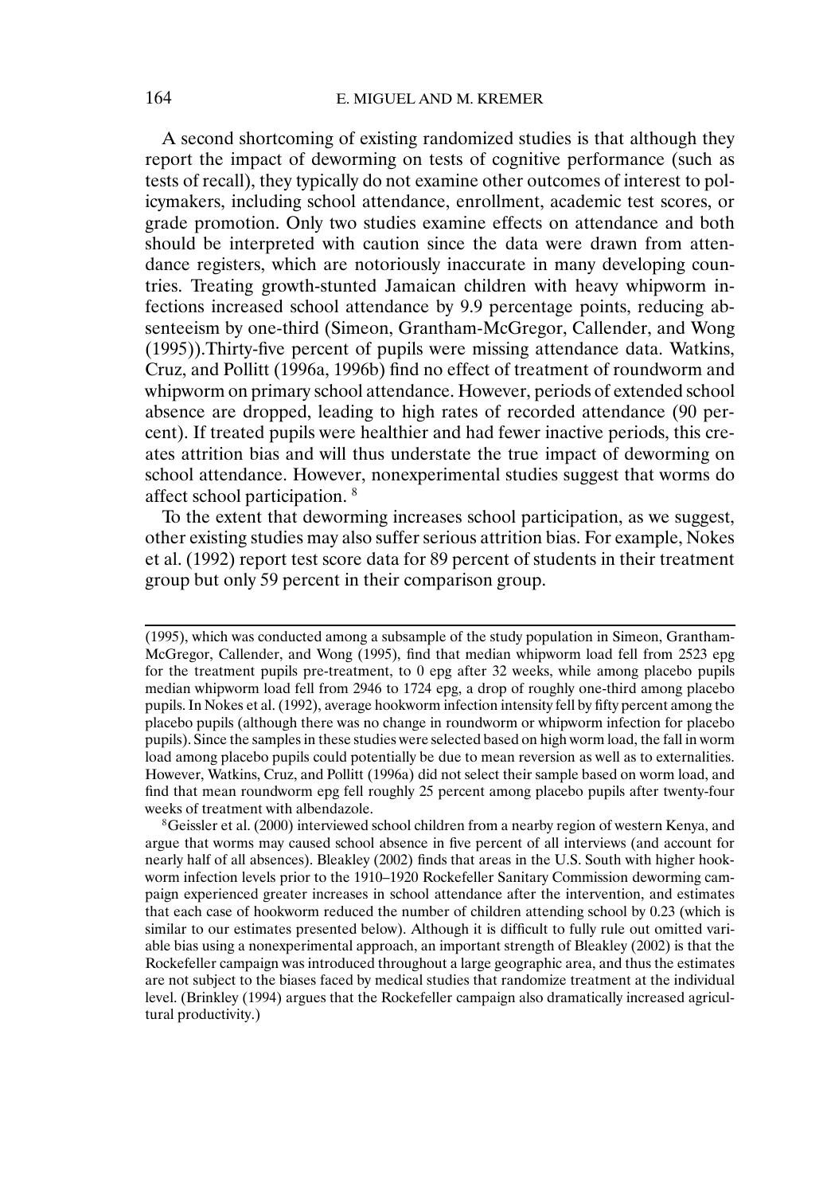A second shortcoming of existing randomized studies is that although they report the impact of deworming on tests of cognitive performance (such as tests of recall), they typically do not examine other outcomes of interest to policymakers, including school attendance, enrollment, academic test scores, or grade promotion. Only two studies examine effects on attendance and both should be interpreted with caution since the data were drawn from attendance registers, which are notoriously inaccurate in many developing countries. Treating growth-stunted Jamaican children with heavy whipworm infections increased school attendance by 9.9 percentage points, reducing absenteeism by one-third (Simeon, Grantham-McGregor, Callender, and Wong (1995)).Thirty-five percent of pupils were missing attendance data. Watkins, Cruz, and Pollitt (1996a, 1996b) find no effect of treatment of roundworm and whipworm on primary school attendance. However, periods of extended school absence are dropped, leading to high rates of recorded attendance (90 percent). If treated pupils were healthier and had fewer inactive periods, this creates attrition bias and will thus understate the true impact of deworming on school attendance. However, nonexperimental studies suggest that worms do affect school participation. [8]

To the extent that deworming increases school participation, as we suggest, other existing studies may also suffer serious attrition bias. For example, Nokes et al. (1992) report test score data for 89 percent of students in their treatment group but only 59 percent in their comparison group.

---

(1995), which was conducted among a subsample of the study population in Simeon, Grantham-McGregor, Callender, and Wong (1995), find that median whipworm load fell from 2523 epg for the treatment pupils pre-treatment, to 0 epg after 32 weeks, while among placebo pupils median whipworm load fell from 2946 to 1724 epg, a drop of roughly one-third among placebo pupils. In Nokes et al. (1992), average hookworm infection intensity fell by fifty percent among the placebo pupils (although there was no change in roundworm or whipworm infection for placebo pupils). Since the samples in these studies were selected based on high worm load, the fall in worm load among placebo pupils could potentially be due to mean reversion as well as to externalities. However, Watkins, Cruz, and Pollitt (1996a) did not select their sample based on worm load, and find that mean roundworm epg fell roughly 25 percent among placebo pupils after twenty-four weeks of treatment with albendazole.

[8] Geissler et al. (2000) interviewed school children from a nearby region of western Kenya, and argue that worms may caused school absence in five percent of all interviews (and account for nearly half of all absences). Bleakley (2002) finds that areas in the U.S. South with higher hookworm infection levels prior to the 1910–1920 Rockefeller Sanitary Commission deworming campaign experienced greater increases in school attendance after the intervention, and estimates that each case of hookworm reduced the number of children attending school by 0.23 (which is similar to our estimates presented below). Although it is difficult to fully rule out omitted variable bias using a nonexperimental approach, an important strength of Bleakley (2002) is that the Rockefeller campaign was introduced throughout a large geographic area, and thus the estimates are not subject to the biases faced by medical studies that randomize treatment at the individual level. (Brinkley (1994) argues that the Rockefeller campaign also dramatically increased agricultural productivity.)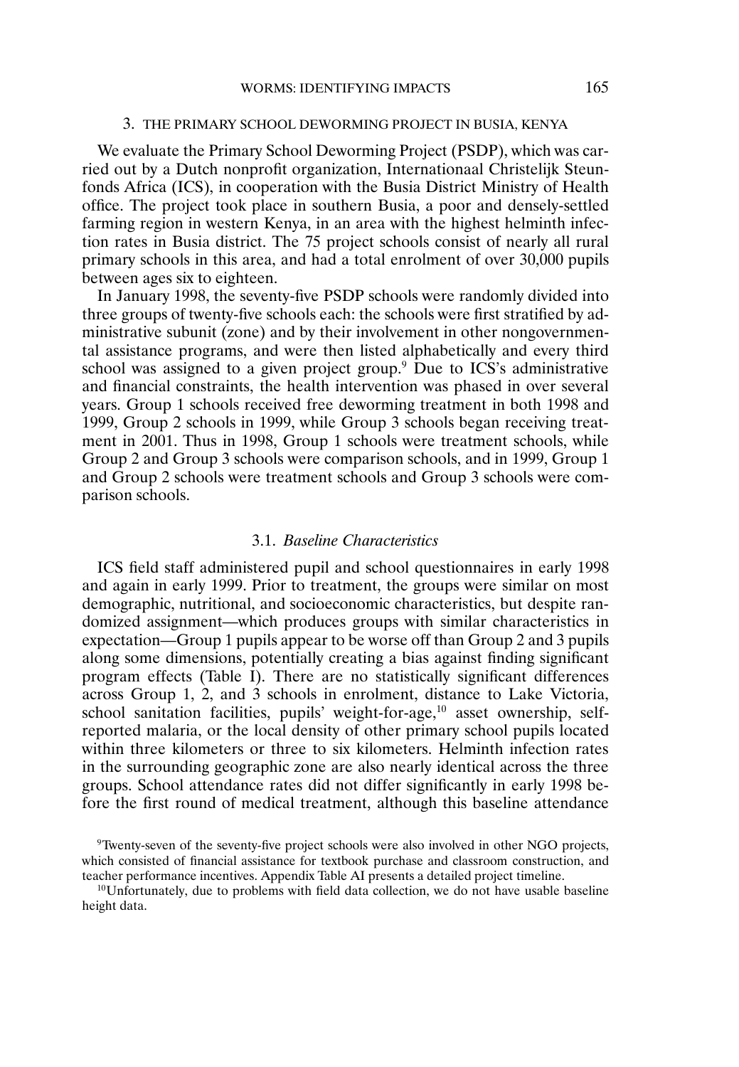## 3. THE PRIMARY SCHOOL DEWORMING PROJECT IN BUSIA, KENYA

We evaluate the Primary School Deworming Project (PSDP), which was carried out by a Dutch nonprofit organization, Internationaal Christelijk Steunfonds Africa (ICS), in cooperation with the Busia District Ministry of Health office. The project took place in southern Busia, a poor and densely-settled farming region in western Kenya, in an area with the highest helminth infection rates in Busia district. The 75 project schools consist of nearly all rural primary schools in this area, and had a total enrolment of over 30,000 pupils between ages six to eighteen.

In January 1998, the seventy-five PSDP schools were randomly divided into three groups of twenty-five schools each: the schools were first stratified by administrative subunit (zone) and by their involvement in other nongovernmental assistance programs, and were then listed alphabetically and every third school was assigned to a given project group.[9] Due to ICS's administrative and financial constraints, the health intervention was phased in over several years. Group 1 schools received free deworming treatment in both 1998 and 1999, Group 2 schools in 1999, while Group 3 schools began receiving treatment in 2001. Thus in 1998, Group 1 schools were treatment schools, while Group 2 and Group 3 schools were comparison schools, and in 1999, Group 1 and Group 2 schools were treatment schools and Group 3 schools were comparison schools.

### 3.1. *Baseline Characteristics*

ICS field staff administered pupil and school questionnaires in early 1998 and again in early 1999. Prior to treatment, the groups were similar on most demographic, nutritional, and socioeconomic characteristics, but despite randomized assignment—which produces groups with similar characteristics in expectation—Group 1 pupils appear to be worse off than Group 2 and 3 pupils along some dimensions, potentially creating a bias against finding significant program effects (Table I). There are no statistically significant differences across Group 1, 2, and 3 schools in enrolment, distance to Lake Victoria, school sanitation facilities, pupils' weight-for-age,[10] asset ownership, self-reported malaria, or the local density of other primary school pupils located within three kilometers or three to six kilometers. Helminth infection rates in the surrounding geographic zone are also nearly identical across the three groups. School attendance rates did not differ significantly in early 1998 before the first round of medical treatment, although this baseline attendance

[9] Twenty-seven of the seventy-five project schools were also involved in other NGO projects, which consisted of financial assistance for textbook purchase and classroom construction, and teacher performance incentives. Appendix Table AI presents a detailed project timeline.

[10] Unfortunately, due to problems with field data collection, we do not have usable baseline height data.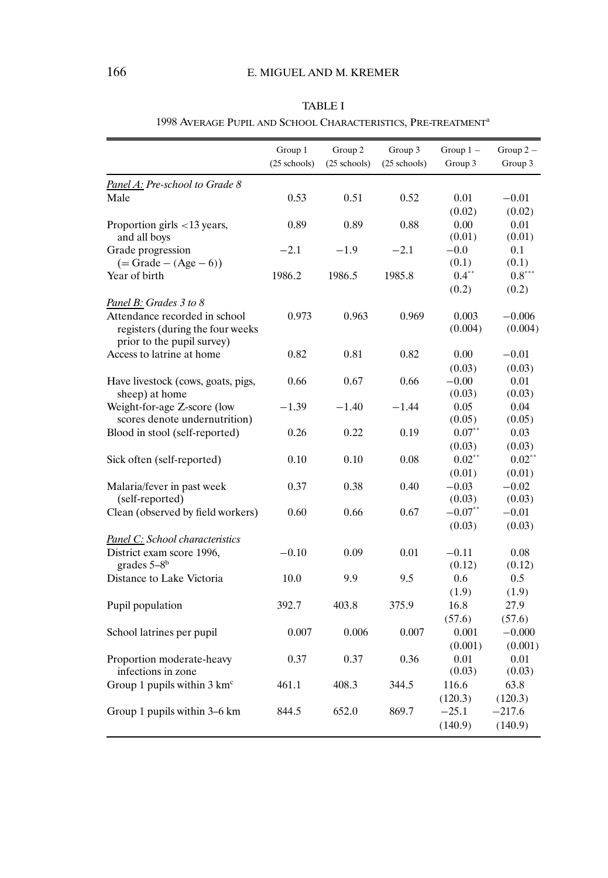TABLE I

1998 AVERAGE PUPIL AND SCHOOL CHARACTERISTICS, PRE-TREATMENT[a]

| | Group 1 (25 schools) | Group 2 (25 schools) | Group 3 (25 schools) | Group 1 − Group 3 | Group 2 − Group 3 |
|---|---|---|---|---|---|
| *Panel A: Pre-school to Grade 8* | | | | | |
| Male | 0.53 | 0.51 | 0.52 | 0.01 | −0.01 |
| | | | | (0.02) | (0.02) |
| Proportion girls <13 years, and all boys | 0.89 | 0.89 | 0.88 | 0.00 | 0.01 |
| | | | | (0.01) | (0.01) |
| Grade progression (= Grade − (Age − 6)) | −2.1 | −1.9 | −2.1 | −0.0 | 0.1 |
| | | | | (0.1) | (0.1) |
| Year of birth | 1986.2 | 1986.5 | 1985.8 | 0.4** | 0.8*** |
| | | | | (0.2) | (0.2) |
| *Panel B: Grades 3 to 8* | | | | | |
| Attendance recorded in school registers (during the four weeks prior to the pupil survey) | 0.973 | 0.963 | 0.969 | 0.003 | −0.006 |
| | | | | (0.004) | (0.004) |
| Access to latrine at home | 0.82 | 0.81 | 0.82 | 0.00 | −0.01 |
| | | | | (0.03) | (0.03) |
| Have livestock (cows, goats, pigs, sheep) at home | 0.66 | 0.67 | 0.66 | −0.00 | 0.01 |
| | | | | (0.03) | (0.03) |
| Weight-for-age Z-score (low scores denote undernutrition) | −1.39 | −1.40 | −1.44 | 0.05 | 0.04 |
| | | | | (0.05) | (0.05) |
| Blood in stool (self-reported) | 0.26 | 0.22 | 0.19 | 0.07** | 0.03 |
| | | | | (0.03) | (0.03) |
| Sick often (self-reported) | 0.10 | 0.10 | 0.08 | 0.02** | 0.02** |
| | | | | (0.01) | (0.01) |
| Malaria/fever in past week (self-reported) | 0.37 | 0.38 | 0.40 | −0.03 | −0.02 |
| | | | | (0.03) | (0.03) |
| Clean (observed by field workers) | 0.60 | 0.66 | 0.67 | −0.07** | −0.01 |
| | | | | (0.03) | (0.03) |
| *Panel C: School characteristics* | | | | | |
| District exam score 1996, grades 5–8[b] | −0.10 | 0.09 | 0.01 | −0.11 | 0.08 |
| | | | | (0.12) | (0.12) |
| Distance to Lake Victoria | 10.0 | 9.9 | 9.5 | 0.6 | 0.5 |
| | | | | (1.9) | (1.9) |
| Pupil population | 392.7 | 403.8 | 375.9 | 16.8 | 27.9 |
| | | | | (57.6) | (57.6) |
| School latrines per pupil | 0.007 | 0.006 | 0.007 | 0.001 | −0.000 |
| | | | | (0.001) | (0.001) |
| Proportion moderate-heavy infections in zone | 0.37 | 0.37 | 0.36 | 0.01 | 0.01 |
| | | | | (0.03) | (0.03) |
| Group 1 pupils within 3 km[c] | 461.1 | 408.3 | 344.5 | 116.6 | 63.8 |
| | | | | (120.3) | (120.3) |
| Group 1 pupils within 3–6 km | 844.5 | 652.0 | 869.7 | −25.1 | −217.6 |
| | | | | (140.9) | (140.9) |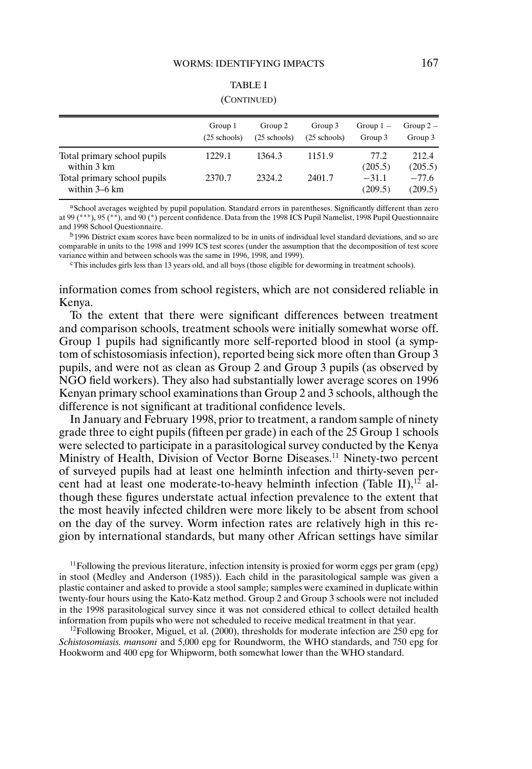TABLE I

(CONTINUED)

| | Group 1 (25 schools) | Group 2 (25 schools) | Group 3 (25 schools) | Group 1 − Group 3 | Group 2 − Group 3 |
|---|---|---|---|---|---|
| Total primary school pupils within 3 km | 1229.1 | 1364.3 | 1151.9 | 77.2 (205.5) | 212.4 (205.5) |
| Total primary school pupils within 3–6 km | 2370.7 | 2324.2 | 2401.7 | −31.1 (209.5) | −77.6 (209.5) |

[a]School averages weighted by pupil population. Standard errors in parentheses. Significantly different than zero at 99 (***), 95 (**), and 90 (*) percent confidence. Data from the 1998 ICS Pupil Namelist, 1998 Pupil Questionnaire and 1998 School Questionnaire.

[b]1996 District exam scores have been normalized to be in units of individual level standard deviations, and so are comparable in units to the 1998 and 1999 ICS test scores (under the assumption that the decomposition of test score variance within and between schools was the same in 1996, 1998, and 1999).

[c]This includes girls less than 13 years old, and all boys (those eligible for deworming in treatment schools).

information comes from school registers, which are not considered reliable in Kenya.

To the extent that there were significant differences between treatment and comparison schools, treatment schools were initially somewhat worse off. Group 1 pupils had significantly more self-reported blood in stool (a symptom of schistosomiasis infection), reported being sick more often than Group 3 pupils, and were not as clean as Group 2 and Group 3 pupils (as observed by NGO field workers). They also had substantially lower average scores on 1996 Kenyan primary school examinations than Group 2 and 3 schools, although the difference is not significant at traditional confidence levels.

In January and February 1998, prior to treatment, a random sample of ninety grade three to eight pupils (fifteen per grade) in each of the 25 Group 1 schools were selected to participate in a parasitological survey conducted by the Kenya Ministry of Health, Division of Vector Borne Diseases.[11] Ninety-two percent of surveyed pupils had at least one helminth infection and thirty-seven percent had at least one moderate-to-heavy helminth infection (Table II),[12] although these figures understate actual infection prevalence to the extent that the most heavily infected children were more likely to be absent from school on the day of the survey. Worm infection rates are relatively high in this region by international standards, but many other African settings have similar

[11]Following the previous literature, infection intensity is proxied for worm eggs per gram (epg) in stool (Medley and Anderson (1985)). Each child in the parasitological sample was given a plastic container and asked to provide a stool sample; samples were examined in duplicate within twenty-four hours using the Kato-Katz method. Group 2 and Group 3 schools were not included in the 1998 parasitological survey since it was not considered ethical to collect detailed health information from pupils who were not scheduled to receive medical treatment in that year.

[12]Following Brooker, Miguel, et al. (2000), thresholds for moderate infection are 250 epg for *Schistosomiasis. mansoni* and 5,000 epg for Roundworm, the WHO standards, and 750 epg for Hookworm and 400 epg for Whipworm, both somewhat lower than the WHO standard.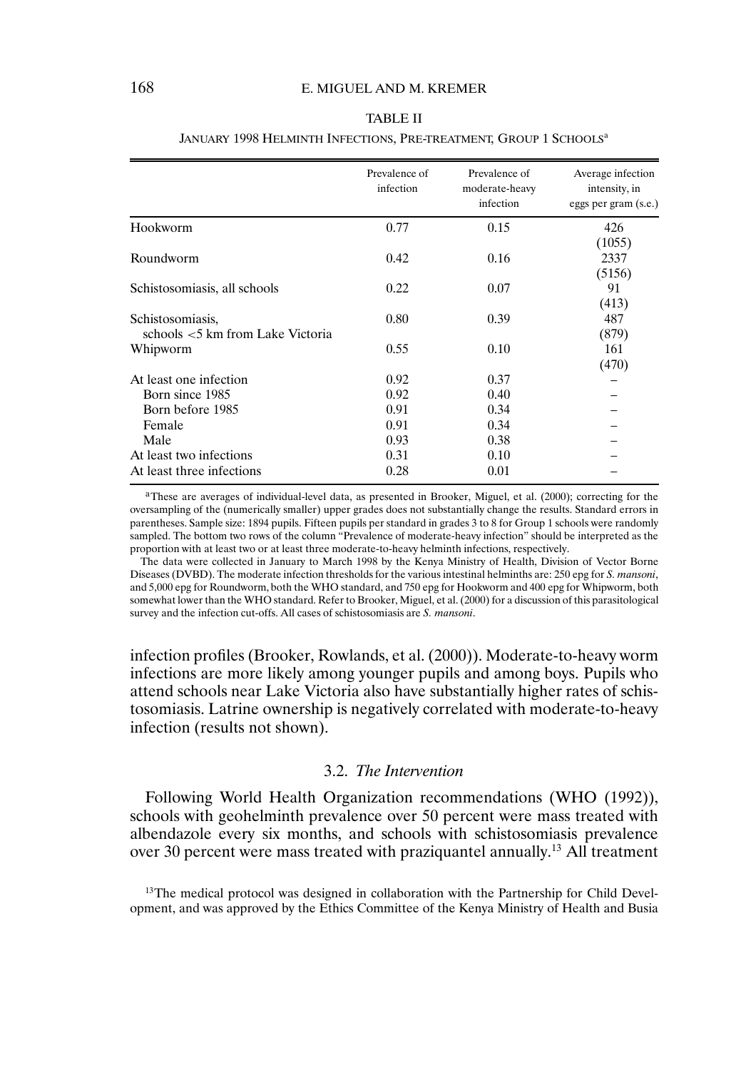TABLE II

JANUARY 1998 HELMINTH INFECTIONS, PRE-TREATMENT, GROUP 1 SCHOOLS[a]

| | Prevalence of infection | Prevalence of moderate-heavy infection | Average infection intensity, in eggs per gram (s.e.) |
|---|---|---|---|
| Hookworm | 0.77 | 0.15 | 426 (1055) |
| Roundworm | 0.42 | 0.16 | 2337 (5156) |
| Schistosomiasis, all schools | 0.22 | 0.07 | 91 (413) |
| Schistosomiasis, schools <5 km from Lake Victoria | 0.80 | 0.39 | 487 (879) |
| Whipworm | 0.55 | 0.10 | 161 (470) |
| At least one infection | 0.92 | 0.37 | – |
| Born since 1985 | 0.92 | 0.40 | – |
| Born before 1985 | 0.91 | 0.34 | – |
| Female | 0.91 | 0.34 | – |
| Male | 0.93 | 0.38 | – |
| At least two infections | 0.31 | 0.10 | – |
| At least three infections | 0.28 | 0.01 | – |

[a]These are averages of individual-level data, as presented in Brooker, Miguel, et al. (2000); correcting for the oversampling of the (numerically smaller) upper grades does not substantially change the results. Standard errors in parentheses. Sample size: 1894 pupils. Fifteen pupils per standard in grades 3 to 8 for Group 1 schools were randomly sampled. The bottom two rows of the column "Prevalence of moderate-heavy infection" should be interpreted as the proportion with at least two or at least three moderate-to-heavy helminth infections, respectively.

The data were collected in January to March 1998 by the Kenya Ministry of Health, Division of Vector Borne Diseases (DVBD). The moderate infection thresholds for the various intestinal helminths are: 250 epg for *S. mansoni*, and 5,000 epg for Roundworm, both the WHO standard, and 750 epg for Hookworm and 400 epg for Whipworm, both somewhat lower than the WHO standard. Refer to Brooker, Miguel, et al. (2000) for a discussion of this parasitological survey and the infection cut-offs. All cases of schistosomiasis are *S. mansoni*.

infection profiles (Brooker, Rowlands, et al. (2000)). Moderate-to-heavy worm infections are more likely among younger pupils and among boys. Pupils who attend schools near Lake Victoria also have substantially higher rates of schistosomiasis. Latrine ownership is negatively correlated with moderate-to-heavy infection (results not shown).

### 3.2. *The Intervention*

Following World Health Organization recommendations (WHO (1992)), schools with geohelminth prevalence over 50 percent were mass treated with albendazole every six months, and schools with schistosomiasis prevalence over 30 percent were mass treated with praziquantel annually.[13] All treatment

[13]The medical protocol was designed in collaboration with the Partnership for Child Development, and was approved by the Ethics Committee of the Kenya Ministry of Health and Busia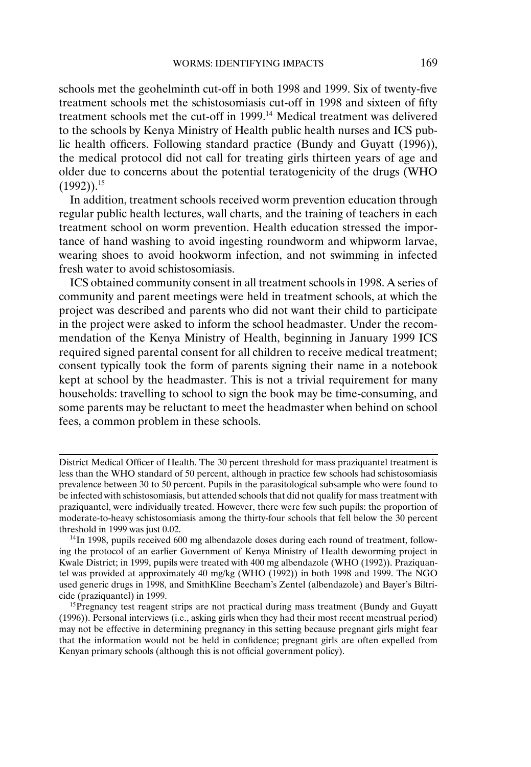schools met the geohelminth cut-off in both 1998 and 1999. Six of twenty-five treatment schools met the schistosomiasis cut-off in 1998 and sixteen of fifty treatment schools met the cut-off in 1999.[14] Medical treatment was delivered to the schools by Kenya Ministry of Health public health nurses and ICS public health officers. Following standard practice (Bundy and Guyatt (1996)), the medical protocol did not call for treating girls thirteen years of age and older due to concerns about the potential teratogenicity of the drugs (WHO (1992)).[15]

In addition, treatment schools received worm prevention education through regular public health lectures, wall charts, and the training of teachers in each treatment school on worm prevention. Health education stressed the importance of hand washing to avoid ingesting roundworm and whipworm larvae, wearing shoes to avoid hookworm infection, and not swimming in infected fresh water to avoid schistosomiasis.

ICS obtained community consent in all treatment schools in 1998. A series of community and parent meetings were held in treatment schools, at which the project was described and parents who did not want their child to participate in the project were asked to inform the school headmaster. Under the recommendation of the Kenya Ministry of Health, beginning in January 1999 ICS required signed parental consent for all children to receive medical treatment; consent typically took the form of parents signing their name in a notebook kept at school by the headmaster. This is not a trivial requirement for many households: travelling to school to sign the book may be time-consuming, and some parents may be reluctant to meet the headmaster when behind on school fees, a common problem in these schools.

---

District Medical Officer of Health. The 30 percent threshold for mass praziquantel treatment is less than the WHO standard of 50 percent, although in practice few schools had schistosomiasis prevalence between 30 to 50 percent. Pupils in the parasitological subsample who were found to be infected with schistosomiasis, but attended schools that did not qualify for mass treatment with praziquantel, were individually treated. However, there were few such pupils: the proportion of moderate-to-heavy schistosomiasis among the thirty-four schools that fell below the 30 percent threshold in 1999 was just 0.02.

[14] In 1998, pupils received 600 mg albendazole doses during each round of treatment, following the protocol of an earlier Government of Kenya Ministry of Health deworming project in Kwale District; in 1999, pupils were treated with 400 mg albendazole (WHO (1992)). Praziquantel was provided at approximately 40 mg/kg (WHO (1992)) in both 1998 and 1999. The NGO used generic drugs in 1998, and SmithKline Beecham's Zentel (albendazole) and Bayer's Biltricide (praziquantel) in 1999.

[15] Pregnancy test reagent strips are not practical during mass treatment (Bundy and Guyatt (1996)). Personal interviews (i.e., asking girls when they had their most recent menstrual period) may not be effective in determining pregnancy in this setting because pregnant girls might fear that the information would not be held in confidence; pregnant girls are often expelled from Kenyan primary schools (although this is not official government policy).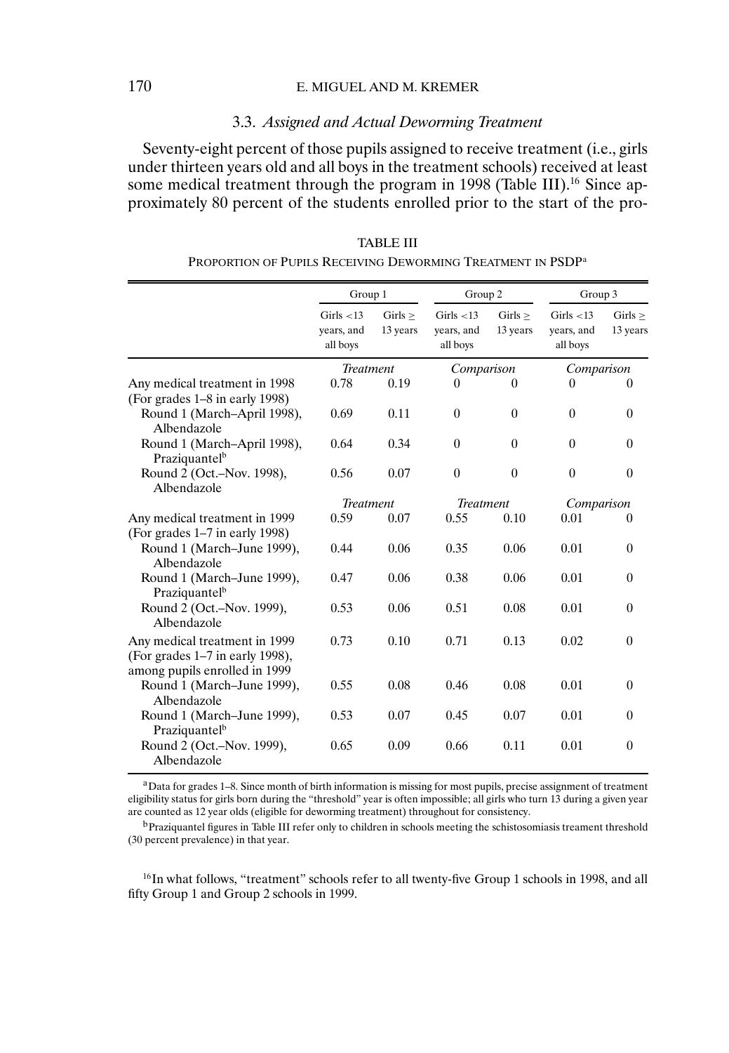### 3.3. *Assigned and Actual Deworming Treatment*

Seventy-eight percent of those pupils assigned to receive treatment (i.e., girls under thirteen years old and all boys in the treatment schools) received at least some medical treatment through the program in 1998 (Table III).[16] Since approximately 80 percent of the students enrolled prior to the start of the pro-

TABLE III

PROPORTION OF PUPILS RECEIVING DEWORMING TREATMENT IN PSDP[a]

| | Group 1 | | Group 2 | | Group 3 | |
|---|---|---|---|---|---|---|
| | Girls <13 years, and all boys | Girls ≥ 13 years | Girls <13 years, and all boys | Girls ≥ 13 years | Girls <13 years, and all boys | Girls ≥ 13 years |
| | *Treatment* | | *Comparison* | | *Comparison* | |
| Any medical treatment in 1998 (For grades 1–8 in early 1998) | 0.78 | 0.19 | 0 | 0 | 0 | 0 |
| Round 1 (March–April 1998), Albendazole | 0.69 | 0.11 | 0 | 0 | 0 | 0 |
| Round 1 (March–April 1998), Praziquantel[b] | 0.64 | 0.34 | 0 | 0 | 0 | 0 |
| Round 2 (Oct.–Nov. 1998), Albendazole | 0.56 | 0.07 | 0 | 0 | 0 | 0 |
| | *Treatment* | | *Treatment* | | *Comparison* | |
| Any medical treatment in 1999 (For grades 1–7 in early 1998) | 0.59 | 0.07 | 0.55 | 0.10 | 0.01 | 0 |
| Round 1 (March–June 1999), Albendazole | 0.44 | 0.06 | 0.35 | 0.06 | 0.01 | 0 |
| Round 1 (March–June 1999), Praziquantel[b] | 0.47 | 0.06 | 0.38 | 0.06 | 0.01 | 0 |
| Round 2 (Oct.–Nov. 1999), Albendazole | 0.53 | 0.06 | 0.51 | 0.08 | 0.01 | 0 |
| Any medical treatment in 1999 (For grades 1–7 in early 1998), among pupils enrolled in 1999 | 0.73 | 0.10 | 0.71 | 0.13 | 0.02 | 0 |
| Round 1 (March–June 1999), Albendazole | 0.55 | 0.08 | 0.46 | 0.08 | 0.01 | 0 |
| Round 1 (March–June 1999), Praziquantel[b] | 0.53 | 0.07 | 0.45 | 0.07 | 0.01 | 0 |
| Round 2 (Oct.–Nov. 1999), Albendazole | 0.65 | 0.09 | 0.66 | 0.11 | 0.01 | 0 |

[a] Data for grades 1–8. Since month of birth information is missing for most pupils, precise assignment of treatment eligibility status for girls born during the "threshold" year is often impossible; all girls who turn 13 during a given year are counted as 12 year olds (eligible for deworming treatment) throughout for consistency.

[b] Praziquantel figures in Table III refer only to children in schools meeting the schistosomiasis treament threshold (30 percent prevalence) in that year.

[16] In what follows, "treatment" schools refer to all twenty-five Group 1 schools in 1998, and all fifty Group 1 and Group 2 schools in 1999.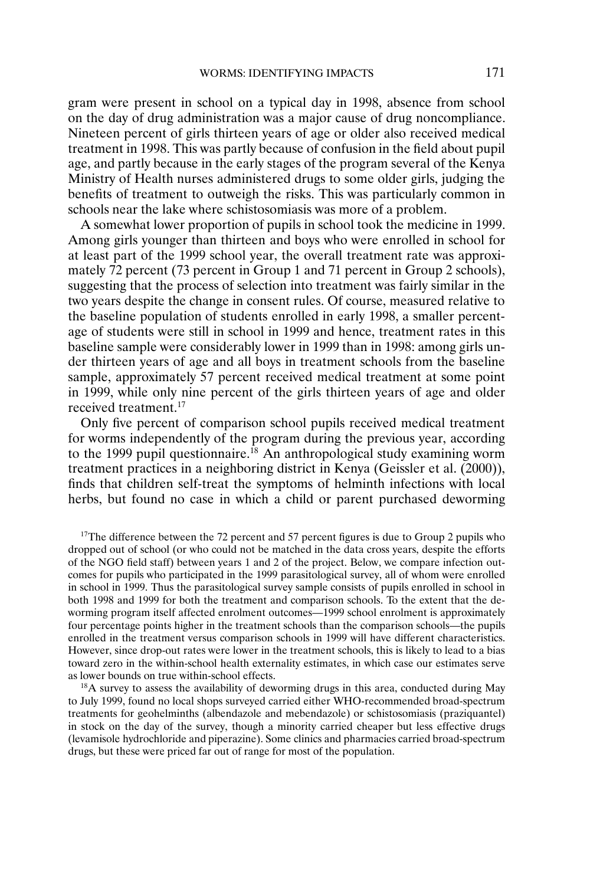gram were present in school on a typical day in 1998, absence from school on the day of drug administration was a major cause of drug noncompliance. Nineteen percent of girls thirteen years of age or older also received medical treatment in 1998. This was partly because of confusion in the field about pupil age, and partly because in the early stages of the program several of the Kenya Ministry of Health nurses administered drugs to some older girls, judging the benefits of treatment to outweigh the risks. This was particularly common in schools near the lake where schistosomiasis was more of a problem.

A somewhat lower proportion of pupils in school took the medicine in 1999. Among girls younger than thirteen and boys who were enrolled in school for at least part of the 1999 school year, the overall treatment rate was approximately 72 percent (73 percent in Group 1 and 71 percent in Group 2 schools), suggesting that the process of selection into treatment was fairly similar in the two years despite the change in consent rules. Of course, measured relative to the baseline population of students enrolled in early 1998, a smaller percentage of students were still in school in 1999 and hence, treatment rates in this baseline sample were considerably lower in 1999 than in 1998: among girls under thirteen years of age and all boys in treatment schools from the baseline sample, approximately 57 percent received medical treatment at some point in 1999, while only nine percent of the girls thirteen years of age and older received treatment.[17]

Only five percent of comparison school pupils received medical treatment for worms independently of the program during the previous year, according to the 1999 pupil questionnaire.[18] An anthropological study examining worm treatment practices in a neighboring district in Kenya (Geissler et al. (2000)), finds that children self-treat the symptoms of helminth infections with local herbs, but found no case in which a child or parent purchased deworming

[17]The difference between the 72 percent and 57 percent figures is due to Group 2 pupils who dropped out of school (or who could not be matched in the data cross years, despite the efforts of the NGO field staff) between years 1 and 2 of the project. Below, we compare infection outcomes for pupils who participated in the 1999 parasitological survey, all of whom were enrolled in school in 1999. Thus the parasitological survey sample consists of pupils enrolled in school in both 1998 and 1999 for both the treatment and comparison schools. To the extent that the deworming program itself affected enrolment outcomes—1999 school enrolment is approximately four percentage points higher in the treatment schools than the comparison schools—the pupils enrolled in the treatment versus comparison schools in 1999 will have different characteristics. However, since drop-out rates were lower in the treatment schools, this is likely to lead to a bias toward zero in the within-school health externality estimates, in which case our estimates serve as lower bounds on true within-school effects.

[18]A survey to assess the availability of deworming drugs in this area, conducted during May to July 1999, found no local shops surveyed carried either WHO-recommended broad-spectrum treatments for geohelminths (albendazole and mebendazole) or schistosomiasis (praziquantel) in stock on the day of the survey, though a minority carried cheaper but less effective drugs (levamisole hydrochloride and piperazine). Some clinics and pharmacies carried broad-spectrum drugs, but these were priced far out of range for most of the population.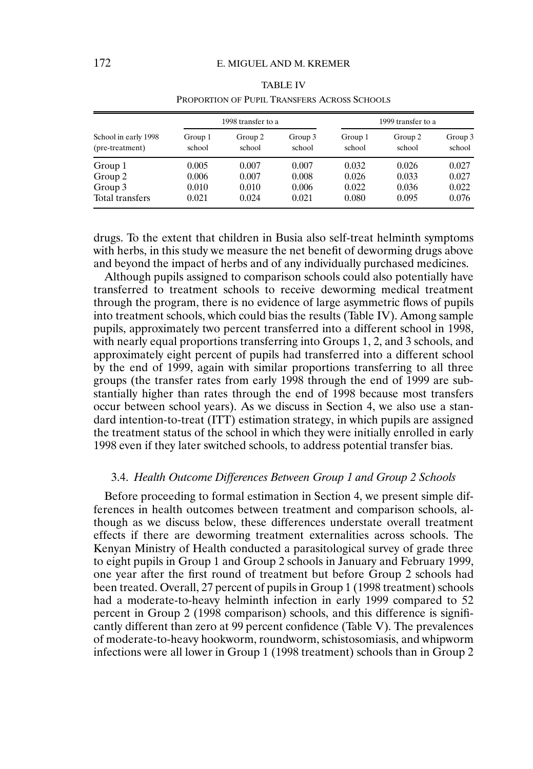TABLE IV

PROPORTION OF PUPIL TRANSFERS ACROSS SCHOOLS

| School in early 1998 (pre-treatment) | 1998 transfer to a Group 1 school | 1998 transfer to a Group 2 school | 1998 transfer to a Group 3 school | 1999 transfer to a Group 1 school | 1999 transfer to a Group 2 school | 1999 transfer to a Group 3 school |
|---|---|---|---|---|---|---|
| Group 1 | 0.005 | 0.007 | 0.007 | 0.032 | 0.026 | 0.027 |
| Group 2 | 0.006 | 0.007 | 0.008 | 0.026 | 0.033 | 0.027 |
| Group 3 | 0.010 | 0.010 | 0.006 | 0.022 | 0.036 | 0.022 |
| Total transfers | 0.021 | 0.024 | 0.021 | 0.080 | 0.095 | 0.076 |

drugs. To the extent that children in Busia also self-treat helminth symptoms with herbs, in this study we measure the net benefit of deworming drugs above and beyond the impact of herbs and of any individually purchased medicines.

Although pupils assigned to comparison schools could also potentially have transferred to treatment schools to receive deworming medical treatment through the program, there is no evidence of large asymmetric flows of pupils into treatment schools, which could bias the results (Table IV). Among sample pupils, approximately two percent transferred into a different school in 1998, with nearly equal proportions transferring into Groups 1, 2, and 3 schools, and approximately eight percent of pupils had transferred into a different school by the end of 1999, again with similar proportions transferring to all three groups (the transfer rates from early 1998 through the end of 1999 are substantially higher than rates through the end of 1998 because most transfers occur between school years). As we discuss in Section 4, we also use a standard intention-to-treat (ITT) estimation strategy, in which pupils are assigned the treatment status of the school in which they were initially enrolled in early 1998 even if they later switched schools, to address potential transfer bias.

### 3.4. *Health Outcome Differences Between Group 1 and Group 2 Schools*

Before proceeding to formal estimation in Section 4, we present simple differences in health outcomes between treatment and comparison schools, although as we discuss below, these differences understate overall treatment effects if there are deworming treatment externalities across schools. The Kenyan Ministry of Health conducted a parasitological survey of grade three to eight pupils in Group 1 and Group 2 schools in January and February 1999, one year after the first round of treatment but before Group 2 schools had been treated. Overall, 27 percent of pupils in Group 1 (1998 treatment) schools had a moderate-to-heavy helminth infection in early 1999 compared to 52 percent in Group 2 (1998 comparison) schools, and this difference is significantly different than zero at 99 percent confidence (Table V). The prevalences of moderate-to-heavy hookworm, roundworm, schistosomiasis, and whipworm infections were all lower in Group 1 (1998 treatment) schools than in Group 2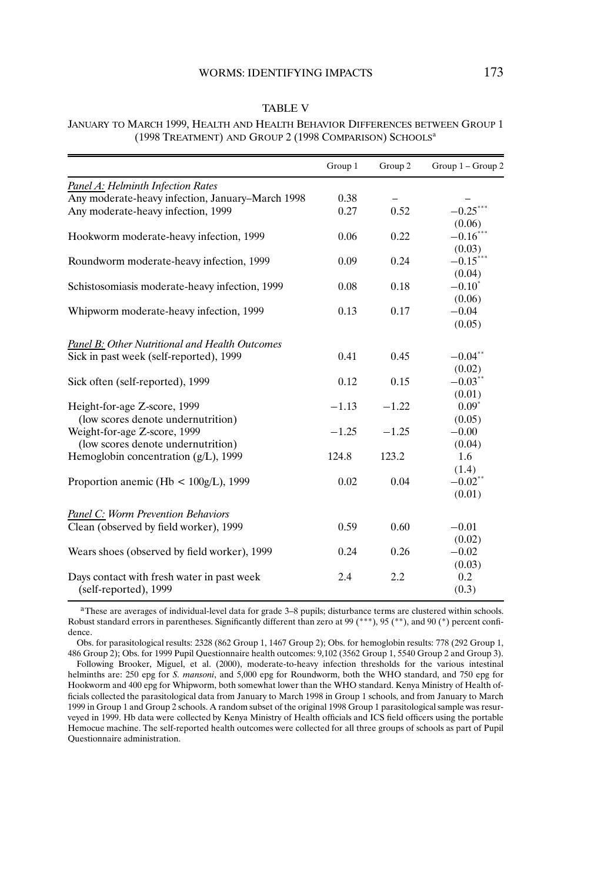TABLE V

JANUARY TO MARCH 1999, HEALTH AND HEALTH BEHAVIOR DIFFERENCES BETWEEN GROUP 1 (1998 TREATMENT) AND GROUP 2 (1998 COMPARISON) SCHOOLS[a]

| | Group 1 | Group 2 | Group 1 – Group 2 |
|---|---|---|---|
| *Panel A: Helminth Infection Rates* | | | |
| Any moderate-heavy infection, January–March 1998 | 0.38 | – | – |
| Any moderate-heavy infection, 1999 | 0.27 | 0.52 | −0.25*** |
| | | | (0.06) |
| Hookworm moderate-heavy infection, 1999 | 0.06 | 0.22 | −0.16*** |
| | | | (0.03) |
| Roundworm moderate-heavy infection, 1999 | 0.09 | 0.24 | −0.15*** |
| | | | (0.04) |
| Schistosomiasis moderate-heavy infection, 1999 | 0.08 | 0.18 | −0.10* |
| | | | (0.06) |
| Whipworm moderate-heavy infection, 1999 | 0.13 | 0.17 | −0.04 |
| | | | (0.05) |
| *Panel B: Other Nutritional and Health Outcomes* | | | |
| Sick in past week (self-reported), 1999 | 0.41 | 0.45 | −0.04** |
| | | | (0.02) |
| Sick often (self-reported), 1999 | 0.12 | 0.15 | −0.03** |
| | | | (0.01) |
| Height-for-age Z-score, 1999 (low scores denote undernutrition) | −1.13 | −1.22 | 0.09* |
| | | | (0.05) |
| Weight-for-age Z-score, 1999 (low scores denote undernutrition) | −1.25 | −1.25 | −0.00 |
| | | | (0.04) |
| Hemoglobin concentration (g/L), 1999 | 124.8 | 123.2 | 1.6 |
| | | | (1.4) |
| Proportion anemic (Hb < 100g/L), 1999 | 0.02 | 0.04 | −0.02** |
| | | | (0.01) |
| *Panel C: Worm Prevention Behaviors* | | | |
| Clean (observed by field worker), 1999 | 0.59 | 0.60 | −0.01 |
| | | | (0.02) |
| Wears shoes (observed by field worker), 1999 | 0.24 | 0.26 | −0.02 |
| | | | (0.03) |
| Days contact with fresh water in past week (self-reported), 1999 | 2.4 | 2.2 | 0.2 |
| | | | (0.3) |

[a]These are averages of individual-level data for grade 3–8 pupils; disturbance terms are clustered within schools. Robust standard errors in parentheses. Significantly different than zero at 99 (***), 95 (**), and 90 (*) percent confidence.

Obs. for parasitological results: 2328 (862 Group 1, 1467 Group 2); Obs. for hemoglobin results: 778 (292 Group 1, 486 Group 2); Obs. for 1999 Pupil Questionnaire health outcomes: 9,102 (3562 Group 1, 5540 Group 2 and Group 3).

Following Brooker, Miguel, et al. (2000), moderate-to-heavy infection thresholds for the various intestinal helminths are: 250 epg for *S. mansoni*, and 5,000 epg for Roundworm, both the WHO standard, and 750 epg for Hookworm and 400 epg for Whipworm, both somewhat lower than the WHO standard. Kenya Ministry of Health officials collected the parasitological data from January to March 1998 in Group 1 schools, and from January to March 1999 in Group 1 and Group 2 schools. A random subset of the original 1998 Group 1 parasitological sample was resurveyed in 1999. Hb data were collected by Kenya Ministry of Health officials and ICS field officers using the portable Hemocue machine. The self-reported health outcomes were collected for all three groups of schools as part of Pupil Questionnaire administration.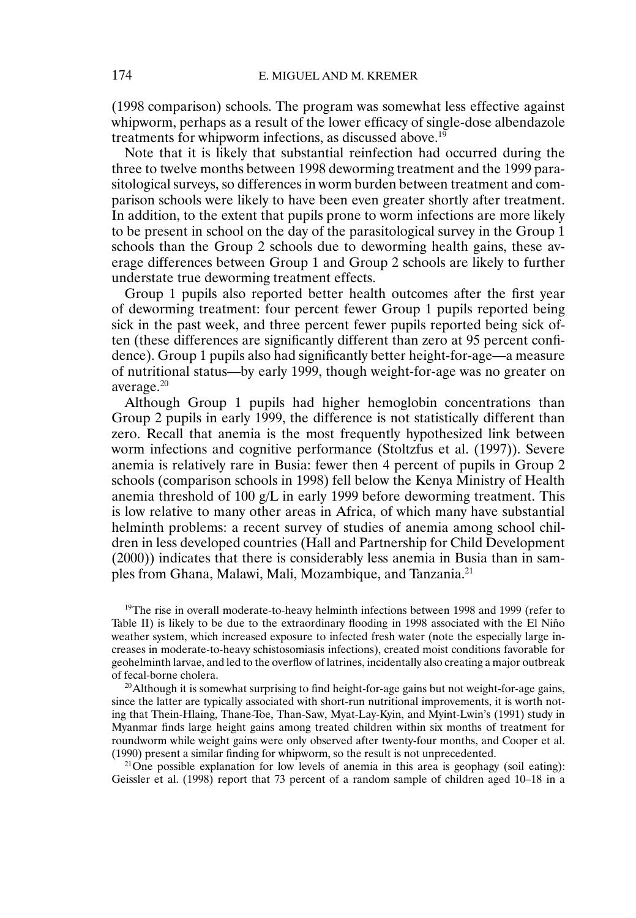(1998 comparison) schools. The program was somewhat less effective against whipworm, perhaps as a result of the lower efficacy of single-dose albendazole treatments for whipworm infections, as discussed above.[19]

Note that it is likely that substantial reinfection had occurred during the three to twelve months between 1998 deworming treatment and the 1999 parasitological surveys, so differences in worm burden between treatment and comparison schools were likely to have been even greater shortly after treatment. In addition, to the extent that pupils prone to worm infections are more likely to be present in school on the day of the parasitological survey in the Group 1 schools than the Group 2 schools due to deworming health gains, these average differences between Group 1 and Group 2 schools are likely to further understate true deworming treatment effects.

Group 1 pupils also reported better health outcomes after the first year of deworming treatment: four percent fewer Group 1 pupils reported being sick in the past week, and three percent fewer pupils reported being sick often (these differences are significantly different than zero at 95 percent confidence). Group 1 pupils also had significantly better height-for-age—a measure of nutritional status—by early 1999, though weight-for-age was no greater on average.[20]

Although Group 1 pupils had higher hemoglobin concentrations than Group 2 pupils in early 1999, the difference is not statistically different than zero. Recall that anemia is the most frequently hypothesized link between worm infections and cognitive performance (Stoltzfus et al. (1997)). Severe anemia is relatively rare in Busia: fewer then 4 percent of pupils in Group 2 schools (comparison schools in 1998) fell below the Kenya Ministry of Health anemia threshold of 100 g/L in early 1999 before deworming treatment. This is low relative to many other areas in Africa, of which many have substantial helminth problems: a recent survey of studies of anemia among school children in less developed countries (Hall and Partnership for Child Development (2000)) indicates that there is considerably less anemia in Busia than in samples from Ghana, Malawi, Mali, Mozambique, and Tanzania.[21]

[19]The rise in overall moderate-to-heavy helminth infections between 1998 and 1999 (refer to Table II) is likely to be due to the extraordinary flooding in 1998 associated with the El Niño weather system, which increased exposure to infected fresh water (note the especially large increases in moderate-to-heavy schistosomiasis infections), created moist conditions favorable for geohelminth larvae, and led to the overflow of latrines, incidentally also creating a major outbreak of fecal-borne cholera.

[20]Although it is somewhat surprising to find height-for-age gains but not weight-for-age gains, since the latter are typically associated with short-run nutritional improvements, it is worth noting that Thein-Hlaing, Thane-Toe, Than-Saw, Myat-Lay-Kyin, and Myint-Lwin's (1991) study in Myanmar finds large height gains among treated children within six months of treatment for roundworm while weight gains were only observed after twenty-four months, and Cooper et al. (1990) present a similar finding for whipworm, so the result is not unprecedented.

[21]One possible explanation for low levels of anemia in this area is geophagy (soil eating): Geissler et al. (1998) report that 73 percent of a random sample of children aged 10–18 in a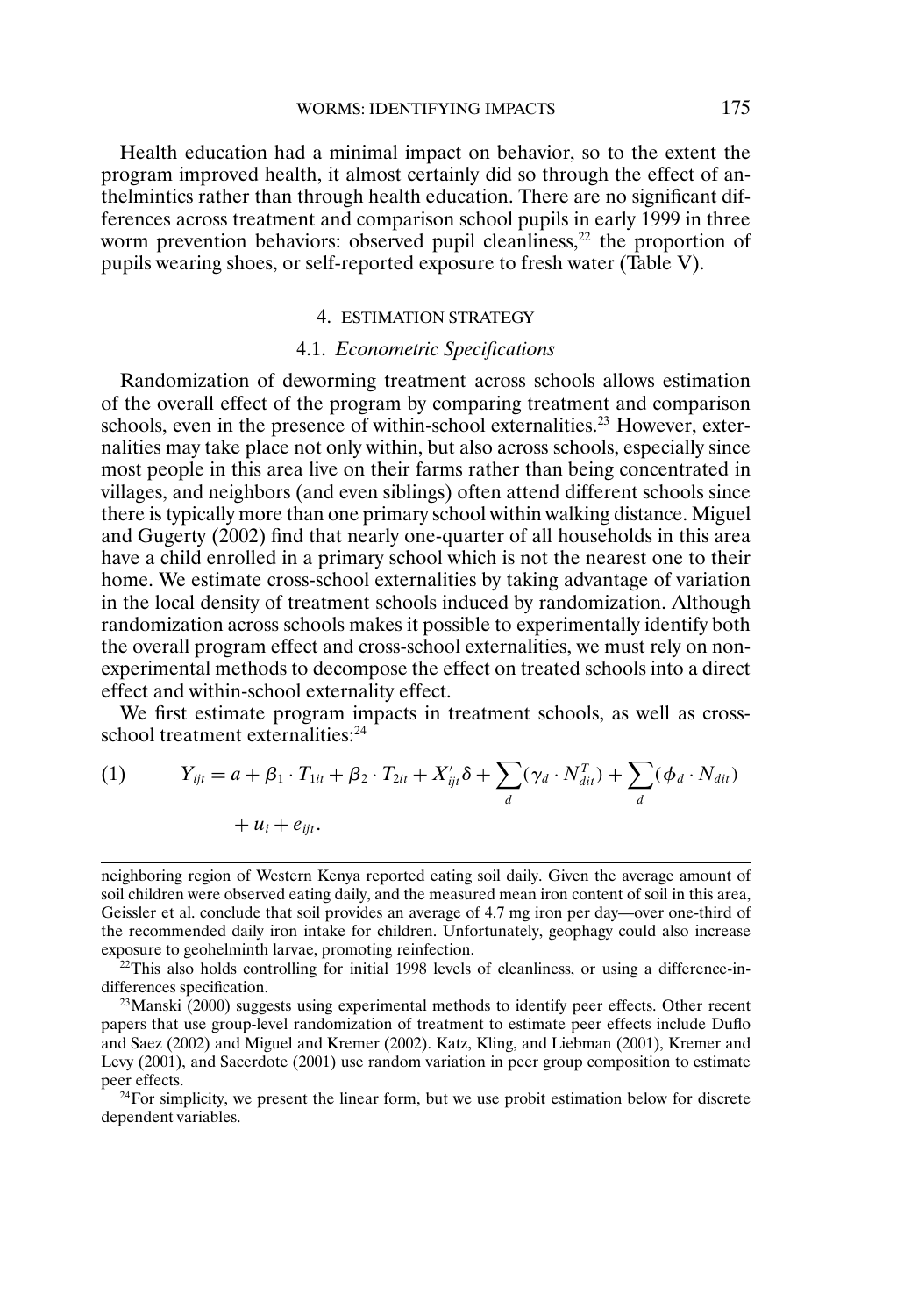Health education had a minimal impact on behavior, so to the extent the program improved health, it almost certainly did so through the effect of anthelmintics rather than through health education. There are no significant differences across treatment and comparison school pupils in early 1999 in three worm prevention behaviors: observed pupil cleanliness,[22] the proportion of pupils wearing shoes, or self-reported exposure to fresh water (Table V).

## 4. ESTIMATION STRATEGY

### 4.1. *Econometric Specifications*

Randomization of deworming treatment across schools allows estimation of the overall effect of the program by comparing treatment and comparison schools, even in the presence of within-school externalities.[23] However, externalities may take place not only within, but also across schools, especially since most people in this area live on their farms rather than being concentrated in villages, and neighbors (and even siblings) often attend different schools since there is typically more than one primary school within walking distance. Miguel and Gugerty (2002) find that nearly one-quarter of all households in this area have a child enrolled in a primary school which is not the nearest one to their home. We estimate cross-school externalities by taking advantage of variation in the local density of treatment schools induced by randomization. Although randomization across schools makes it possible to experimentally identify both the overall program effect and cross-school externalities, we must rely on nonexperimental methods to decompose the effect on treated schools into a direct effect and within-school externality effect.

We first estimate program impacts in treatment schools, as well as cross-school treatment externalities:[24]

$$Y_{ijt} = a + \beta_1 \cdot T_{1it} + \beta_2 \cdot T_{2it} + X'_{ijt}\delta + \sum_d (\gamma_d \cdot N^T_{dit}) + \sum_d (\phi_d \cdot N_{dit}) + u_i + e_{ijt}. \tag{1}$$

---

neighboring region of Western Kenya reported eating soil daily. Given the average amount of soil children were observed eating daily, and the measured mean iron content of soil in this area, Geissler et al. conclude that soil provides an average of 4.7 mg iron per day—over one-third of the recommended daily iron intake for children. Unfortunately, geophagy could also increase exposure to geohelminth larvae, promoting reinfection.

[22] This also holds controlling for initial 1998 levels of cleanliness, or using a difference-in-differences specification.

[23] Manski (2000) suggests using experimental methods to identify peer effects. Other recent papers that use group-level randomization of treatment to estimate peer effects include Duflo and Saez (2002) and Miguel and Kremer (2002). Katz, Kling, and Liebman (2001), Kremer and Levy (2001), and Sacerdote (2001) use random variation in peer group composition to estimate peer effects.

[24] For simplicity, we present the linear form, but we use probit estimation below for discrete dependent variables.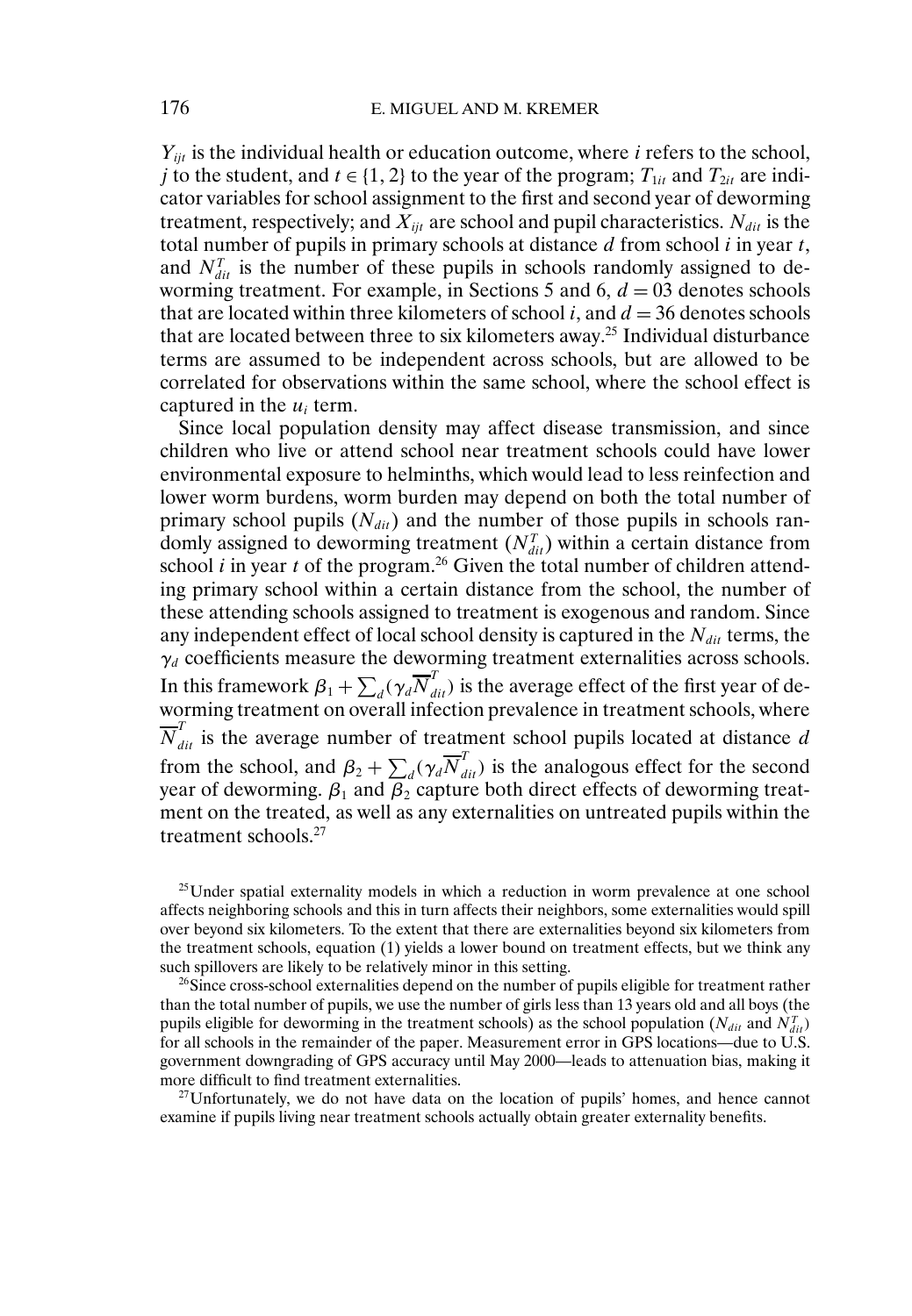$Y_{ijt}$ is the individual health or education outcome, where $i$ refers to the school, $j$ to the student, and $t \in \{1, 2\}$ to the year of the program; $T_{1it}$ and $T_{2it}$ are indicator variables for school assignment to the first and second year of deworming treatment, respectively; and $X_{ijt}$ are school and pupil characteristics. $N_{dit}$ is the total number of pupils in primary schools at distance $d$ from school $i$ in year $t$, and $N^T_{dit}$ is the number of these pupils in schools randomly assigned to deworming treatment. For example, in Sections 5 and 6, $d = 03$ denotes schools that are located within three kilometers of school $i$, and $d = 36$ denotes schools that are located between three to six kilometers away.[25] Individual disturbance terms are assumed to be independent across schools, but are allowed to be correlated for observations within the same school, where the school effect is captured in the $u_i$ term.

Since local population density may affect disease transmission, and since children who live or attend school near treatment schools could have lower environmental exposure to helminths, which would lead to less reinfection and lower worm burdens, worm burden may depend on both the total number of primary school pupils ($N_{dit}$) and the number of those pupils in schools randomly assigned to deworming treatment ($N^T_{dit}$) within a certain distance from school $i$ in year $t$ of the program.[26] Given the total number of children attending primary school within a certain distance from the school, the number of these attending schools assigned to treatment is exogenous and random. Since any independent effect of local school density is captured in the $N_{dit}$ terms, the $\gamma_d$ coefficients measure the deworming treatment externalities across schools. In this framework $\beta_1 + \sum_d(\gamma_d \overline{N}^T_{dit})$ is the average effect of the first year of deworming treatment on overall infection prevalence in treatment schools, where $\overline{N}^T_{dit}$ is the average number of treatment school pupils located at distance $d$ from the school, and $\beta_2 + \sum_d(\gamma_d \overline{N}^T_{dit})$ is the analogous effect for the second year of deworming. $\beta_1$ and $\beta_2$ capture both direct effects of deworming treatment on the treated, as well as any externalities on untreated pupils within the treatment schools.[27]

[25]Under spatial externality models in which a reduction in worm prevalence at one school affects neighboring schools and this in turn affects their neighbors, some externalities would spill over beyond six kilometers. To the extent that there are externalities beyond six kilometers from the treatment schools, equation (1) yields a lower bound on treatment effects, but we think any such spillovers are likely to be relatively minor in this setting.

[26]Since cross-school externalities depend on the number of pupils eligible for treatment rather than the total number of pupils, we use the number of girls less than 13 years old and all boys (the pupils eligible for deworming in the treatment schools) as the school population ($N_{dit}$ and $N^T_{dit}$) for all schools in the remainder of the paper. Measurement error in GPS locations—due to U.S. government downgrading of GPS accuracy until May 2000—leads to attenuation bias, making it more difficult to find treatment externalities.

[27]Unfortunately, we do not have data on the location of pupils' homes, and hence cannot examine if pupils living near treatment schools actually obtain greater externality benefits.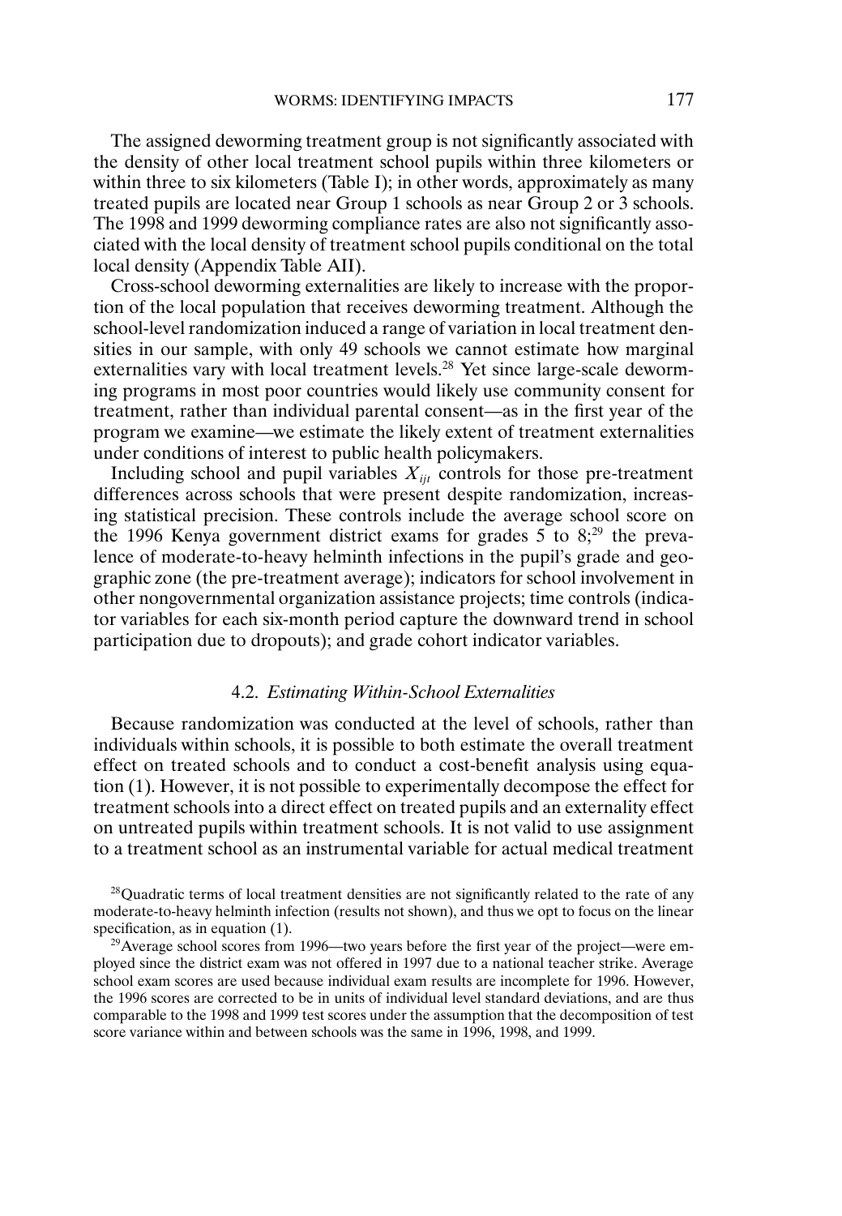The assigned deworming treatment group is not significantly associated with the density of other local treatment school pupils within three kilometers or within three to six kilometers (Table I); in other words, approximately as many treated pupils are located near Group 1 schools as near Group 2 or 3 schools. The 1998 and 1999 deworming compliance rates are also not significantly associated with the local density of treatment school pupils conditional on the total local density (Appendix Table AII).

Cross-school deworming externalities are likely to increase with the proportion of the local population that receives deworming treatment. Although the school-level randomization induced a range of variation in local treatment densities in our sample, with only 49 schools we cannot estimate how marginal externalities vary with local treatment levels.[28] Yet since large-scale deworming programs in most poor countries would likely use community consent for treatment, rather than individual parental consent—as in the first year of the program we examine—we estimate the likely extent of treatment externalities under conditions of interest to public health policymakers.

Including school and pupil variables $X_{ijt}$ controls for those pre-treatment differences across schools that were present despite randomization, increasing statistical precision. These controls include the average school score on the 1996 Kenya government district exams for grades 5 to 8;[29] the prevalence of moderate-to-heavy helminth infections in the pupil's grade and geographic zone (the pre-treatment average); indicators for school involvement in other nongovernmental organization assistance projects; time controls (indicator variables for each six-month period capture the downward trend in school participation due to dropouts); and grade cohort indicator variables.

### 4.2. *Estimating Within-School Externalities*

Because randomization was conducted at the level of schools, rather than individuals within schools, it is possible to both estimate the overall treatment effect on treated schools and to conduct a cost-benefit analysis using equation (1). However, it is not possible to experimentally decompose the effect for treatment schools into a direct effect on treated pupils and an externality effect on untreated pupils within treatment schools. It is not valid to use assignment to a treatment school as an instrumental variable for actual medical treatment

[28]Quadratic terms of local treatment densities are not significantly related to the rate of any moderate-to-heavy helminth infection (results not shown), and thus we opt to focus on the linear specification, as in equation (1).

[29]Average school scores from 1996—two years before the first year of the project—were employed since the district exam was not offered in 1997 due to a national teacher strike. Average school exam scores are used because individual exam results are incomplete for 1996. However, the 1996 scores are corrected to be in units of individual level standard deviations, and are thus comparable to the 1998 and 1999 test scores under the assumption that the decomposition of test score variance within and between schools was the same in 1996, 1998, and 1999.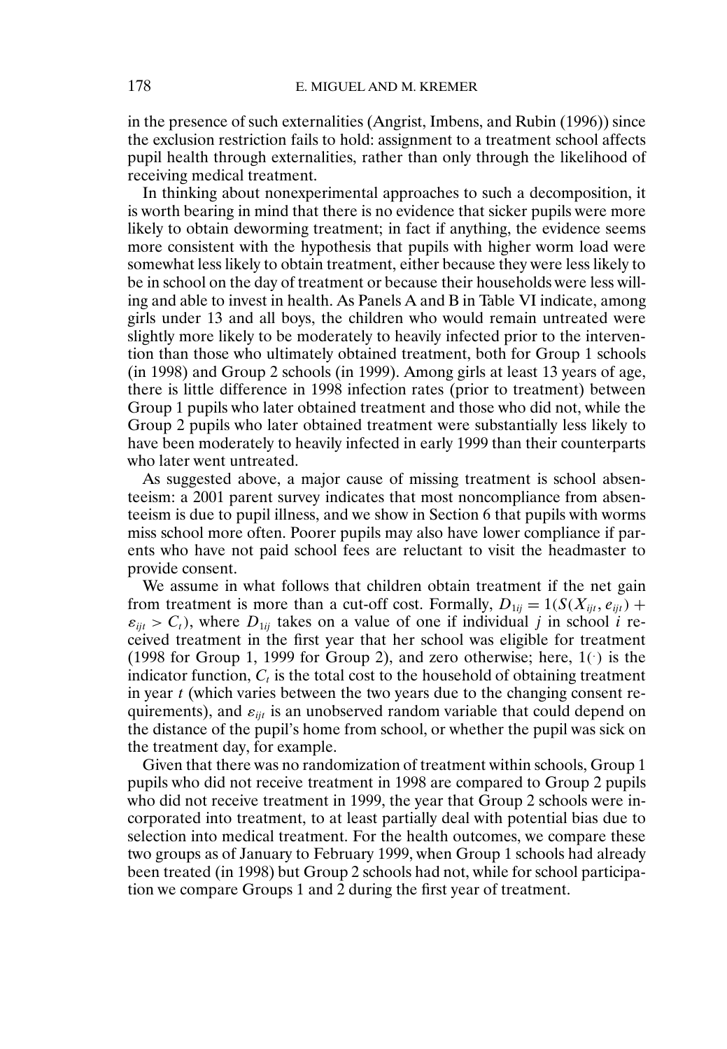in the presence of such externalities (Angrist, Imbens, and Rubin (1996)) since the exclusion restriction fails to hold: assignment to a treatment school affects pupil health through externalities, rather than only through the likelihood of receiving medical treatment.

In thinking about nonexperimental approaches to such a decomposition, it is worth bearing in mind that there is no evidence that sicker pupils were more likely to obtain deworming treatment; in fact if anything, the evidence seems more consistent with the hypothesis that pupils with higher worm load were somewhat less likely to obtain treatment, either because they were less likely to be in school on the day of treatment or because their households were less willing and able to invest in health. As Panels A and B in Table VI indicate, among girls under 13 and all boys, the children who would remain untreated were slightly more likely to be moderately to heavily infected prior to the intervention than those who ultimately obtained treatment, both for Group 1 schools (in 1998) and Group 2 schools (in 1999). Among girls at least 13 years of age, there is little difference in 1998 infection rates (prior to treatment) between Group 1 pupils who later obtained treatment and those who did not, while the Group 2 pupils who later obtained treatment were substantially less likely to have been moderately to heavily infected in early 1999 than their counterparts who later went untreated.

As suggested above, a major cause of missing treatment is school absenteeism: a 2001 parent survey indicates that most noncompliance from absenteeism is due to pupil illness, and we show in Section 6 that pupils with worms miss school more often. Poorer pupils may also have lower compliance if parents who have not paid school fees are reluctant to visit the headmaster to provide consent.

We assume in what follows that children obtain treatment if the net gain from treatment is more than a cut-off cost. Formally, $D_{1ij} = 1(S(X_{ijt}, e_{ijt}) + \varepsilon_{ijt} > C_t)$, where $D_{1ij}$ takes on a value of one if individual $j$ in school $i$ received treatment in the first year that her school was eligible for treatment (1998 for Group 1, 1999 for Group 2), and zero otherwise; here, $1(\cdot)$ is the indicator function, $C_t$ is the total cost to the household of obtaining treatment in year $t$ (which varies between the two years due to the changing consent requirements), and $\varepsilon_{ijt}$ is an unobserved random variable that could depend on the distance of the pupil's home from school, or whether the pupil was sick on the treatment day, for example.

Given that there was no randomization of treatment within schools, Group 1 pupils who did not receive treatment in 1998 are compared to Group 2 pupils who did not receive treatment in 1999, the year that Group 2 schools were incorporated into treatment, to at least partially deal with potential bias due to selection into medical treatment. For the health outcomes, we compare these two groups as of January to February 1999, when Group 1 schools had already been treated (in 1998) but Group 2 schools had not, while for school participation we compare Groups 1 and 2 during the first year of treatment.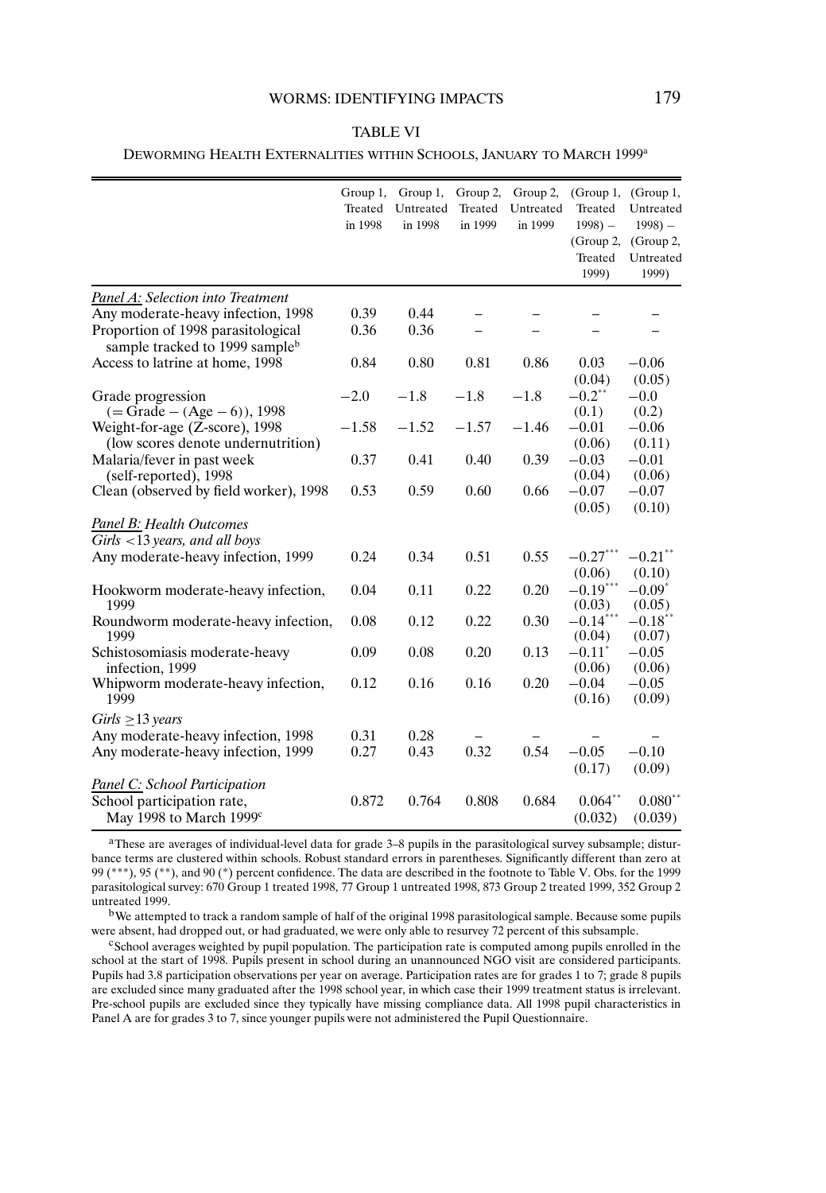TABLE VI

DEWORMING HEALTH EXTERNALITIES WITHIN SCHOOLS, JANUARY TO MARCH 1999[a]

| | Group 1, Treated in 1998 | Group 1, Untreated in 1998 | Group 2, Treated in 1999 | Group 2, Untreated in 1999 | (Group 1, Treated 1998) − (Group 2, Treated 1999) | (Group 1, Untreated 1998) − (Group 2, Untreated 1999) |
|---|---|---|---|---|---|---|
| *Panel A: Selection into Treatment* | | | | | | |
| Any moderate-heavy infection, 1998 | 0.39 | 0.44 | – | – | – | – |
| Proportion of 1998 parasitological sample tracked to 1999 sample[b] | 0.36 | 0.36 | – | – | – | – |
| Access to latrine at home, 1998 | 0.84 | 0.80 | 0.81 | 0.86 | 0.03 (0.04) | −0.06 (0.05) |
| Grade progression (= Grade − (Age − 6)), 1998 | −2.0 | −1.8 | −1.8 | −1.8 | $-0.2^{**}$ (0.1) | −0.0 (0.2) |
| Weight-for-age (Z-score), 1998 (low scores denote undernutrition) | −1.58 | −1.52 | −1.57 | −1.46 | −0.01 (0.06) | −0.06 (0.11) |
| Malaria/fever in past week (self-reported), 1998 | 0.37 | 0.41 | 0.40 | 0.39 | −0.03 (0.04) | −0.01 (0.06) |
| Clean (observed by field worker), 1998 | 0.53 | 0.59 | 0.60 | 0.66 | −0.07 (0.05) | −0.07 (0.10) |
| *Panel B: Health Outcomes* | | | | | | |
| *Girls <13 years, and all boys* | | | | | | |
| Any moderate-heavy infection, 1999 | 0.24 | 0.34 | 0.51 | 0.55 | $-0.27^{***}$ (0.06) | $-0.21^{**}$ (0.10) |
| Hookworm moderate-heavy infection, 1999 | 0.04 | 0.11 | 0.22 | 0.20 | $-0.19^{***}$ (0.03) | $-0.09^{*}$ (0.05) |
| Roundworm moderate-heavy infection, 1999 | 0.08 | 0.12 | 0.22 | 0.30 | $-0.14^{***}$ (0.04) | $-0.18^{**}$ (0.07) |
| Schistosomiasis moderate-heavy infection, 1999 | 0.09 | 0.08 | 0.20 | 0.13 | $-0.11^{*}$ (0.06) | −0.05 (0.06) |
| Whipworm moderate-heavy infection, 1999 | 0.12 | 0.16 | 0.16 | 0.20 | −0.04 (0.16) | −0.05 (0.09) |
| *Girls ≥13 years* | | | | | | |
| Any moderate-heavy infection, 1998 | 0.31 | 0.28 | – | – | – | – |
| Any moderate-heavy infection, 1999 | 0.27 | 0.43 | 0.32 | 0.54 | −0.05 (0.17) | −0.10 (0.09) |
| *Panel C: School Participation* | | | | | | |
| School participation rate, May 1998 to March 1999[c] | 0.872 | 0.764 | 0.808 | 0.684 | $0.064^{**}$ (0.032) | $0.080^{**}$ (0.039) |

[a]These are averages of individual-level data for grade 3–8 pupils in the parasitological survey subsample; disturbance terms are clustered within schools. Robust standard errors in parentheses. Significantly different than zero at 99 (***), 95 (**), and 90 (*) percent confidence. The data are described in the footnote to Table V. Obs. for the 1999 parasitological survey: 670 Group 1 treated 1998, 77 Group 1 untreated 1998, 873 Group 2 treated 1999, 352 Group 2 untreated 1999.

[b]We attempted to track a random sample of half of the original 1998 parasitological sample. Because some pupils were absent, had dropped out, or had graduated, we were only able to resurvey 72 percent of this subsample.

[c]School averages weighted by pupil population. The participation rate is computed among pupils enrolled in the school at the start of 1998. Pupils present in school during an unannounced NGO visit are considered participants. Pupils had 3.8 participation observations per year on average. Participation rates are for grades 1 to 7; grade 8 pupils are excluded since many graduated after the 1998 school year, in which case their 1999 treatment status is irrelevant. Pre-school pupils are excluded since they typically have missing compliance data. All 1998 pupil characteristics in Panel A are for grades 3 to 7, since younger pupils were not administered the Pupil Questionnaire.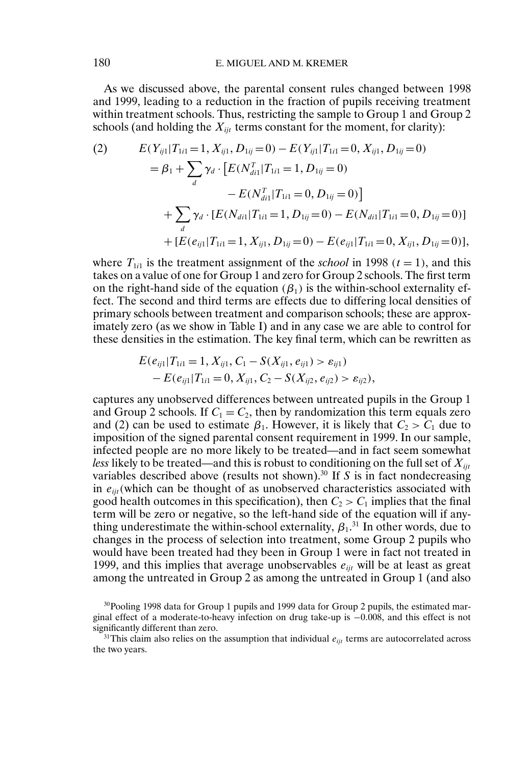As we discussed above, the parental consent rules changed between 1998 and 1999, leading to a reduction in the fraction of pupils receiving treatment within treatment schools. Thus, restricting the sample to Group 1 and Group 2 schools (and holding the $X_{ijt}$ terms constant for the moment, for clarity):

$$
\begin{aligned}
(2) \qquad & E(Y_{ij1}|T_{1i1}=1, X_{ij1}, D_{1ij}=0) - E(Y_{ij1}|T_{1i1}=0, X_{ij1}, D_{1ij}=0) \\
&= \beta_1 + \sum_d \gamma_d \cdot \left[E(N^T_{di1}|T_{1i1}=1, D_{1ij}=0) \right. \\
&\qquad \left. - E(N^T_{di1}|T_{1i1}=0, D_{1ij}=0)\right] \\
&\quad + \sum_d \gamma_d \cdot [E(N_{di1}|T_{1i1}=1, D_{1ij}=0) - E(N_{di1}|T_{1i1}=0, D_{1ij}=0)] \\
&\quad + [E(e_{ij1}|T_{1i1}=1, X_{ij1}, D_{1ij}=0) - E(e_{ij1}|T_{1i1}=0, X_{ij1}, D_{1ij}=0)],
\end{aligned}
$$

where $T_{1i1}$ is the treatment assignment of the *school* in 1998 ($t = 1$), and this takes on a value of one for Group 1 and zero for Group 2 schools. The first term on the right-hand side of the equation ($\beta_1$) is the within-school externality effect. The second and third terms are effects due to differing local densities of primary schools between treatment and comparison schools; these are approximately zero (as we show in Table I) and in any case we are able to control for these densities in the estimation. The key final term, which can be rewritten as

$$
\begin{aligned}
& E(e_{ij1}|T_{1i1}=1, X_{ij1}, C_1 - S(X_{ij1}, e_{ij1}) > \varepsilon_{ij1}) \\
& \quad - E(e_{ij1}|T_{1i1}=0, X_{ij1}, C_2 - S(X_{ij2}, e_{ij2}) > \varepsilon_{ij2}),
\end{aligned}
$$

captures any unobserved differences between untreated pupils in the Group 1 and Group 2 schools. If $C_1 = C_2$, then by randomization this term equals zero and (2) can be used to estimate $\beta_1$. However, it is likely that $C_2 > C_1$ due to imposition of the signed parental consent requirement in 1999. In our sample, infected people are no more likely to be treated—and in fact seem somewhat *less* likely to be treated—and this is robust to conditioning on the full set of $X_{ijt}$ variables described above (results not shown).[30] If $S$ is in fact nondecreasing in $e_{ijt}$ (which can be thought of as unobserved characteristics associated with good health outcomes in this specification), then $C_2 > C_1$ implies that the final term will be zero or negative, so the left-hand side of the equation will if anything underestimate the within-school externality, $\beta_1$.[31] In other words, due to changes in the process of selection into treatment, some Group 2 pupils who would have been treated had they been in Group 1 were in fact not treated in 1999, and this implies that average unobservables $e_{ijt}$ will be at least as great among the untreated in Group 2 as among the untreated in Group 1 (and also

[30] Pooling 1998 data for Group 1 pupils and 1999 data for Group 2 pupils, the estimated marginal effect of a moderate-to-heavy infection on drug take-up is $-0.008$, and this effect is not significantly different than zero.

[31] This claim also relies on the assumption that individual $e_{ijt}$ terms are autocorrelated across the two years.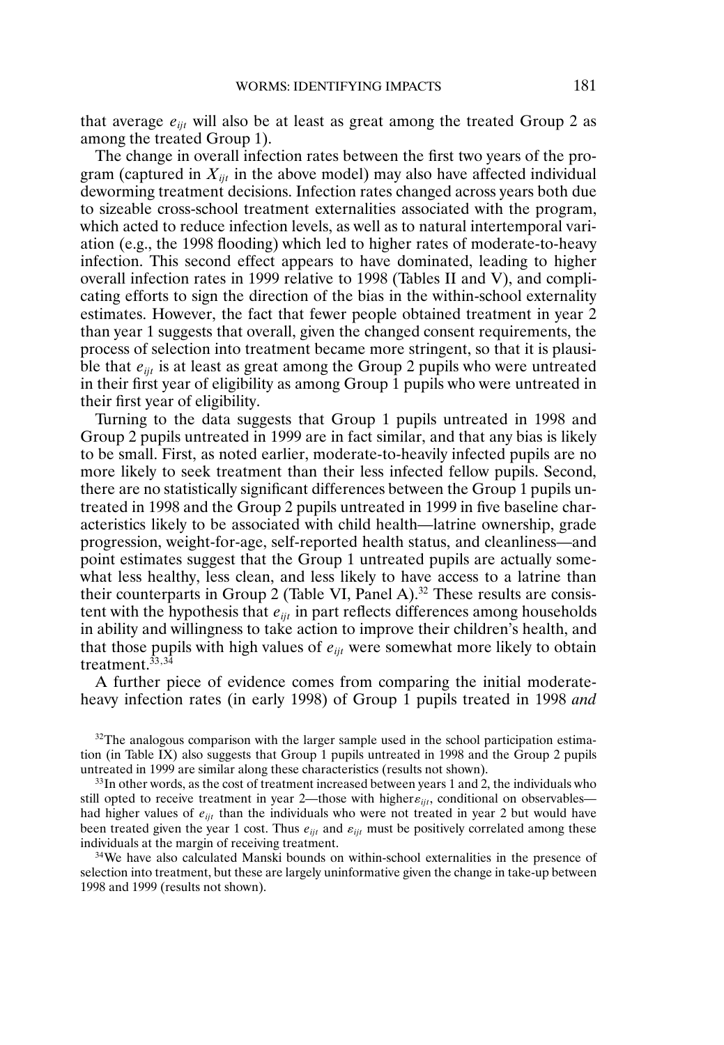that average $e_{ijt}$ will also be at least as great among the treated Group 2 as among the treated Group 1).

The change in overall infection rates between the first two years of the program (captured in $X_{ijt}$ in the above model) may also have affected individual deworming treatment decisions. Infection rates changed across years both due to sizeable cross-school treatment externalities associated with the program, which acted to reduce infection levels, as well as to natural intertemporal variation (e.g., the 1998 flooding) which led to higher rates of moderate-to-heavy infection. This second effect appears to have dominated, leading to higher overall infection rates in 1999 relative to 1998 (Tables II and V), and complicating efforts to sign the direction of the bias in the within-school externality estimates. However, the fact that fewer people obtained treatment in year 2 than year 1 suggests that overall, given the changed consent requirements, the process of selection into treatment became more stringent, so that it is plausible that $e_{ijt}$ is at least as great among the Group 2 pupils who were untreated in their first year of eligibility as among Group 1 pupils who were untreated in their first year of eligibility.

Turning to the data suggests that Group 1 pupils untreated in 1998 and Group 2 pupils untreated in 1999 are in fact similar, and that any bias is likely to be small. First, as noted earlier, moderate-to-heavily infected pupils are no more likely to seek treatment than their less infected fellow pupils. Second, there are no statistically significant differences between the Group 1 pupils untreated in 1998 and the Group 2 pupils untreated in 1999 in five baseline characteristics likely to be associated with child health—latrine ownership, grade progression, weight-for-age, self-reported health status, and cleanliness—and point estimates suggest that the Group 1 untreated pupils are actually somewhat less healthy, less clean, and less likely to have access to a latrine than their counterparts in Group 2 (Table VI, Panel A).[32] These results are consistent with the hypothesis that $e_{ijt}$ in part reflects differences among households in ability and willingness to take action to improve their children's health, and that those pupils with high values of $e_{ijt}$ were somewhat more likely to obtain treatment.[33,34]

A further piece of evidence comes from comparing the initial moderate-heavy infection rates (in early 1998) of Group 1 pupils treated in 1998 *and*

[32]The analogous comparison with the larger sample used in the school participation estimation (in Table IX) also suggests that Group 1 pupils untreated in 1998 and the Group 2 pupils untreated in 1999 are similar along these characteristics (results not shown).

[33]In other words, as the cost of treatment increased between years 1 and 2, the individuals who still opted to receive treatment in year 2—those with higher $\varepsilon_{ijt}$, conditional on observables—had higher values of $e_{ijt}$ than the individuals who were not treated in year 2 but would have been treated given the year 1 cost. Thus $e_{ijt}$ and $\varepsilon_{ijt}$ must be positively correlated among these individuals at the margin of receiving treatment.

[34]We have also calculated Manski bounds on within-school externalities in the presence of selection into treatment, but these are largely uninformative given the change in take-up between 1998 and 1999 (results not shown).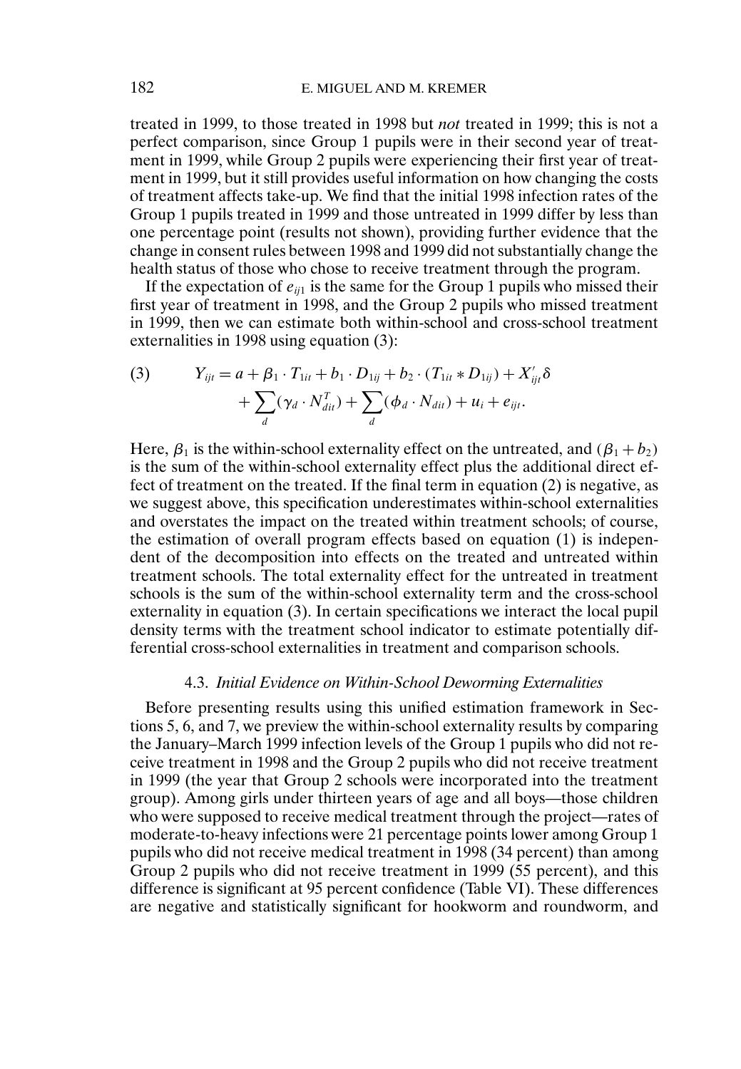treated in 1999, to those treated in 1998 but *not* treated in 1999; this is not a perfect comparison, since Group 1 pupils were in their second year of treatment in 1999, while Group 2 pupils were experiencing their first year of treatment in 1999, but it still provides useful information on how changing the costs of treatment affects take-up. We find that the initial 1998 infection rates of the Group 1 pupils treated in 1999 and those untreated in 1999 differ by less than one percentage point (results not shown), providing further evidence that the change in consent rules between 1998 and 1999 did not substantially change the health status of those who chose to receive treatment through the program.

If the expectation of $e_{ij1}$ is the same for the Group 1 pupils who missed their first year of treatment in 1998, and the Group 2 pupils who missed treatment in 1999, then we can estimate both within-school and cross-school treatment externalities in 1998 using equation (3):

$$
\begin{aligned}
(3) \qquad Y_{ijt} = a + \beta_1 \cdot T_{1it} + b_1 \cdot D_{1ij} + b_2 \cdot (T_{1it} * D_{1ij}) + X'_{ijt}\delta \\
+ \sum_d (\gamma_d \cdot N^T_{dit}) + \sum_d (\phi_d \cdot N_{dit}) + u_i + e_{ijt}.
\end{aligned}
$$

Here, $\beta_1$ is the within-school externality effect on the untreated, and $(\beta_1 + b_2)$ is the sum of the within-school externality effect plus the additional direct effect of treatment on the treated. If the final term in equation (2) is negative, as we suggest above, this specification underestimates within-school externalities and overstates the impact on the treated within treatment schools; of course, the estimation of overall program effects based on equation (1) is independent of the decomposition into effects on the treated and untreated within treatment schools. The total externality effect for the untreated in treatment schools is the sum of the within-school externality term and the cross-school externality in equation (3). In certain specifications we interact the local pupil density terms with the treatment school indicator to estimate potentially differential cross-school externalities in treatment and comparison schools.

### 4.3. *Initial Evidence on Within-School Deworming Externalities*

Before presenting results using this unified estimation framework in Sections 5, 6, and 7, we preview the within-school externality results by comparing the January–March 1999 infection levels of the Group 1 pupils who did not receive treatment in 1998 and the Group 2 pupils who did not receive treatment in 1999 (the year that Group 2 schools were incorporated into the treatment group). Among girls under thirteen years of age and all boys—those children who were supposed to receive medical treatment through the project—rates of moderate-to-heavy infections were 21 percentage points lower among Group 1 pupils who did not receive medical treatment in 1998 (34 percent) than among Group 2 pupils who did not receive treatment in 1999 (55 percent), and this difference is significant at 95 percent confidence (Table VI). These differences are negative and statistically significant for hookworm and roundworm, and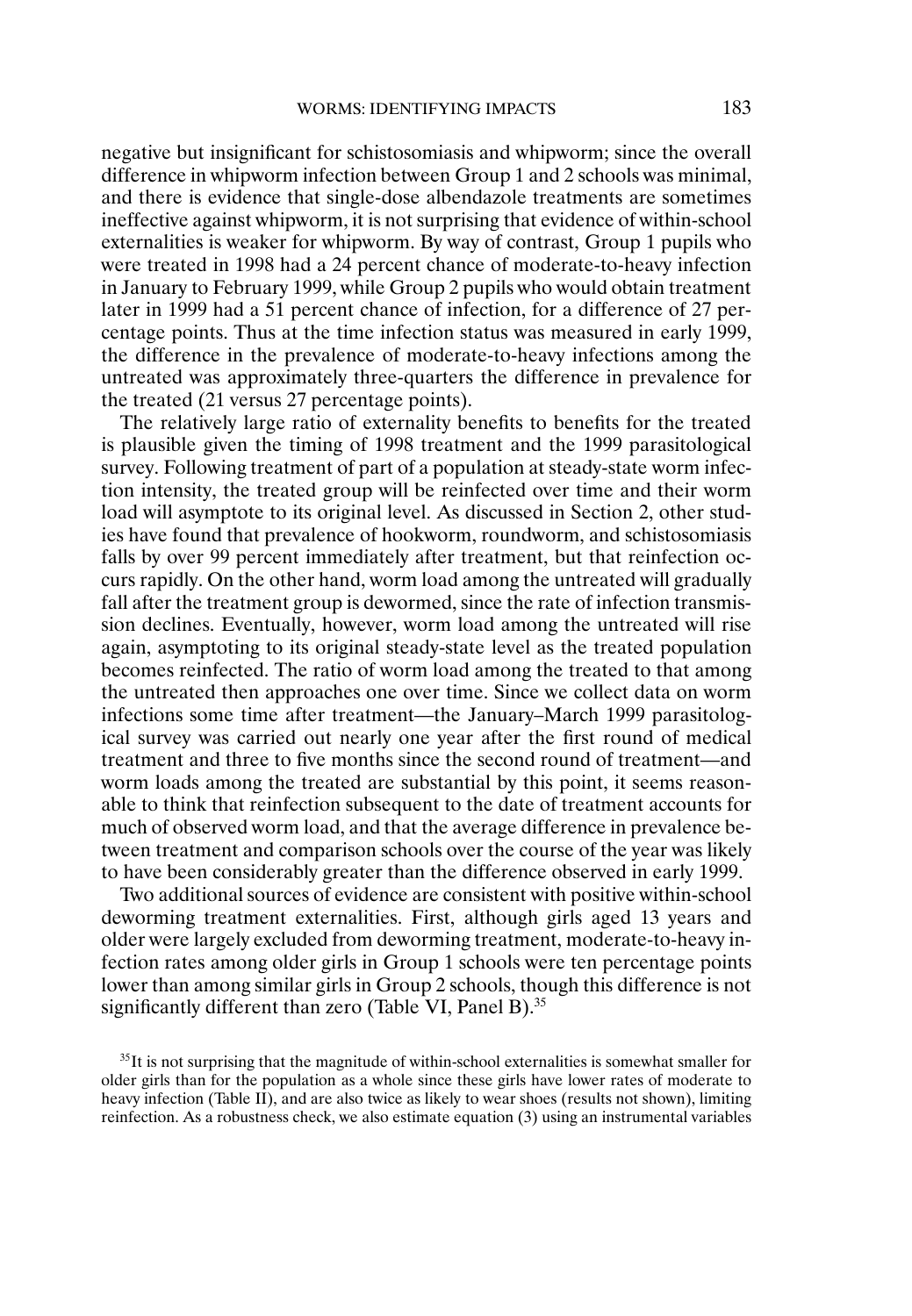negative but insignificant for schistosomiasis and whipworm; since the overall difference in whipworm infection between Group 1 and 2 schools was minimal, and there is evidence that single-dose albendazole treatments are sometimes ineffective against whipworm, it is not surprising that evidence of within-school externalities is weaker for whipworm. By way of contrast, Group 1 pupils who were treated in 1998 had a 24 percent chance of moderate-to-heavy infection in January to February 1999, while Group 2 pupils who would obtain treatment later in 1999 had a 51 percent chance of infection, for a difference of 27 percentage points. Thus at the time infection status was measured in early 1999, the difference in the prevalence of moderate-to-heavy infections among the untreated was approximately three-quarters the difference in prevalence for the treated (21 versus 27 percentage points).

The relatively large ratio of externality benefits to benefits for the treated is plausible given the timing of 1998 treatment and the 1999 parasitological survey. Following treatment of part of a population at steady-state worm infection intensity, the treated group will be reinfected over time and their worm load will asymptote to its original level. As discussed in Section 2, other studies have found that prevalence of hookworm, roundworm, and schistosomiasis falls by over 99 percent immediately after treatment, but that reinfection occurs rapidly. On the other hand, worm load among the untreated will gradually fall after the treatment group is dewormed, since the rate of infection transmission declines. Eventually, however, worm load among the untreated will rise again, asymptoting to its original steady-state level as the treated population becomes reinfected. The ratio of worm load among the treated to that among the untreated then approaches one over time. Since we collect data on worm infections some time after treatment—the January–March 1999 parasitological survey was carried out nearly one year after the first round of medical treatment and three to five months since the second round of treatment—and worm loads among the treated are substantial by this point, it seems reasonable to think that reinfection subsequent to the date of treatment accounts for much of observed worm load, and that the average difference in prevalence between treatment and comparison schools over the course of the year was likely to have been considerably greater than the difference observed in early 1999.

Two additional sources of evidence are consistent with positive within-school deworming treatment externalities. First, although girls aged 13 years and older were largely excluded from deworming treatment, moderate-to-heavy infection rates among older girls in Group 1 schools were ten percentage points lower than among similar girls in Group 2 schools, though this difference is not significantly different than zero (Table VI, Panel B).[35]

[35] It is not surprising that the magnitude of within-school externalities is somewhat smaller for older girls than for the population as a whole since these girls have lower rates of moderate to heavy infection (Table II), and are also twice as likely to wear shoes (results not shown), limiting reinfection. As a robustness check, we also estimate equation (3) using an instrumental variables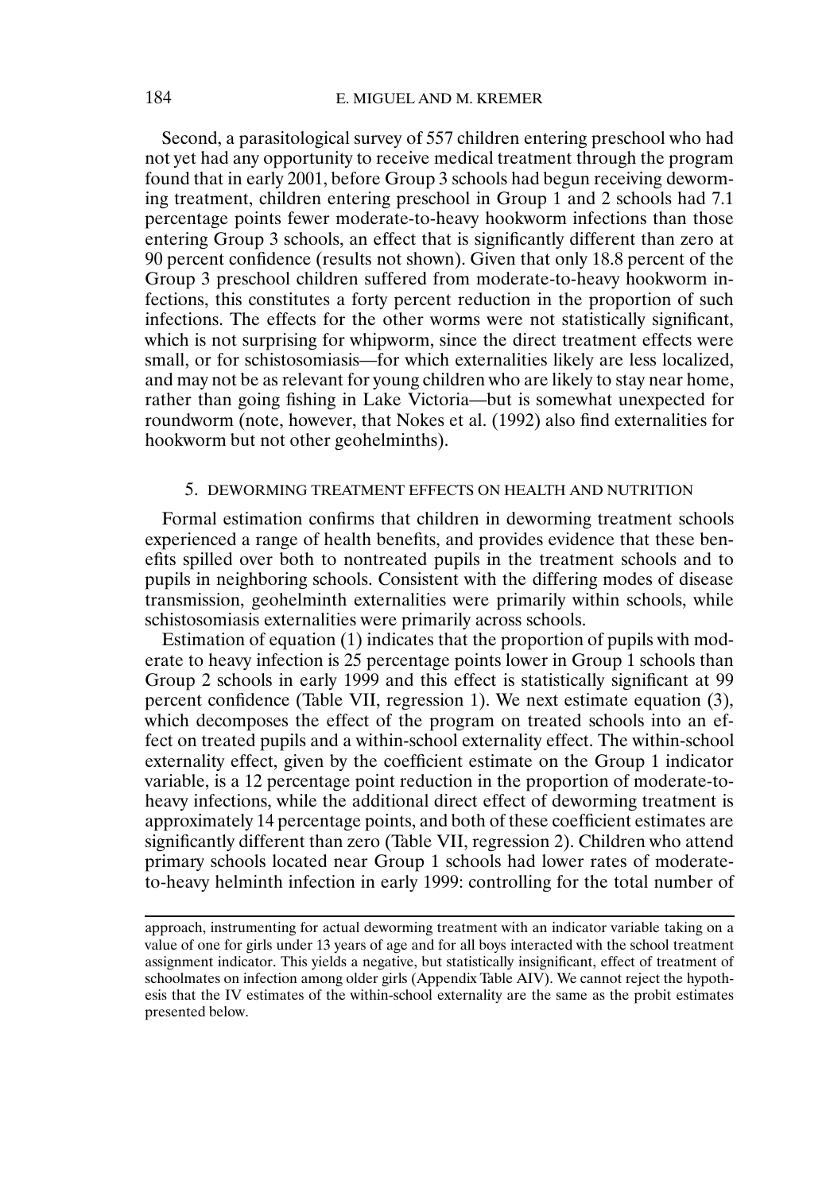Second, a parasitological survey of 557 children entering preschool who had not yet had any opportunity to receive medical treatment through the program found that in early 2001, before Group 3 schools had begun receiving deworming treatment, children entering preschool in Group 1 and 2 schools had 7.1 percentage points fewer moderate-to-heavy hookworm infections than those entering Group 3 schools, an effect that is significantly different than zero at 90 percent confidence (results not shown). Given that only 18.8 percent of the Group 3 preschool children suffered from moderate-to-heavy hookworm infections, this constitutes a forty percent reduction in the proportion of such infections. The effects for the other worms were not statistically significant, which is not surprising for whipworm, since the direct treatment effects were small, or for schistosomiasis—for which externalities likely are less localized, and may not be as relevant for young children who are likely to stay near home, rather than going fishing in Lake Victoria—but is somewhat unexpected for roundworm (note, however, that Nokes et al. (1992) also find externalities for hookworm but not other geohelminths).

## 5. DEWORMING TREATMENT EFFECTS ON HEALTH AND NUTRITION

Formal estimation confirms that children in deworming treatment schools experienced a range of health benefits, and provides evidence that these benefits spilled over both to nontreated pupils in the treatment schools and to pupils in neighboring schools. Consistent with the differing modes of disease transmission, geohelminth externalities were primarily within schools, while schistosomiasis externalities were primarily across schools.

Estimation of equation (1) indicates that the proportion of pupils with moderate to heavy infection is 25 percentage points lower in Group 1 schools than Group 2 schools in early 1999 and this effect is statistically significant at 99 percent confidence (Table VII, regression 1). We next estimate equation (3), which decomposes the effect of the program on treated schools into an effect on treated pupils and a within-school externality effect. The within-school externality effect, given by the coefficient estimate on the Group 1 indicator variable, is a 12 percentage point reduction in the proportion of moderate-to-heavy infections, while the additional direct effect of deworming treatment is approximately 14 percentage points, and both of these coefficient estimates are significantly different than zero (Table VII, regression 2). Children who attend primary schools located near Group 1 schools had lower rates of moderate-to-heavy helminth infection in early 1999: controlling for the total number of

---

approach, instrumenting for actual deworming treatment with an indicator variable taking on a value of one for girls under 13 years of age and for all boys interacted with the school treatment assignment indicator. This yields a negative, but statistically insignificant, effect of treatment of schoolmates on infection among older girls (Appendix Table AIV). We cannot reject the hypothesis that the IV estimates of the within-school externality are the same as the probit estimates presented below.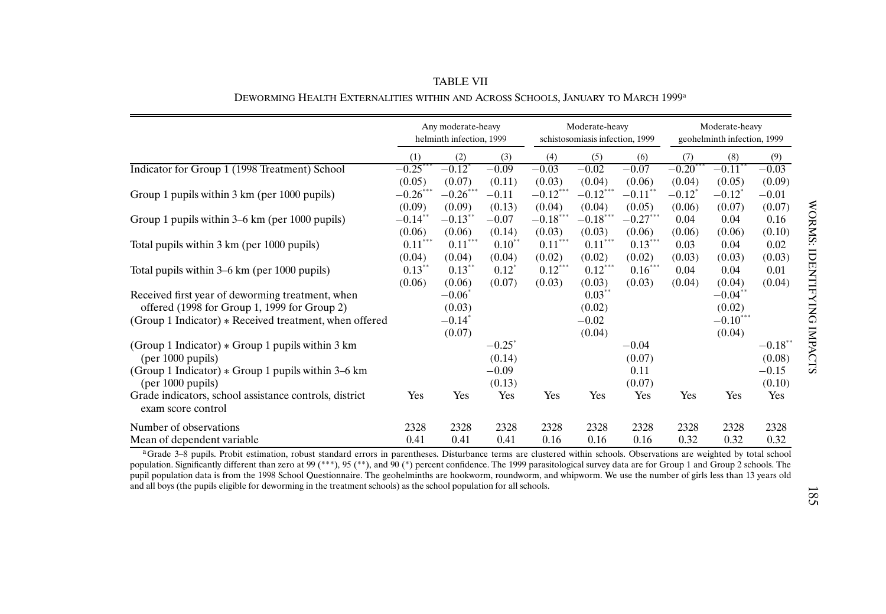TABLE VII

DEWORMING HEALTH EXTERNALITIES WITHIN AND ACROSS SCHOOLS, JANUARY TO MARCH 1999[a]

| | Any moderate-heavy helminth infection, 1999 | | | Moderate-heavy schistosomiasis infection, 1999 | | | Moderate-heavy geohelminth infection, 1999 | | |
|---|---|---|---|---|---|---|---|---|---|
| | (1) | (2) | (3) | (4) | (5) | (6) | (7) | (8) | (9) |
| Indicator for Group 1 (1998 Treatment) School | $-0.25^{***}$ | $-0.12^{*}$ | $-0.09$ | $-0.03$ | $-0.02$ | $-0.07$ | $-0.20^{***}$ | $-0.11^{**}$ | $-0.03$ |
| | (0.05) | (0.07) | (0.11) | (0.03) | (0.04) | (0.06) | (0.04) | (0.05) | (0.09) |
| Group 1 pupils within 3 km (per 1000 pupils) | $-0.26^{***}$ | $-0.26^{***}$ | $-0.11$ | $-0.12^{***}$ | $-0.12^{***}$ | $-0.11^{**}$ | $-0.12^{*}$ | $-0.12^{*}$ | $-0.01$ |
| | (0.09) | (0.09) | (0.13) | (0.04) | (0.04) | (0.05) | (0.06) | (0.07) | (0.07) |
| Group 1 pupils within 3–6 km (per 1000 pupils) | $-0.14^{**}$ | $-0.13^{**}$ | $-0.07$ | $-0.18^{***}$ | $-0.18^{***}$ | $-0.27^{***}$ | 0.04 | 0.04 | 0.16 |
| | (0.06) | (0.06) | (0.14) | (0.03) | (0.03) | (0.06) | (0.06) | (0.06) | (0.10) |
| Total pupils within 3 km (per 1000 pupils) | $0.11^{***}$ | $0.11^{***}$ | $0.10^{**}$ | $0.11^{***}$ | $0.11^{***}$ | $0.13^{***}$ | 0.03 | 0.04 | 0.02 |
| | (0.04) | (0.04) | (0.04) | (0.02) | (0.02) | (0.02) | (0.03) | (0.03) | (0.03) |
| Total pupils within 3–6 km (per 1000 pupils) | $0.13^{**}$ | $0.13^{**}$ | $0.12^{*}$ | $0.12^{***}$ | $0.12^{***}$ | $0.16^{***}$ | 0.04 | 0.04 | 0.01 |
| | (0.06) | (0.06) | (0.07) | (0.03) | (0.03) | (0.03) | (0.04) | (0.04) | (0.04) |
| Received first year of deworming treatment, when offered (1998 for Group 1, 1999 for Group 2) | | $-0.06^{*}$ | | | $0.03^{**}$ | | | $-0.04^{**}$ | |
| | | (0.03) | | | (0.02) | | | (0.02) | |
| (Group 1 Indicator) ∗ Received treatment, when offered | | $-0.14^{*}$ | | | $-0.02$ | | | $-0.10^{***}$ | |
| | | (0.07) | | | (0.04) | | | (0.04) | |
| (Group 1 Indicator) ∗ Group 1 pupils within 3 km (per 1000 pupils) | | | $-0.25^{*}$ | | | $-0.04$ | | | $-0.18^{**}$ |
| | | | (0.14) | | | (0.07) | | | (0.08) |
| (Group 1 Indicator) ∗ Group 1 pupils within 3–6 km (per 1000 pupils) | | | $-0.09$ | | | 0.11 | | | $-0.15$ |
| | | | (0.13) | | | (0.07) | | | (0.10) |
| Grade indicators, school assistance controls, district exam score control | Yes | Yes | Yes | Yes | Yes | Yes | Yes | Yes | Yes |
| Number of observations | 2328 | 2328 | 2328 | 2328 | 2328 | 2328 | 2328 | 2328 | 2328 |
| Mean of dependent variable | 0.41 | 0.41 | 0.41 | 0.16 | 0.16 | 0.16 | 0.32 | 0.32 | 0.32 |

[a] Grade 3–8 pupils. Probit estimation, robust standard errors in parentheses. Disturbance terms are clustered within schools. Observations are weighted by total school population. Significantly different than zero at 99 (∗∗∗), 95 (∗∗), and 90 (∗) percent confidence. The 1999 parasitological survey data are for Group 1 and Group 2 schools. The pupil population data is from the 1998 School Questionnaire. The geohelminths are hookworm, roundworm, and whipworm. We use the number of girls less than 13 years old and all boys (the pupils eligible for deworming in the treatment schools) as the school population for all schools.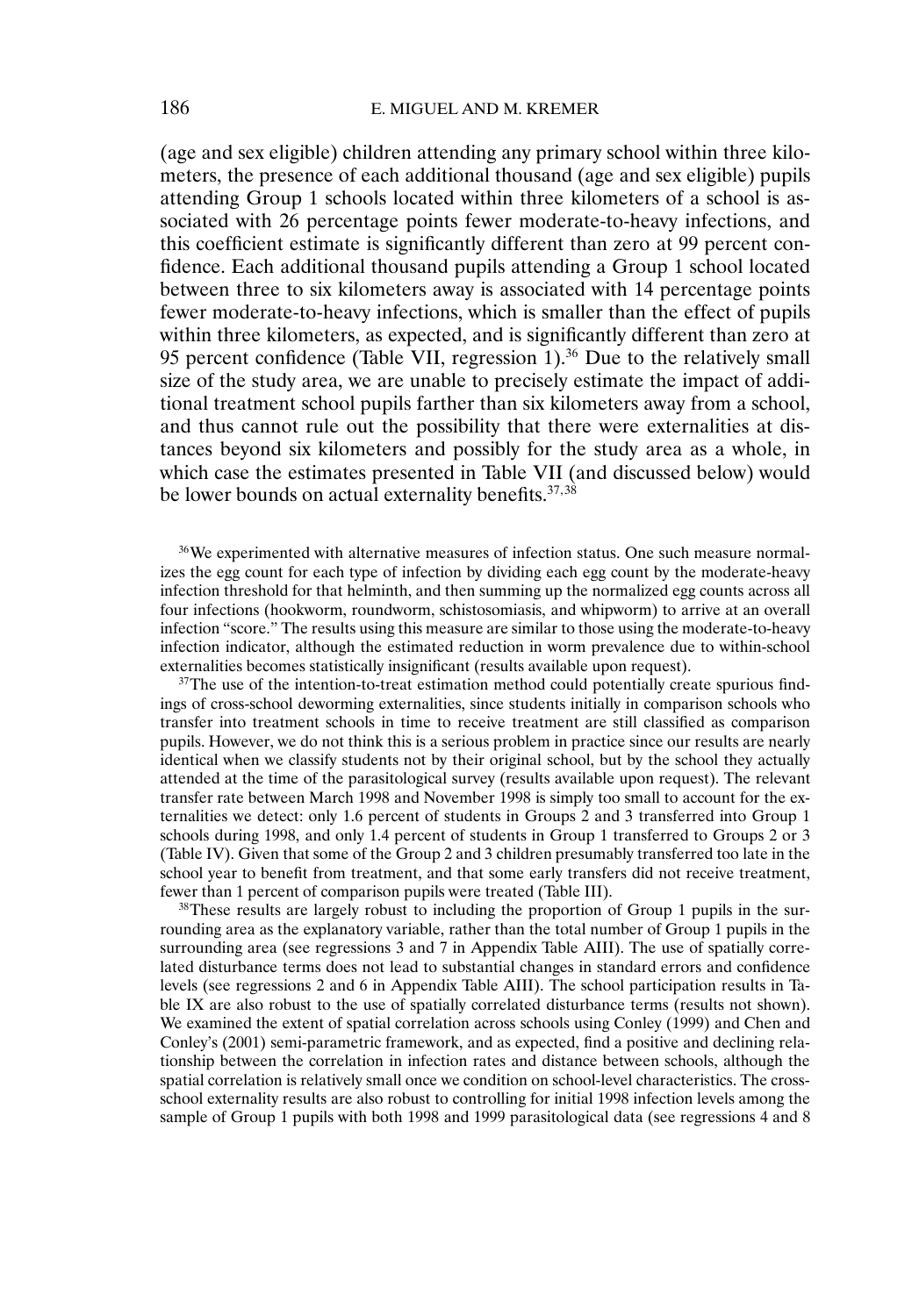(age and sex eligible) children attending any primary school within three kilometers, the presence of each additional thousand (age and sex eligible) pupils attending Group 1 schools located within three kilometers of a school is associated with 26 percentage points fewer moderate-to-heavy infections, and this coefficient estimate is significantly different than zero at 99 percent confidence. Each additional thousand pupils attending a Group 1 school located between three to six kilometers away is associated with 14 percentage points fewer moderate-to-heavy infections, which is smaller than the effect of pupils within three kilometers, as expected, and is significantly different than zero at 95 percent confidence (Table VII, regression 1).[36] Due to the relatively small size of the study area, we are unable to precisely estimate the impact of additional treatment school pupils farther than six kilometers away from a school, and thus cannot rule out the possibility that there were externalities at distances beyond six kilometers and possibly for the study area as a whole, in which case the estimates presented in Table VII (and discussed below) would be lower bounds on actual externality benefits.[37,38]

[36]We experimented with alternative measures of infection status. One such measure normalizes the egg count for each type of infection by dividing each egg count by the moderate-heavy infection threshold for that helminth, and then summing up the normalized egg counts across all four infections (hookworm, roundworm, schistosomiasis, and whipworm) to arrive at an overall infection "score." The results using this measure are similar to those using the moderate-to-heavy infection indicator, although the estimated reduction in worm prevalence due to within-school externalities becomes statistically insignificant (results available upon request).

[37]The use of the intention-to-treat estimation method could potentially create spurious findings of cross-school deworming externalities, since students initially in comparison schools who transfer into treatment schools in time to receive treatment are still classified as comparison pupils. However, we do not think this is a serious problem in practice since our results are nearly identical when we classify students not by their original school, but by the school they actually attended at the time of the parasitological survey (results available upon request). The relevant transfer rate between March 1998 and November 1998 is simply too small to account for the externalities we detect: only 1.6 percent of students in Groups 2 and 3 transferred into Group 1 schools during 1998, and only 1.4 percent of students in Group 1 transferred to Groups 2 or 3 (Table IV). Given that some of the Group 2 and 3 children presumably transferred too late in the school year to benefit from treatment, and that some early transfers did not receive treatment, fewer than 1 percent of comparison pupils were treated (Table III).

[38]These results are largely robust to including the proportion of Group 1 pupils in the surrounding area as the explanatory variable, rather than the total number of Group 1 pupils in the surrounding area (see regressions 3 and 7 in Appendix Table AIII). The use of spatially correlated disturbance terms does not lead to substantial changes in standard errors and confidence levels (see regressions 2 and 6 in Appendix Table AIII). The school participation results in Table IX are also robust to the use of spatially correlated disturbance terms (results not shown). We examined the extent of spatial correlation across schools using Conley (1999) and Chen and Conley's (2001) semi-parametric framework, and as expected, find a positive and declining relationship between the correlation in infection rates and distance between schools, although the spatial correlation is relatively small once we condition on school-level characteristics. The cross-school externality results are also robust to controlling for initial 1998 infection levels among the sample of Group 1 pupils with both 1998 and 1999 parasitological data (see regressions 4 and 8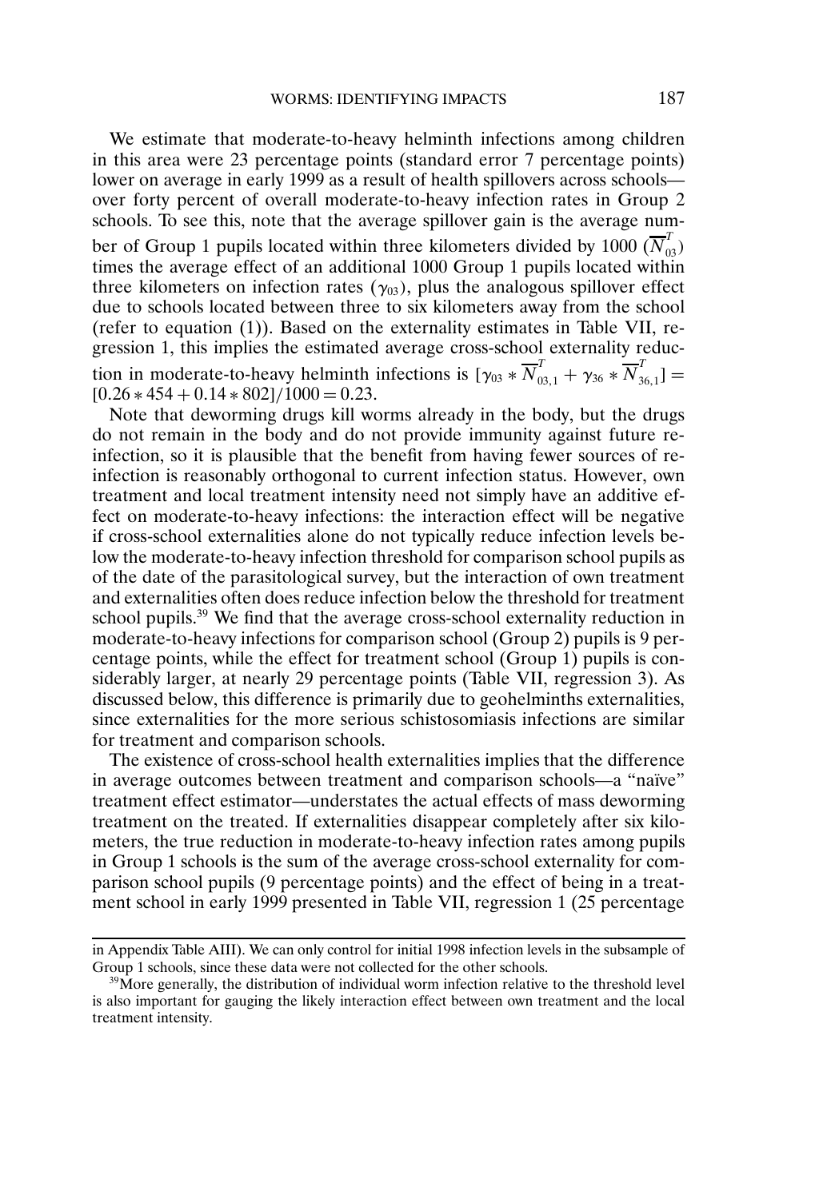We estimate that moderate-to-heavy helminth infections among children in this area were 23 percentage points (standard error 7 percentage points) lower on average in early 1999 as a result of health spillovers across schools—over forty percent of overall moderate-to-heavy infection rates in Group 2 schools. To see this, note that the average spillover gain is the average number of Group 1 pupils located within three kilometers divided by 1000 ($\overline{N}_{03}^{T}$) times the average effect of an additional 1000 Group 1 pupils located within three kilometers on infection rates ($\gamma_{03}$), plus the analogous spillover effect due to schools located between three to six kilometers away from the school (refer to equation (1)). Based on the externality estimates in Table VII, regression 1, this implies the estimated average cross-school externality reduction in moderate-to-heavy helminth infections is $[\gamma_{03} * \overline{N}_{03,1}^{T} + \gamma_{36} * \overline{N}_{36,1}^{T}] = [0.26 * 454 + 0.14 * 802]/1000 = 0.23$.

Note that deworming drugs kill worms already in the body, but the drugs do not remain in the body and do not provide immunity against future re-infection, so it is plausible that the benefit from having fewer sources of re-infection is reasonably orthogonal to current infection status. However, own treatment and local treatment intensity need not simply have an additive effect on moderate-to-heavy infections: the interaction effect will be negative if cross-school externalities alone do not typically reduce infection levels below the moderate-to-heavy infection threshold for comparison school pupils as of the date of the parasitological survey, but the interaction of own treatment and externalities often does reduce infection below the threshold for treatment school pupils.[39] We find that the average cross-school externality reduction in moderate-to-heavy infections for comparison school (Group 2) pupils is 9 percentage points, while the effect for treatment school (Group 1) pupils is considerably larger, at nearly 29 percentage points (Table VII, regression 3). As discussed below, this difference is primarily due to geohelminths externalities, since externalities for the more serious schistosomiasis infections are similar for treatment and comparison schools.

The existence of cross-school health externalities implies that the difference in average outcomes between treatment and comparison schools—a "naïve" treatment effect estimator—understates the actual effects of mass deworming treatment on the treated. If externalities disappear completely after six kilometers, the true reduction in moderate-to-heavy infection rates among pupils in Group 1 schools is the sum of the average cross-school externality for comparison school pupils (9 percentage points) and the effect of being in a treatment school in early 1999 presented in Table VII, regression 1 (25 percentage

in Appendix Table AIII). We can only control for initial 1998 infection levels in the subsample of Group 1 schools, since these data were not collected for the other schools.

[39] More generally, the distribution of individual worm infection relative to the threshold level is also important for gauging the likely interaction effect between own treatment and the local treatment intensity.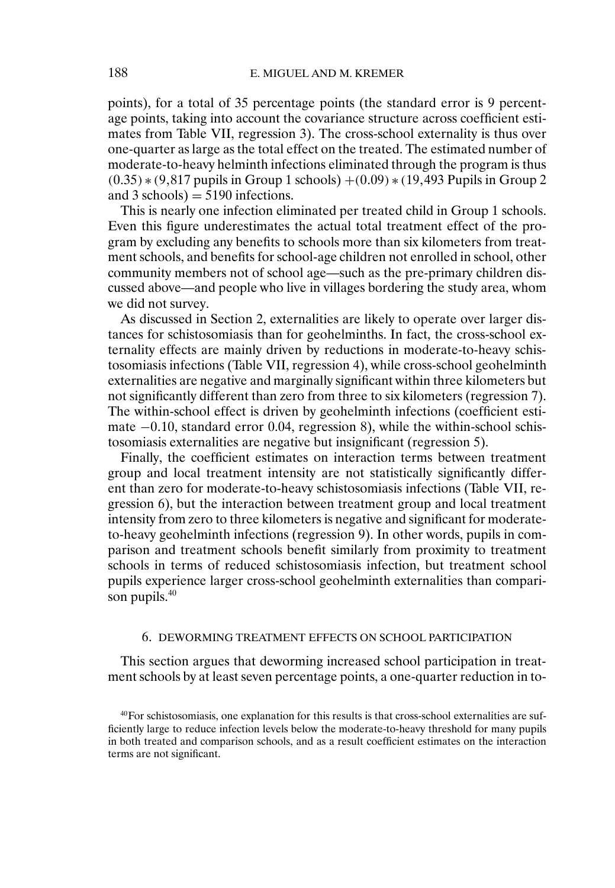points), for a total of 35 percentage points (the standard error is 9 percentage points, taking into account the covariance structure across coefficient estimates from Table VII, regression 3). The cross-school externality is thus over one-quarter as large as the total effect on the treated. The estimated number of moderate-to-heavy helminth infections eliminated through the program is thus $(0.35) * (9{,}817$ pupils in Group 1 schools$) + (0.09) * (19{,}493$ Pupils in Group 2 and 3 schools$) = 5190$ infections.

This is nearly one infection eliminated per treated child in Group 1 schools. Even this figure underestimates the actual total treatment effect of the program by excluding any benefits to schools more than six kilometers from treatment schools, and benefits for school-age children not enrolled in school, other community members not of school age—such as the pre-primary children discussed above—and people who live in villages bordering the study area, whom we did not survey.

As discussed in Section 2, externalities are likely to operate over larger distances for schistosomiasis than for geohelminths. In fact, the cross-school externality effects are mainly driven by reductions in moderate-to-heavy schistosomiasis infections (Table VII, regression 4), while cross-school geohelminth externalities are negative and marginally significant within three kilometers but not significantly different than zero from three to six kilometers (regression 7). The within-school effect is driven by geohelminth infections (coefficient estimate $-0.10$, standard error 0.04, regression 8), while the within-school schistosomiasis externalities are negative but insignificant (regression 5).

Finally, the coefficient estimates on interaction terms between treatment group and local treatment intensity are not statistically significantly different than zero for moderate-to-heavy schistosomiasis infections (Table VII, regression 6), but the interaction between treatment group and local treatment intensity from zero to three kilometers is negative and significant for moderate-to-heavy geohelminth infections (regression 9). In other words, pupils in comparison and treatment schools benefit similarly from proximity to treatment schools in terms of reduced schistosomiasis infection, but treatment school pupils experience larger cross-school geohelminth externalities than comparison pupils.[40]

## 6. DEWORMING TREATMENT EFFECTS ON SCHOOL PARTICIPATION

This section argues that deworming increased school participation in treatment schools by at least seven percentage points, a one-quarter reduction in to-

[40]For schistosomiasis, one explanation for this results is that cross-school externalities are sufficiently large to reduce infection levels below the moderate-to-heavy threshold for many pupils in both treated and comparison schools, and as a result coefficient estimates on the interaction terms are not significant.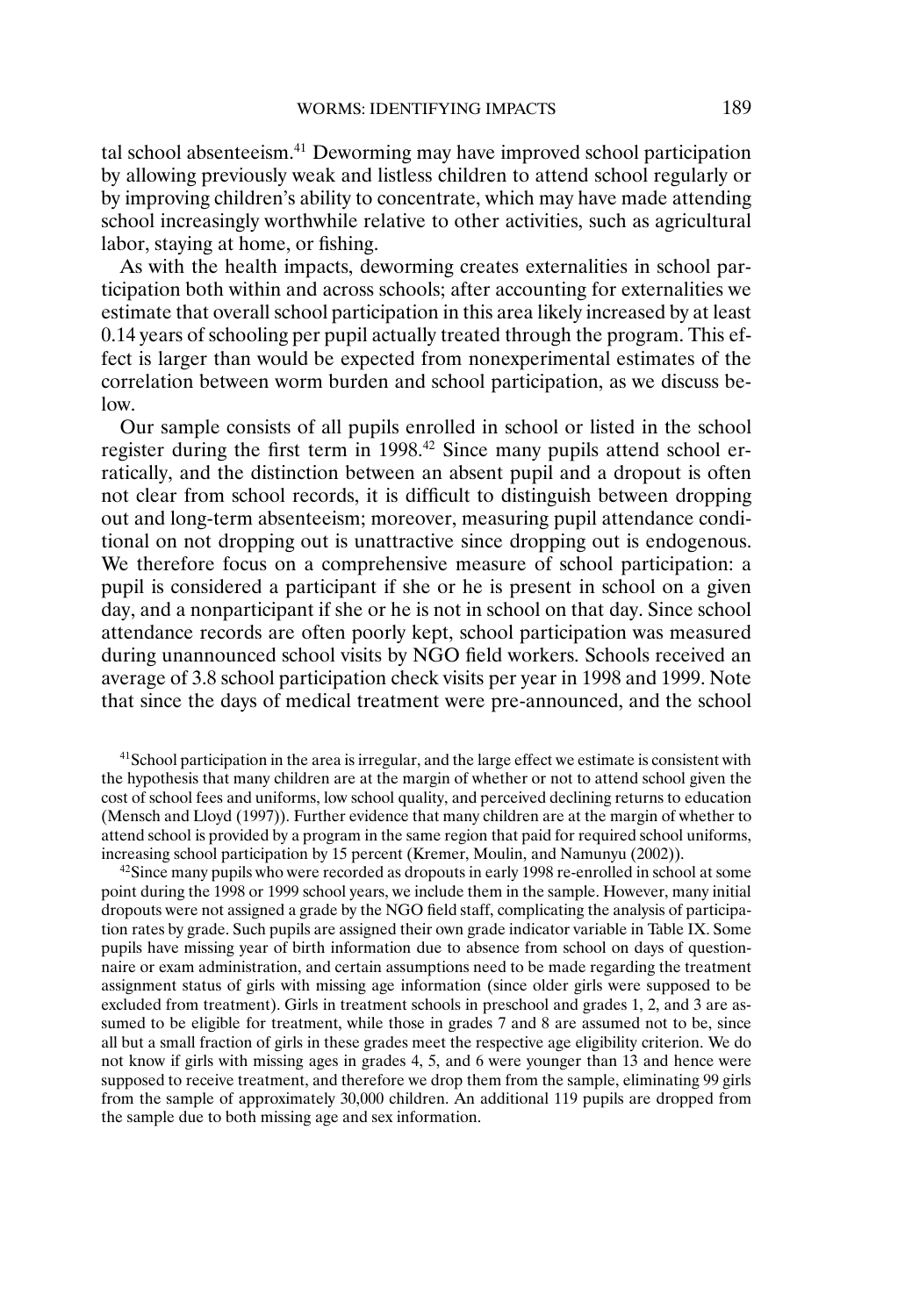tal school absenteeism.[41] Deworming may have improved school participation by allowing previously weak and listless children to attend school regularly or by improving children's ability to concentrate, which may have made attending school increasingly worthwhile relative to other activities, such as agricultural labor, staying at home, or fishing.

As with the health impacts, deworming creates externalities in school participation both within and across schools; after accounting for externalities we estimate that overall school participation in this area likely increased by at least 0.14 years of schooling per pupil actually treated through the program. This effect is larger than would be expected from nonexperimental estimates of the correlation between worm burden and school participation, as we discuss below.

Our sample consists of all pupils enrolled in school or listed in the school register during the first term in 1998.[42] Since many pupils attend school erratically, and the distinction between an absent pupil and a dropout is often not clear from school records, it is difficult to distinguish between dropping out and long-term absenteeism; moreover, measuring pupil attendance conditional on not dropping out is unattractive since dropping out is endogenous. We therefore focus on a comprehensive measure of school participation: a pupil is considered a participant if she or he is present in school on a given day, and a nonparticipant if she or he is not in school on that day. Since school attendance records are often poorly kept, school participation was measured during unannounced school visits by NGO field workers. Schools received an average of 3.8 school participation check visits per year in 1998 and 1999. Note that since the days of medical treatment were pre-announced, and the school

[41]School participation in the area is irregular, and the large effect we estimate is consistent with the hypothesis that many children are at the margin of whether or not to attend school given the cost of school fees and uniforms, low school quality, and perceived declining returns to education (Mensch and Lloyd (1997)). Further evidence that many children are at the margin of whether to attend school is provided by a program in the same region that paid for required school uniforms, increasing school participation by 15 percent (Kremer, Moulin, and Namunyu (2002)).

[42]Since many pupils who were recorded as dropouts in early 1998 re-enrolled in school at some point during the 1998 or 1999 school years, we include them in the sample. However, many initial dropouts were not assigned a grade by the NGO field staff, complicating the analysis of participation rates by grade. Such pupils are assigned their own grade indicator variable in Table IX. Some pupils have missing year of birth information due to absence from school on days of questionnaire or exam administration, and certain assumptions need to be made regarding the treatment assignment status of girls with missing age information (since older girls were supposed to be excluded from treatment). Girls in treatment schools in preschool and grades 1, 2, and 3 are assumed to be eligible for treatment, while those in grades 7 and 8 are assumed not to be, since all but a small fraction of girls in these grades meet the respective age eligibility criterion. We do not know if girls with missing ages in grades 4, 5, and 6 were younger than 13 and hence were supposed to receive treatment, and therefore we drop them from the sample, eliminating 99 girls from the sample of approximately 30,000 children. An additional 119 pupils are dropped from the sample due to both missing age and sex information.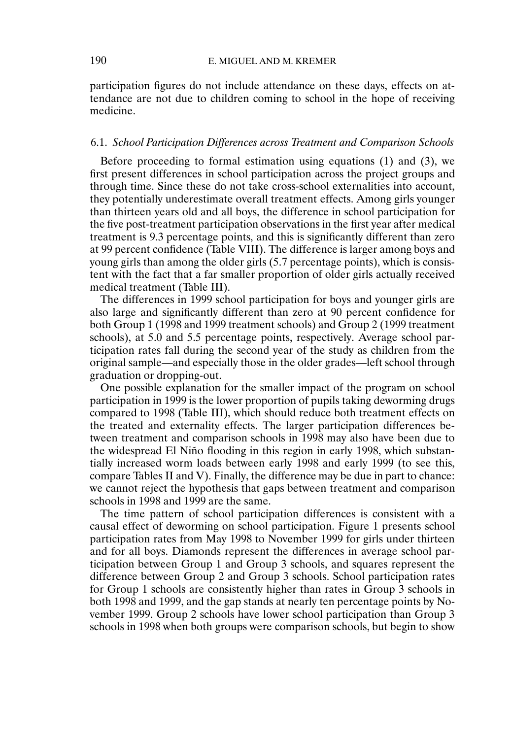participation figures do not include attendance on these days, effects on attendance are not due to children coming to school in the hope of receiving medicine.

### 6.1. *School Participation Differences across Treatment and Comparison Schools*

Before proceeding to formal estimation using equations (1) and (3), we first present differences in school participation across the project groups and through time. Since these do not take cross-school externalities into account, they potentially underestimate overall treatment effects. Among girls younger than thirteen years old and all boys, the difference in school participation for the five post-treatment participation observations in the first year after medical treatment is 9.3 percentage points, and this is significantly different than zero at 99 percent confidence (Table VIII). The difference is larger among boys and young girls than among the older girls (5.7 percentage points), which is consistent with the fact that a far smaller proportion of older girls actually received medical treatment (Table III).

The differences in 1999 school participation for boys and younger girls are also large and significantly different than zero at 90 percent confidence for both Group 1 (1998 and 1999 treatment schools) and Group 2 (1999 treatment schools), at 5.0 and 5.5 percentage points, respectively. Average school participation rates fall during the second year of the study as children from the original sample—and especially those in the older grades—left school through graduation or dropping-out.

One possible explanation for the smaller impact of the program on school participation in 1999 is the lower proportion of pupils taking deworming drugs compared to 1998 (Table III), which should reduce both treatment effects on the treated and externality effects. The larger participation differences between treatment and comparison schools in 1998 may also have been due to the widespread El Niño flooding in this region in early 1998, which substantially increased worm loads between early 1998 and early 1999 (to see this, compare Tables II and V). Finally, the difference may be due in part to chance: we cannot reject the hypothesis that gaps between treatment and comparison schools in 1998 and 1999 are the same.

The time pattern of school participation differences is consistent with a causal effect of deworming on school participation. Figure 1 presents school participation rates from May 1998 to November 1999 for girls under thirteen and for all boys. Diamonds represent the differences in average school participation between Group 1 and Group 3 schools, and squares represent the difference between Group 2 and Group 3 schools. School participation rates for Group 1 schools are consistently higher than rates in Group 3 schools in both 1998 and 1999, and the gap stands at nearly ten percentage points by November 1999. Group 2 schools have lower school participation than Group 3 schools in 1998 when both groups were comparison schools, but begin to show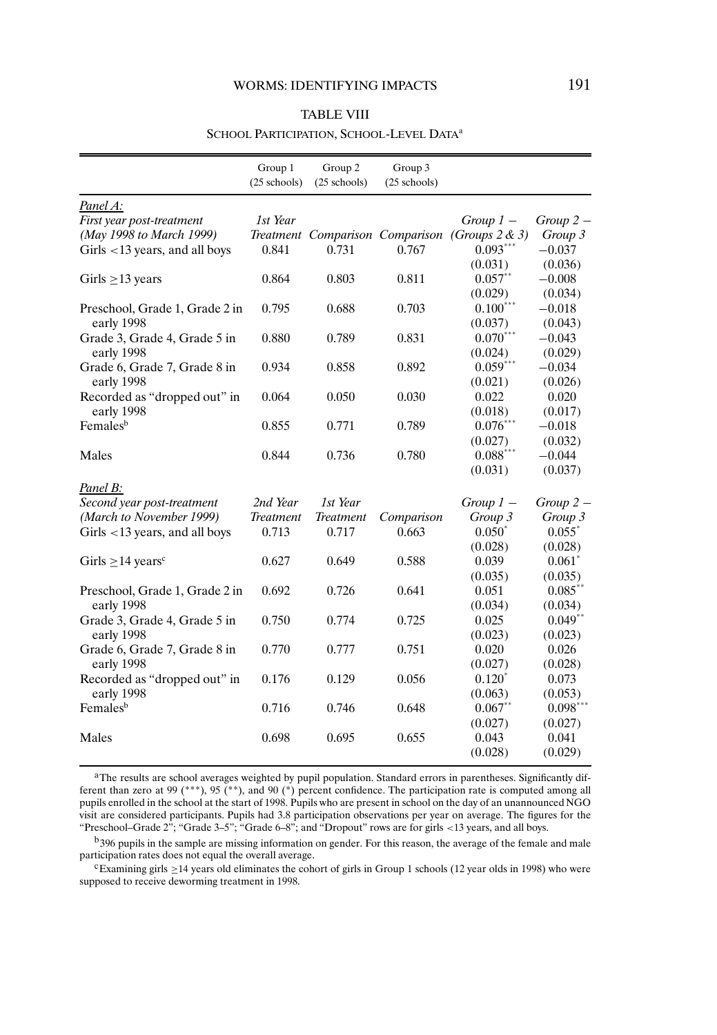TABLE VIII

SCHOOL PARTICIPATION, SCHOOL-LEVEL DATA[a]

| | Group 1 (25 schools) | Group 2 (25 schools) | Group 3 (25 schools) | | |
|---|---|---|---|---|---|
| *Panel A:* | | | | | |
| *First year post-treatment (May 1998 to March 1999)* | *1st Year Treatment* | *Comparison* | *Comparison* | *Group 1 − (Groups 2 & 3)* | *Group 2 − Group 3* |
| Girls <13 years, and all boys | 0.841 | 0.731 | 0.767 | 0.093*** | −0.037 |
| | | | | (0.031) | (0.036) |
| Girls ≥13 years | 0.864 | 0.803 | 0.811 | 0.057** | −0.008 |
| | | | | (0.029) | (0.034) |
| Preschool, Grade 1, Grade 2 in early 1998 | 0.795 | 0.688 | 0.703 | 0.100*** | −0.018 |
| | | | | (0.037) | (0.043) |
| Grade 3, Grade 4, Grade 5 in early 1998 | 0.880 | 0.789 | 0.831 | 0.070*** | −0.043 |
| | | | | (0.024) | (0.029) |
| Grade 6, Grade 7, Grade 8 in early 1998 | 0.934 | 0.858 | 0.892 | 0.059*** | −0.034 |
| | | | | (0.021) | (0.026) |
| Recorded as "dropped out" in early 1998 | 0.064 | 0.050 | 0.030 | 0.022 | 0.020 |
| | | | | (0.018) | (0.017) |
| Females[b] | 0.855 | 0.771 | 0.789 | 0.076*** | −0.018 |
| | | | | (0.027) | (0.032) |
| Males | 0.844 | 0.736 | 0.780 | 0.088*** | −0.044 |
| | | | | (0.031) | (0.037) |
| *Panel B:* | | | | | |
| *Second year post-treatment (March to November 1999)* | *2nd Year Treatment* | *1st Year Treatment* | *Comparison* | *Group 1 − Group 3* | *Group 2 − Group 3* |
| Girls <13 years, and all boys | 0.713 | 0.717 | 0.663 | 0.050* | 0.055* |
| | | | | (0.028) | (0.028) |
| Girls ≥14 years[c] | 0.627 | 0.649 | 0.588 | 0.039 | 0.061* |
| | | | | (0.035) | (0.035) |
| Preschool, Grade 1, Grade 2 in early 1998 | 0.692 | 0.726 | 0.641 | 0.051 | 0.085** |
| | | | | (0.034) | (0.034) |
| Grade 3, Grade 4, Grade 5 in early 1998 | 0.750 | 0.774 | 0.725 | 0.025 | 0.049** |
| | | | | (0.023) | (0.023) |
| Grade 6, Grade 7, Grade 8 in early 1998 | 0.770 | 0.777 | 0.751 | 0.020 | 0.026 |
| | | | | (0.027) | (0.028) |
| Recorded as "dropped out" in early 1998 | 0.176 | 0.129 | 0.056 | 0.120* | 0.073 |
| | | | | (0.063) | (0.053) |
| Females[b] | 0.716 | 0.746 | 0.648 | 0.067** | 0.098*** |
| | | | | (0.027) | (0.027) |
| Males | 0.698 | 0.695 | 0.655 | 0.043 | 0.041 |
| | | | | (0.028) | (0.029) |

[a]The results are school averages weighted by pupil population. Standard errors in parentheses. Significantly different than zero at 99 (***), 95 (**), and 90 (*) percent confidence. The participation rate is computed among all pupils enrolled in the school at the start of 1998. Pupils who are present in school on the day of an unannounced NGO visit are considered participants. Pupils had 3.8 participation observations per year on average. The figures for the "Preschool–Grade 2"; "Grade 3–5"; "Grade 6–8"; and "Dropout" rows are for girls <13 years, and all boys.

[b]396 pupils in the sample are missing information on gender. For this reason, the average of the female and male participation rates does not equal the overall average.

[c]Examining girls ≥14 years old eliminates the cohort of girls in Group 1 schools (12 year olds in 1998) who were supposed to receive deworming treatment in 1998.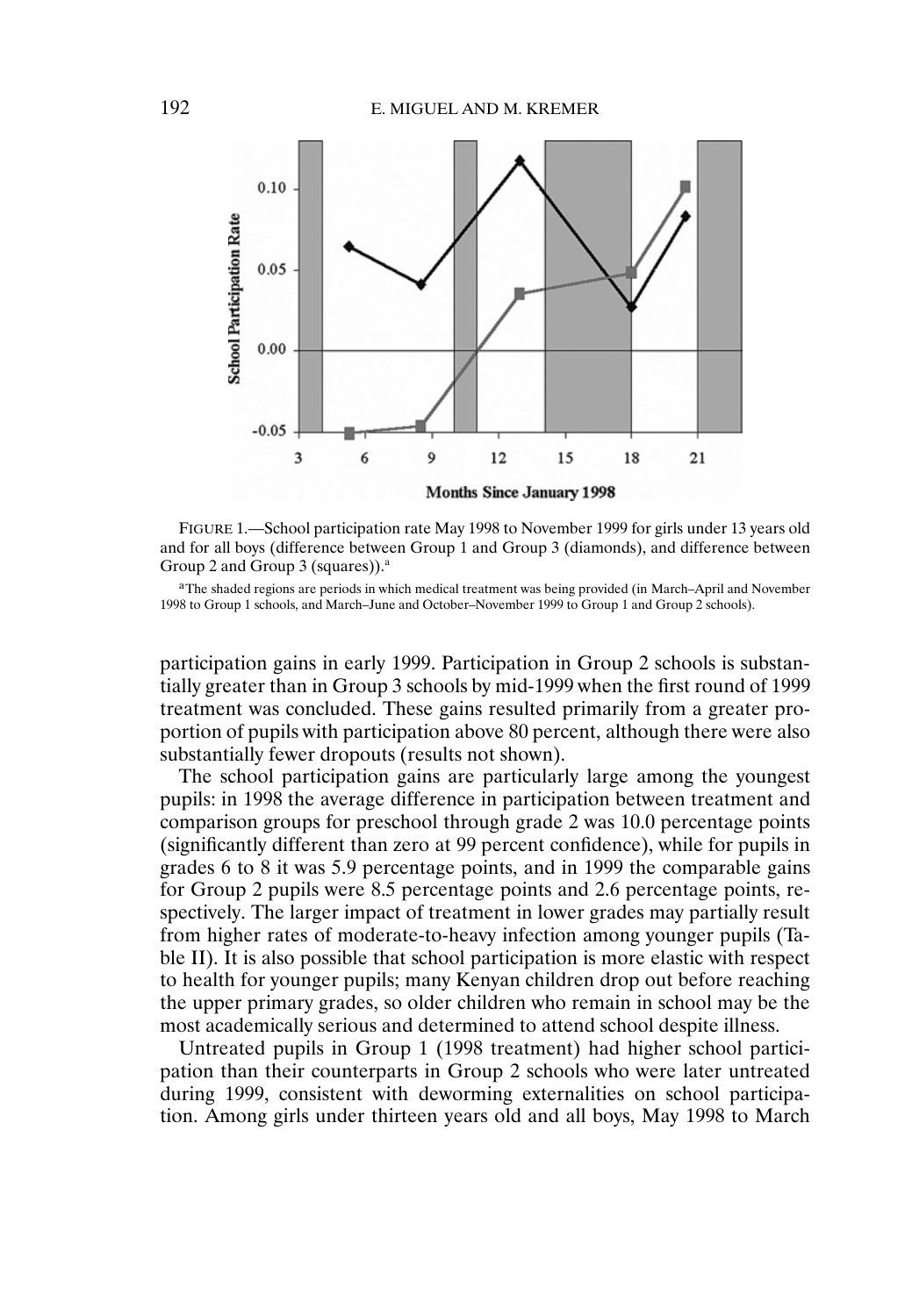FIGURE 1.—School participation rate May 1998 to November 1999 for girls under 13 years old and for all boys (difference between Group 1 and Group 3 (diamonds), and difference between Group 2 and Group 3 (squares)).[a]

[a]The shaded regions are periods in which medical treatment was being provided (in March–April and November 1998 to Group 1 schools, and March–June and October–November 1999 to Group 1 and Group 2 schools).

participation gains in early 1999. Participation in Group 2 schools is substantially greater than in Group 3 schools by mid-1999 when the first round of 1999 treatment was concluded. These gains resulted primarily from a greater proportion of pupils with participation above 80 percent, although there were also substantially fewer dropouts (results not shown).

The school participation gains are particularly large among the youngest pupils: in 1998 the average difference in participation between treatment and comparison groups for preschool through grade 2 was 10.0 percentage points (significantly different than zero at 99 percent confidence), while for pupils in grades 6 to 8 it was 5.9 percentage points, and in 1999 the comparable gains for Group 2 pupils were 8.5 percentage points and 2.6 percentage points, respectively. The larger impact of treatment in lower grades may partially result from higher rates of moderate-to-heavy infection among younger pupils (Table II). It is also possible that school participation is more elastic with respect to health for younger pupils; many Kenyan children drop out before reaching the upper primary grades, so older children who remain in school may be the most academically serious and determined to attend school despite illness.

Untreated pupils in Group 1 (1998 treatment) had higher school participation than their counterparts in Group 2 schools who were later untreated during 1999, consistent with deworming externalities on school participation. Among girls under thirteen years old and all boys, May 1998 to March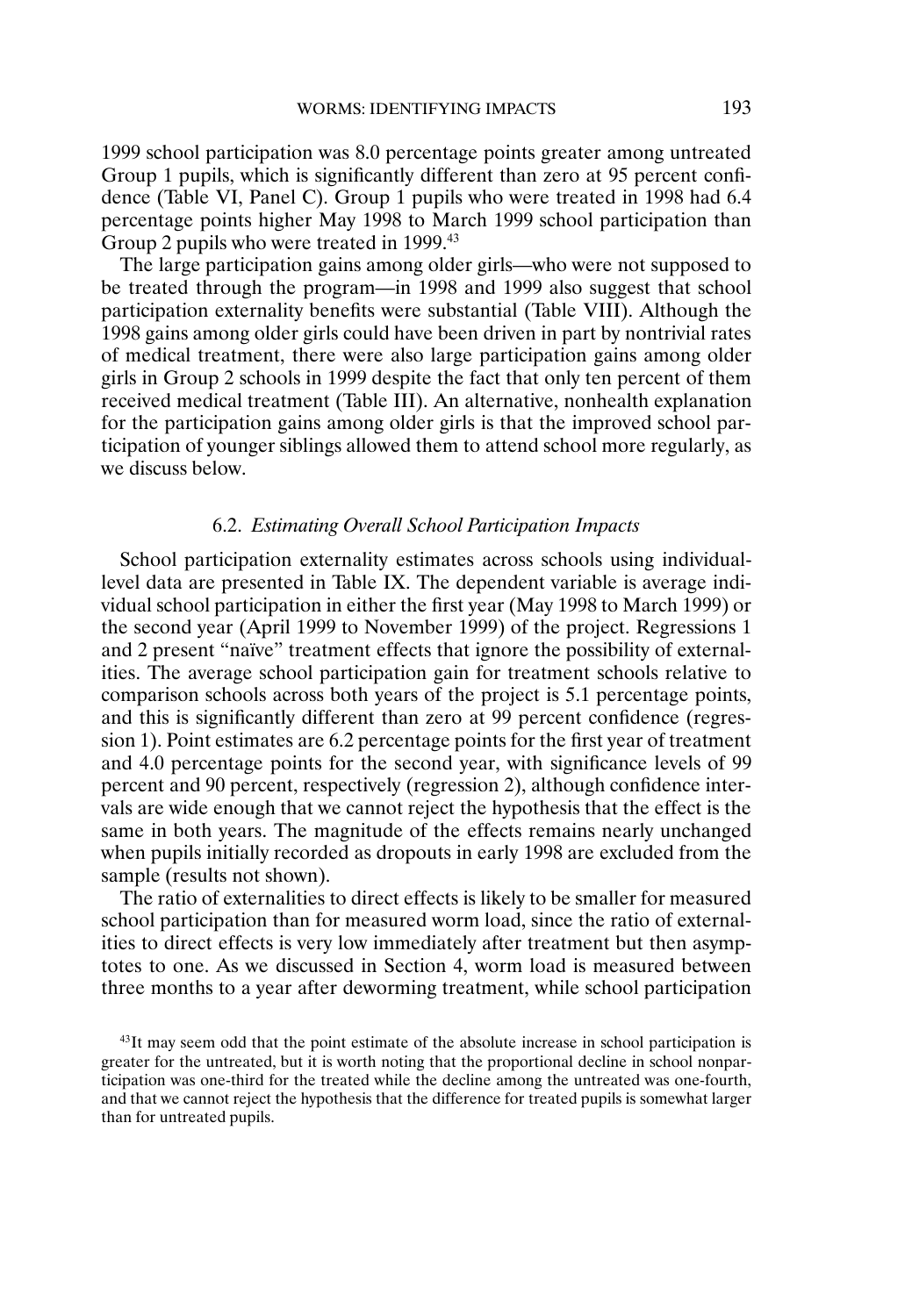1999 school participation was 8.0 percentage points greater among untreated Group 1 pupils, which is significantly different than zero at 95 percent confidence (Table VI, Panel C). Group 1 pupils who were treated in 1998 had 6.4 percentage points higher May 1998 to March 1999 school participation than Group 2 pupils who were treated in 1999.[43]

The large participation gains among older girls—who were not supposed to be treated through the program—in 1998 and 1999 also suggest that school participation externality benefits were substantial (Table VIII). Although the 1998 gains among older girls could have been driven in part by nontrivial rates of medical treatment, there were also large participation gains among older girls in Group 2 schools in 1999 despite the fact that only ten percent of them received medical treatment (Table III). An alternative, nonhealth explanation for the participation gains among older girls is that the improved school participation of younger siblings allowed them to attend school more regularly, as we discuss below.

### 6.2. *Estimating Overall School Participation Impacts*

School participation externality estimates across schools using individual-level data are presented in Table IX. The dependent variable is average individual school participation in either the first year (May 1998 to March 1999) or the second year (April 1999 to November 1999) of the project. Regressions 1 and 2 present "naïve" treatment effects that ignore the possibility of externalities. The average school participation gain for treatment schools relative to comparison schools across both years of the project is 5.1 percentage points, and this is significantly different than zero at 99 percent confidence (regression 1). Point estimates are 6.2 percentage points for the first year of treatment and 4.0 percentage points for the second year, with significance levels of 99 percent and 90 percent, respectively (regression 2), although confidence intervals are wide enough that we cannot reject the hypothesis that the effect is the same in both years. The magnitude of the effects remains nearly unchanged when pupils initially recorded as dropouts in early 1998 are excluded from the sample (results not shown).

The ratio of externalities to direct effects is likely to be smaller for measured school participation than for measured worm load, since the ratio of externalities to direct effects is very low immediately after treatment but then asymptotes to one. As we discussed in Section 4, worm load is measured between three months to a year after deworming treatment, while school participation

[43] It may seem odd that the point estimate of the absolute increase in school participation is greater for the untreated, but it is worth noting that the proportional decline in school nonparticipation was one-third for the treated while the decline among the untreated was one-fourth, and that we cannot reject the hypothesis that the difference for treated pupils is somewhat larger than for untreated pupils.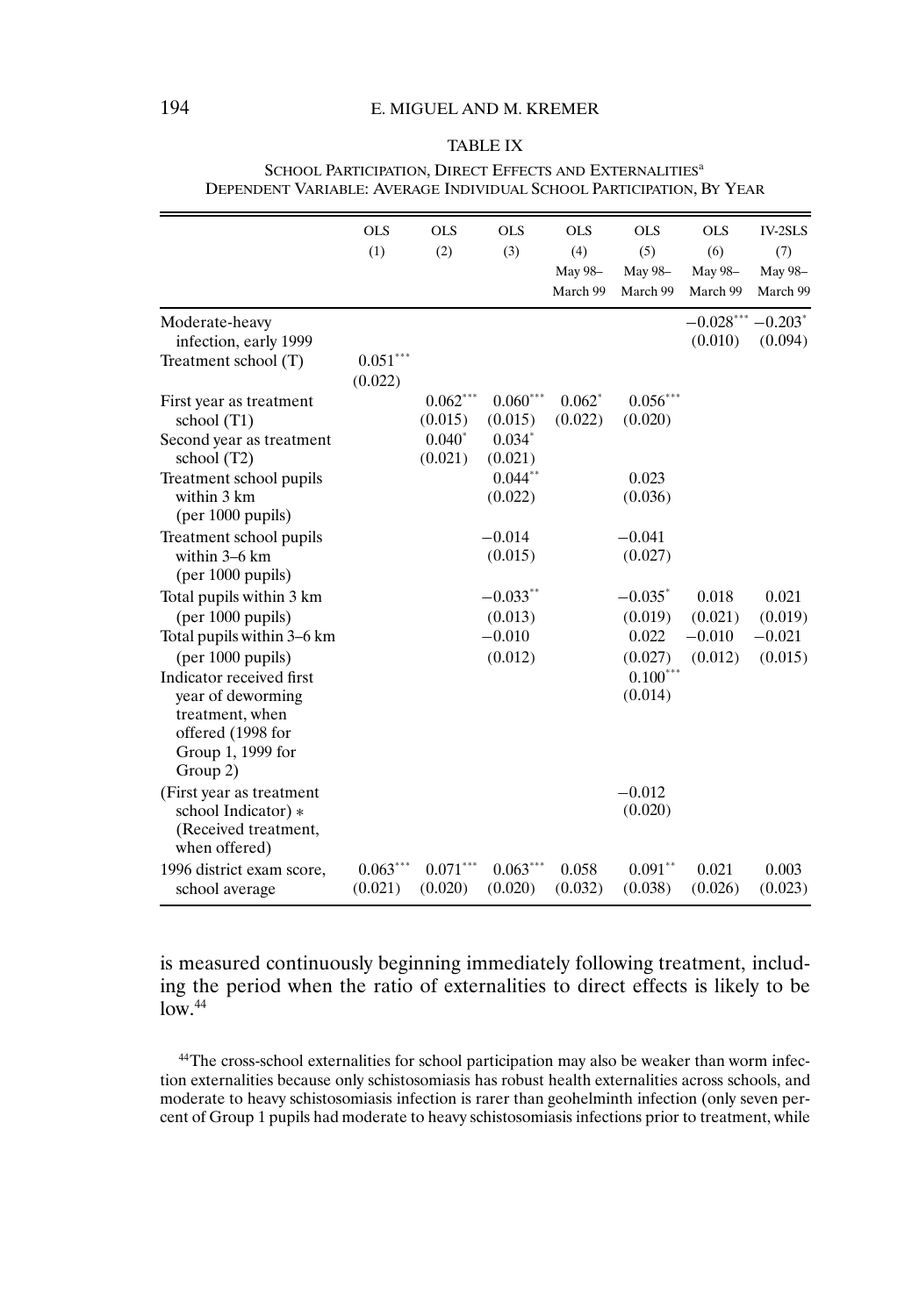TABLE IX

SCHOOL PARTICIPATION, DIRECT EFFECTS AND EXTERNALITIES[a]
DEPENDENT VARIABLE: AVERAGE INDIVIDUAL SCHOOL PARTICIPATION, BY YEAR

| | OLS (1) | OLS (2) | OLS (3) | OLS (4) May 98– March 99 | OLS (5) May 98– March 99 | OLS (6) May 98– March 99 | IV-2SLS (7) May 98– March 99 |
|---|---|---|---|---|---|---|---|
| Moderate-heavy infection, early 1999 | | | | | | −0.028*** (0.010) | −0.203* (0.094) |
| Treatment school (T) | 0.051*** (0.022) | | | | | | |
| First year as treatment school (T1) | | 0.062*** (0.015) | 0.060*** (0.015) | 0.062* (0.022) | 0.056*** (0.020) | | |
| Second year as treatment school (T2) | | 0.040* (0.021) | 0.034* (0.021) | | | | |
| Treatment school pupils within 3 km (per 1000 pupils) | | | 0.044** (0.022) | | 0.023 (0.036) | | |
| Treatment school pupils within 3–6 km (per 1000 pupils) | | | −0.014 (0.015) | | −0.041 (0.027) | | |
| Total pupils within 3 km (per 1000 pupils) | | | −0.033** (0.013) | | −0.035* (0.019) | 0.018 (0.021) | 0.021 (0.019) |
| Total pupils within 3–6 km (per 1000 pupils) | | | −0.010 (0.012) | | 0.022 (0.027) | −0.010 (0.012) | −0.021 (0.015) |
| Indicator received first year of deworming treatment, when offered (1998 for Group 1, 1999 for Group 2) | | | | | 0.100*** (0.014) | | |
| (First year as treatment school Indicator) * (Received treatment, when offered) | | | | | −0.012 (0.020) | | |
| 1996 district exam score, school average | 0.063*** (0.021) | 0.071*** (0.020) | 0.063*** (0.020) | 0.058 (0.032) | 0.091** (0.038) | 0.021 (0.026) | 0.003 (0.023) |

is measured continuously beginning immediately following treatment, including the period when the ratio of externalities to direct effects is likely to be low.[44]

[44]The cross-school externalities for school participation may also be weaker than worm infection externalities because only schistosomiasis has robust health externalities across schools, and moderate to heavy schistosomiasis infection is rarer than geohelminth infection (only seven percent of Group 1 pupils had moderate to heavy schistosomiasis infections prior to treatment, while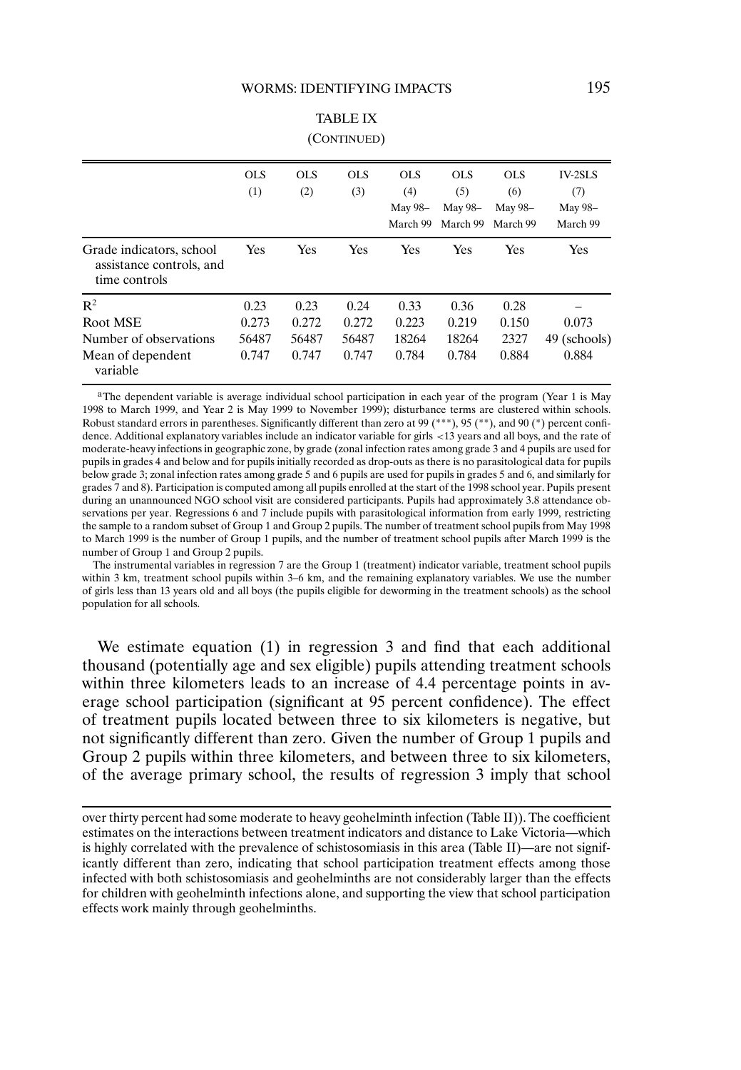TABLE IX

(CONTINUED)

| | OLS (1) | OLS (2) | OLS (3) | OLS (4) May 98– March 99 | OLS (5) May 98– March 99 | OLS (6) May 98– March 99 | IV-2SLS (7) May 98– March 99 |
|---|---|---|---|---|---|---|---|
| Grade indicators, school assistance controls, and time controls | Yes | Yes | Yes | Yes | Yes | Yes | Yes |
| $R^2$ | 0.23 | 0.23 | 0.24 | 0.33 | 0.36 | 0.28 | – |
| Root MSE | 0.273 | 0.272 | 0.272 | 0.223 | 0.219 | 0.150 | 0.073 |
| Number of observations | 56487 | 56487 | 56487 | 18264 | 18264 | 2327 | 49 (schools) |
| Mean of dependent variable | 0.747 | 0.747 | 0.747 | 0.784 | 0.784 | 0.884 | 0.884 |

[a]The dependent variable is average individual school participation in each year of the program (Year 1 is May 1998 to March 1999, and Year 2 is May 1999 to November 1999); disturbance terms are clustered within schools. Robust standard errors in parentheses. Significantly different than zero at 99 (***), 95 (**), and 90 (*) percent confidence. Additional explanatory variables include an indicator variable for girls <13 years and all boys, and the rate of moderate-heavy infections in geographic zone, by grade (zonal infection rates among grade 3 and 4 pupils are used for pupils in grades 4 and below and for pupils initially recorded as drop-outs as there is no parasitological data for pupils below grade 3; zonal infection rates among grade 5 and 6 pupils are used for pupils in grades 5 and 6, and similarly for grades 7 and 8). Participation is computed among all pupils enrolled at the start of the 1998 school year. Pupils present during an unannounced NGO school visit are considered participants. Pupils had approximately 3.8 attendance observations per year. Regressions 6 and 7 include pupils with parasitological information from early 1999, restricting the sample to a random subset of Group 1 and Group 2 pupils. The number of treatment school pupils from May 1998 to March 1999 is the number of Group 1 pupils, and the number of treatment school pupils after March 1999 is the number of Group 1 and Group 2 pupils.

The instrumental variables in regression 7 are the Group 1 (treatment) indicator variable, treatment school pupils within 3 km, treatment school pupils within 3–6 km, and the remaining explanatory variables. We use the number of girls less than 13 years old and all boys (the pupils eligible for deworming in the treatment schools) as the school population for all schools.

We estimate equation (1) in regression 3 and find that each additional thousand (potentially age and sex eligible) pupils attending treatment schools within three kilometers leads to an increase of 4.4 percentage points in average school participation (significant at 95 percent confidence). The effect of treatment pupils located between three to six kilometers is negative, but not significantly different than zero. Given the number of Group 1 pupils and Group 2 pupils within three kilometers, and between three to six kilometers, of the average primary school, the results of regression 3 imply that school

over thirty percent had some moderate to heavy geohelminth infection (Table II)). The coefficient estimates on the interactions between treatment indicators and distance to Lake Victoria—which is highly correlated with the prevalence of schistosomiasis in this area (Table II)—are not significantly different than zero, indicating that school participation treatment effects among those infected with both schistosomiasis and geohelminths are not considerably larger than the effects for children with geohelminth infections alone, and supporting the view that school participation effects work mainly through geohelminths.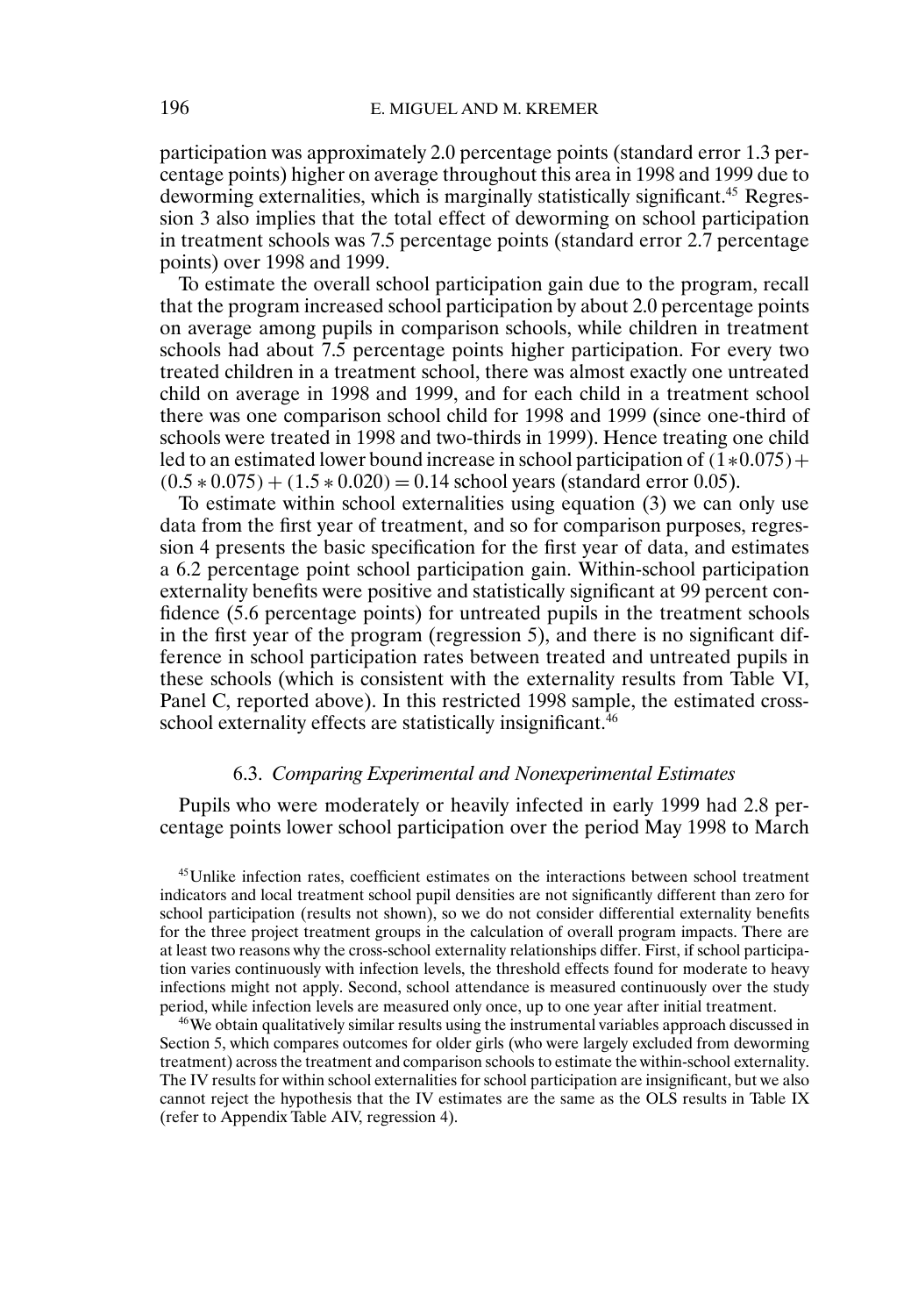participation was approximately 2.0 percentage points (standard error 1.3 percentage points) higher on average throughout this area in 1998 and 1999 due to deworming externalities, which is marginally statistically significant.[45] Regression 3 also implies that the total effect of deworming on school participation in treatment schools was 7.5 percentage points (standard error 2.7 percentage points) over 1998 and 1999.

To estimate the overall school participation gain due to the program, recall that the program increased school participation by about 2.0 percentage points on average among pupils in comparison schools, while children in treatment schools had about 7.5 percentage points higher participation. For every two treated children in a treatment school, there was almost exactly one untreated child on average in 1998 and 1999, and for each child in a treatment school there was one comparison school child for 1998 and 1999 (since one-third of schools were treated in 1998 and two-thirds in 1999). Hence treating one child led to an estimated lower bound increase in school participation of $(1 * 0.075) + (0.5 * 0.075) + (1.5 * 0.020) = 0.14$ school years (standard error 0.05).

To estimate within school externalities using equation (3) we can only use data from the first year of treatment, and so for comparison purposes, regression 4 presents the basic specification for the first year of data, and estimates a 6.2 percentage point school participation gain. Within-school participation externality benefits were positive and statistically significant at 99 percent confidence (5.6 percentage points) for untreated pupils in the treatment schools in the first year of the program (regression 5), and there is no significant difference in school participation rates between treated and untreated pupils in these schools (which is consistent with the externality results from Table VI, Panel C, reported above). In this restricted 1998 sample, the estimated cross-school externality effects are statistically insignificant.[46]

### 6.3. *Comparing Experimental and Nonexperimental Estimates*

Pupils who were moderately or heavily infected in early 1999 had 2.8 percentage points lower school participation over the period May 1998 to March

[45] Unlike infection rates, coefficient estimates on the interactions between school treatment indicators and local treatment school pupil densities are not significantly different than zero for school participation (results not shown), so we do not consider differential externality benefits for the three project treatment groups in the calculation of overall program impacts. There are at least two reasons why the cross-school externality relationships differ. First, if school participation varies continuously with infection levels, the threshold effects found for moderate to heavy infections might not apply. Second, school attendance is measured continuously over the study period, while infection levels are measured only once, up to one year after initial treatment.

[46] We obtain qualitatively similar results using the instrumental variables approach discussed in Section 5, which compares outcomes for older girls (who were largely excluded from deworming treatment) across the treatment and comparison schools to estimate the within-school externality. The IV results for within school externalities for school participation are insignificant, but we also cannot reject the hypothesis that the IV estimates are the same as the OLS results in Table IX (refer to Appendix Table AIV, regression 4).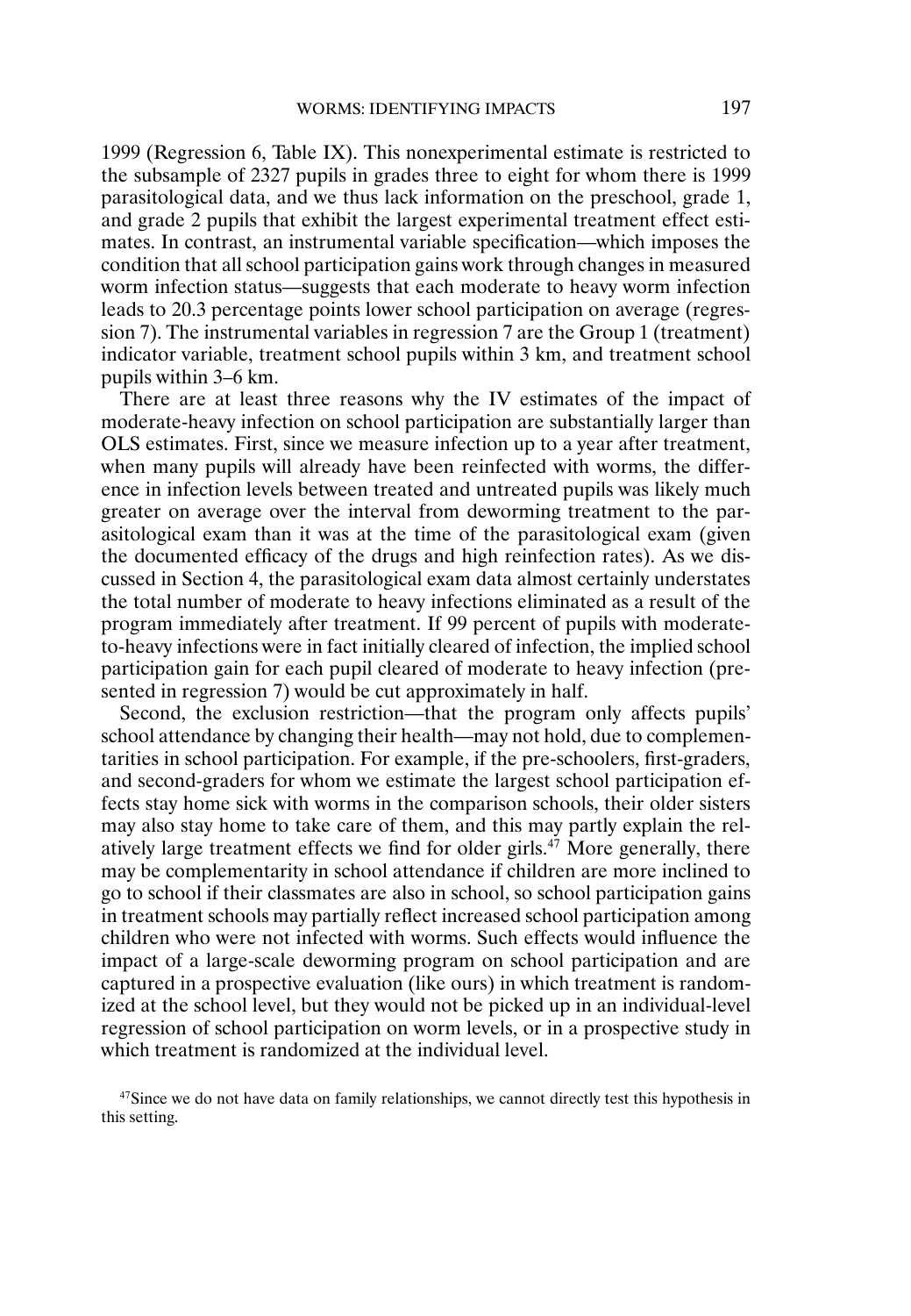1999 (Regression 6, Table IX). This nonexperimental estimate is restricted to the subsample of 2327 pupils in grades three to eight for whom there is 1999 parasitological data, and we thus lack information on the preschool, grade 1, and grade 2 pupils that exhibit the largest experimental treatment effect estimates. In contrast, an instrumental variable specification—which imposes the condition that all school participation gains work through changes in measured worm infection status—suggests that each moderate to heavy worm infection leads to 20.3 percentage points lower school participation on average (regression 7). The instrumental variables in regression 7 are the Group 1 (treatment) indicator variable, treatment school pupils within 3 km, and treatment school pupils within 3–6 km.

There are at least three reasons why the IV estimates of the impact of moderate-heavy infection on school participation are substantially larger than OLS estimates. First, since we measure infection up to a year after treatment, when many pupils will already have been reinfected with worms, the difference in infection levels between treated and untreated pupils was likely much greater on average over the interval from deworming treatment to the parasitological exam than it was at the time of the parasitological exam (given the documented efficacy of the drugs and high reinfection rates). As we discussed in Section 4, the parasitological exam data almost certainly understates the total number of moderate to heavy infections eliminated as a result of the program immediately after treatment. If 99 percent of pupils with moderate-to-heavy infections were in fact initially cleared of infection, the implied school participation gain for each pupil cleared of moderate to heavy infection (presented in regression 7) would be cut approximately in half.

Second, the exclusion restriction—that the program only affects pupils' school attendance by changing their health—may not hold, due to complementarities in school participation. For example, if the pre-schoolers, first-graders, and second-graders for whom we estimate the largest school participation effects stay home sick with worms in the comparison schools, their older sisters may also stay home to take care of them, and this may partly explain the relatively large treatment effects we find for older girls.[47] More generally, there may be complementarity in school attendance if children are more inclined to go to school if their classmates are also in school, so school participation gains in treatment schools may partially reflect increased school participation among children who were not infected with worms. Such effects would influence the impact of a large-scale deworming program on school participation and are captured in a prospective evaluation (like ours) in which treatment is randomized at the school level, but they would not be picked up in an individual-level regression of school participation on worm levels, or in a prospective study in which treatment is randomized at the individual level.

[47]Since we do not have data on family relationships, we cannot directly test this hypothesis in this setting.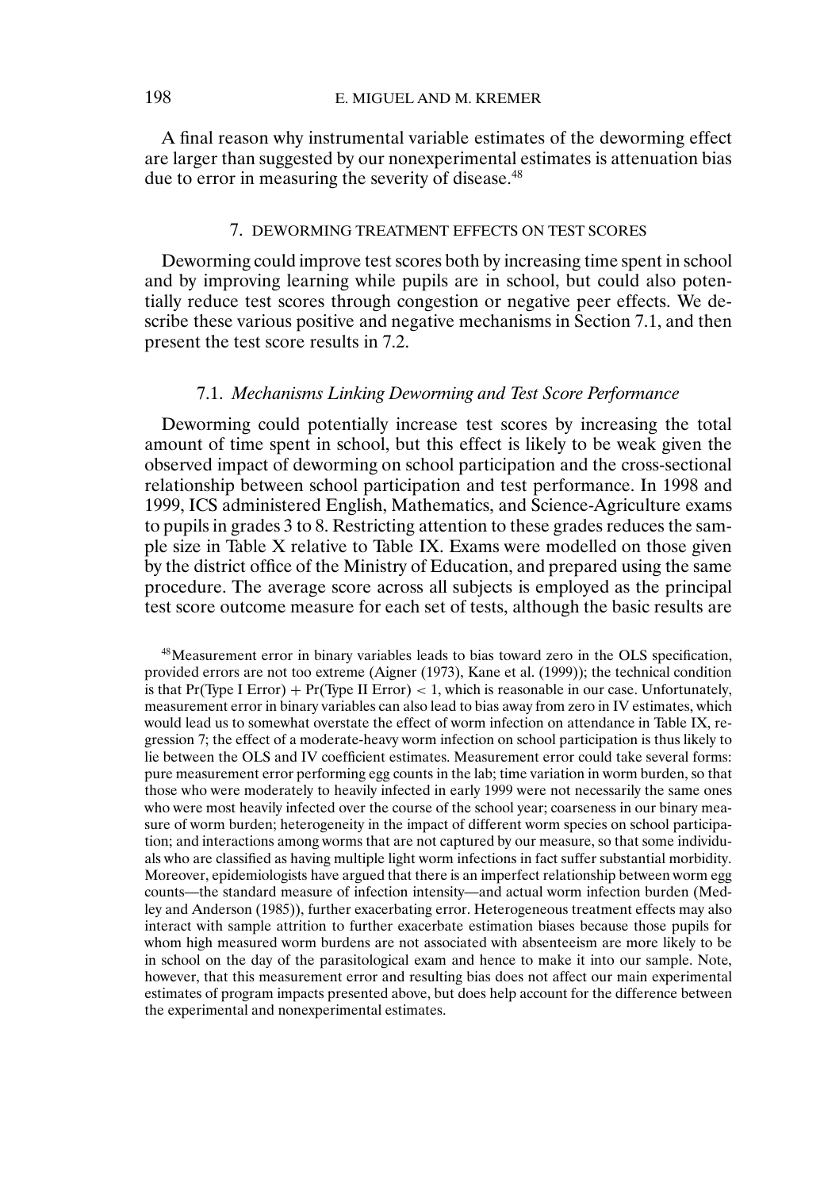A final reason why instrumental variable estimates of the deworming effect are larger than suggested by our nonexperimental estimates is attenuation bias due to error in measuring the severity of disease.[48]

## 7. DEWORMING TREATMENT EFFECTS ON TEST SCORES

Deworming could improve test scores both by increasing time spent in school and by improving learning while pupils are in school, but could also potentially reduce test scores through congestion or negative peer effects. We describe these various positive and negative mechanisms in Section 7.1, and then present the test score results in 7.2.

### 7.1. *Mechanisms Linking Deworming and Test Score Performance*

Deworming could potentially increase test scores by increasing the total amount of time spent in school, but this effect is likely to be weak given the observed impact of deworming on school participation and the cross-sectional relationship between school participation and test performance. In 1998 and 1999, ICS administered English, Mathematics, and Science-Agriculture exams to pupils in grades 3 to 8. Restricting attention to these grades reduces the sample size in Table X relative to Table IX. Exams were modelled on those given by the district office of the Ministry of Education, and prepared using the same procedure. The average score across all subjects is employed as the principal test score outcome measure for each set of tests, although the basic results are

[48]Measurement error in binary variables leads to bias toward zero in the OLS specification, provided errors are not too extreme (Aigner (1973), Kane et al. (1999)); the technical condition is that Pr(Type I Error) + Pr(Type II Error) $< 1$, which is reasonable in our case. Unfortunately, measurement error in binary variables can also lead to bias away from zero in IV estimates, which would lead us to somewhat overstate the effect of worm infection on attendance in Table IX, regression 7; the effect of a moderate-heavy worm infection on school participation is thus likely to lie between the OLS and IV coefficient estimates. Measurement error could take several forms: pure measurement error performing egg counts in the lab; time variation in worm burden, so that those who were moderately to heavily infected in early 1999 were not necessarily the same ones who were most heavily infected over the course of the school year; coarseness in our binary measure of worm burden; heterogeneity in the impact of different worm species on school participation; and interactions among worms that are not captured by our measure, so that some individuals who are classified as having multiple light worm infections in fact suffer substantial morbidity. Moreover, epidemiologists have argued that there is an imperfect relationship between worm egg counts—the standard measure of infection intensity—and actual worm infection burden (Medley and Anderson (1985)), further exacerbating error. Heterogeneous treatment effects may also interact with sample attrition to further exacerbate estimation biases because those pupils for whom high measured worm burdens are not associated with absenteeism are more likely to be in school on the day of the parasitological exam and hence to make it into our sample. Note, however, that this measurement error and resulting bias does not affect our main experimental estimates of program impacts presented above, but does help account for the difference between the experimental and nonexperimental estimates.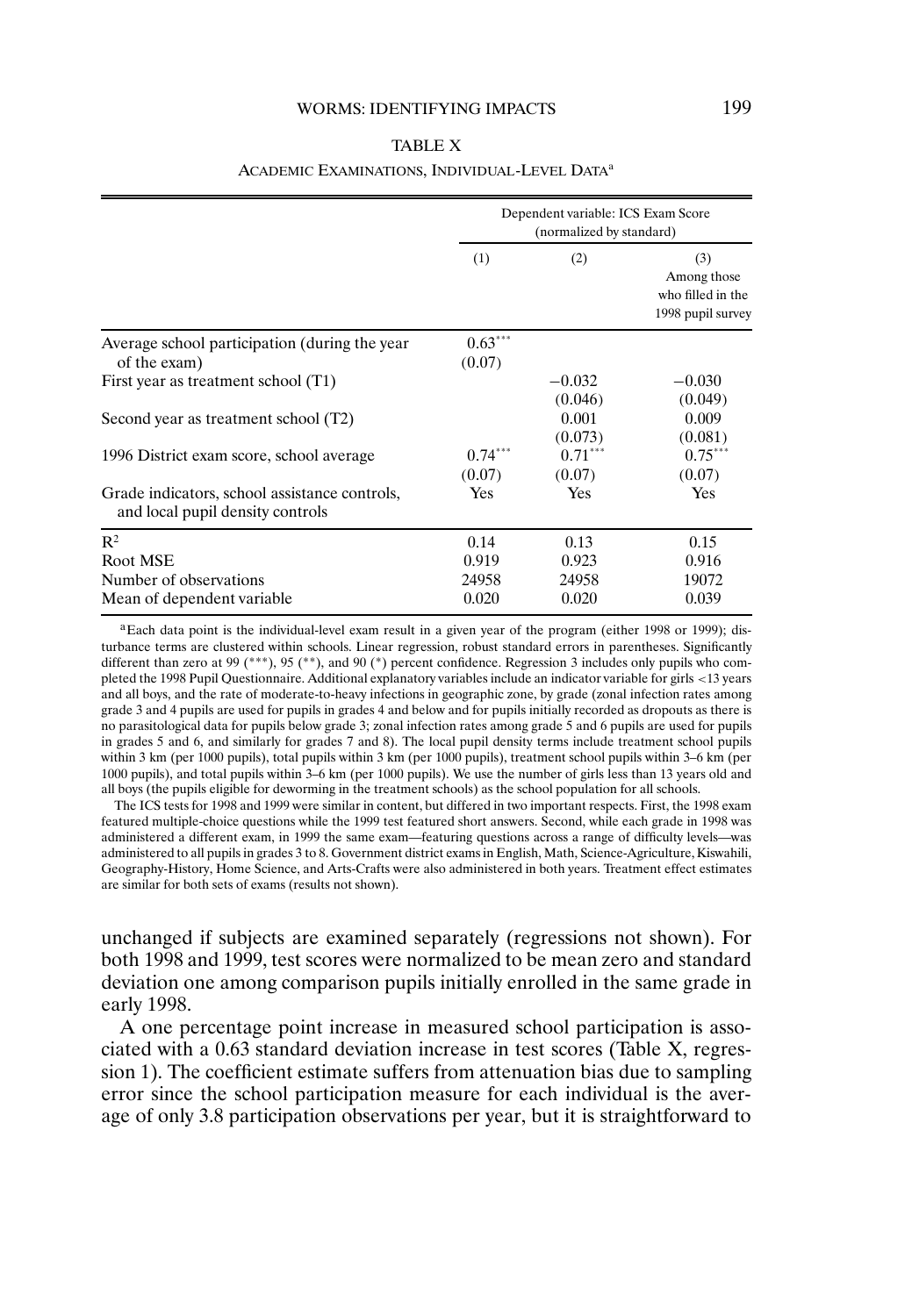TABLE X

ACADEMIC EXAMINATIONS, INDIVIDUAL-LEVEL DATA[a]

| | Dependent variable: ICS Exam Score (normalized by standard) | | |
|---|---|---|---|
| | (1) | (2) | (3) Among those who filled in the 1998 pupil survey |
| Average school participation (during the year of the exam) | 0.63*** (0.07) | | |
| First year as treatment school (T1) | | −0.032 (0.046) | −0.030 (0.049) |
| Second year as treatment school (T2) | | 0.001 (0.073) | 0.009 (0.081) |
| 1996 District exam score, school average | 0.74*** (0.07) | 0.71*** (0.07) | 0.75*** (0.07) |
| Grade indicators, school assistance controls, and local pupil density controls | Yes | Yes | Yes |
| $R^2$ | 0.14 | 0.13 | 0.15 |
| Root MSE | 0.919 | 0.923 | 0.916 |
| Number of observations | 24958 | 24958 | 19072 |
| Mean of dependent variable | 0.020 | 0.020 | 0.039 |

[a]Each data point is the individual-level exam result in a given year of the program (either 1998 or 1999); disturbance terms are clustered within schools. Linear regression, robust standard errors in parentheses. Significantly different than zero at 99 (***), 95 (**), and 90 (*) percent confidence. Regression 3 includes only pupils who completed the 1998 Pupil Questionnaire. Additional explanatory variables include an indicator variable for girls <13 years and all boys, and the rate of moderate-to-heavy infections in geographic zone, by grade (zonal infection rates among grade 3 and 4 pupils are used for pupils in grades 4 and below and for pupils initially recorded as dropouts as there is no parasitological data for pupils below grade 3; zonal infection rates among grade 5 and 6 pupils are used for pupils in grades 5 and 6, and similarly for grades 7 and 8). The local pupil density terms include treatment school pupils within 3 km (per 1000 pupils), total pupils within 3 km (per 1000 pupils), treatment school pupils within 3–6 km (per 1000 pupils), and total pupils within 3–6 km (per 1000 pupils). We use the number of girls less than 13 years old and all boys (the pupils eligible for deworming in the treatment schools) as the school population for all schools.

The ICS tests for 1998 and 1999 were similar in content, but differed in two important respects. First, the 1998 exam featured multiple-choice questions while the 1999 test featured short answers. Second, while each grade in 1998 was administered a different exam, in 1999 the same exam—featuring questions across a range of difficulty levels—was administered to all pupils in grades 3 to 8. Government district exams in English, Math, Science-Agriculture, Kiswahili, Geography-History, Home Science, and Arts-Crafts were also administered in both years. Treatment effect estimates are similar for both sets of exams (results not shown).

unchanged if subjects are examined separately (regressions not shown). For both 1998 and 1999, test scores were normalized to be mean zero and standard deviation one among comparison pupils initially enrolled in the same grade in early 1998.

A one percentage point increase in measured school participation is associated with a 0.63 standard deviation increase in test scores (Table X, regression 1). The coefficient estimate suffers from attenuation bias due to sampling error since the school participation measure for each individual is the average of only 3.8 participation observations per year, but it is straightforward to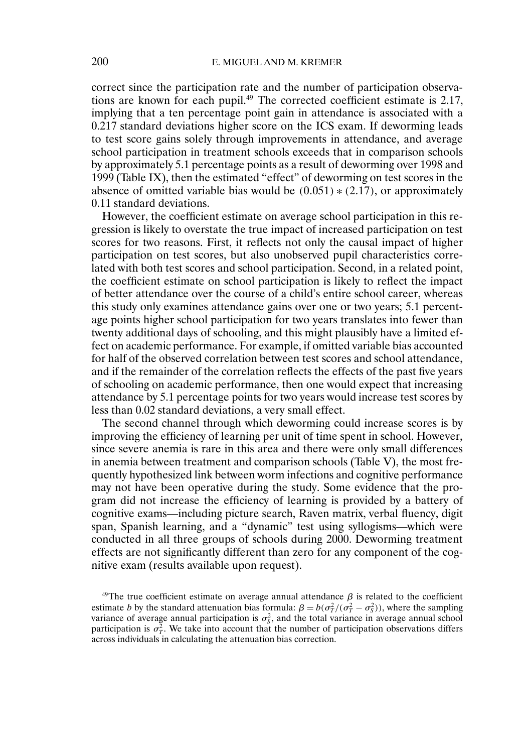correct since the participation rate and the number of participation observations are known for each pupil.[49] The corrected coefficient estimate is 2.17, implying that a ten percentage point gain in attendance is associated with a 0.217 standard deviations higher score on the ICS exam. If deworming leads to test score gains solely through improvements in attendance, and average school participation in treatment schools exceeds that in comparison schools by approximately 5.1 percentage points as a result of deworming over 1998 and 1999 (Table IX), then the estimated "effect" of deworming on test scores in the absence of omitted variable bias would be $(0.051) * (2.17)$, or approximately 0.11 standard deviations.

However, the coefficient estimate on average school participation in this regression is likely to overstate the true impact of increased participation on test scores for two reasons. First, it reflects not only the causal impact of higher participation on test scores, but also unobserved pupil characteristics correlated with both test scores and school participation. Second, in a related point, the coefficient estimate on school participation is likely to reflect the impact of better attendance over the course of a child's entire school career, whereas this study only examines attendance gains over one or two years; 5.1 percentage points higher school participation for two years translates into fewer than twenty additional days of schooling, and this might plausibly have a limited effect on academic performance. For example, if omitted variable bias accounted for half of the observed correlation between test scores and school attendance, and if the remainder of the correlation reflects the effects of the past five years of schooling on academic performance, then one would expect that increasing attendance by 5.1 percentage points for two years would increase test scores by less than 0.02 standard deviations, a very small effect.

The second channel through which deworming could increase scores is by improving the efficiency of learning per unit of time spent in school. However, since severe anemia is rare in this area and there were only small differences in anemia between treatment and comparison schools (Table V), the most frequently hypothesized link between worm infections and cognitive performance may not have been operative during the study. Some evidence that the program did not increase the efficiency of learning is provided by a battery of cognitive exams—including picture search, Raven matrix, verbal fluency, digit span, Spanish learning, and a "dynamic" test using syllogisms—which were conducted in all three groups of schools during 2000. Deworming treatment effects are not significantly different than zero for any component of the cognitive exam (results available upon request).

[49]The true coefficient estimate on average annual attendance $\beta$ is related to the coefficient estimate $b$ by the standard attenuation bias formula: $\beta = b(\sigma_T^2/(\sigma_T^2 - \sigma_S^2))$, where the sampling variance of average annual participation is $\sigma_S^2$, and the total variance in average annual school participation is $\sigma_T^2$. We take into account that the number of participation observations differs across individuals in calculating the attenuation bias correction.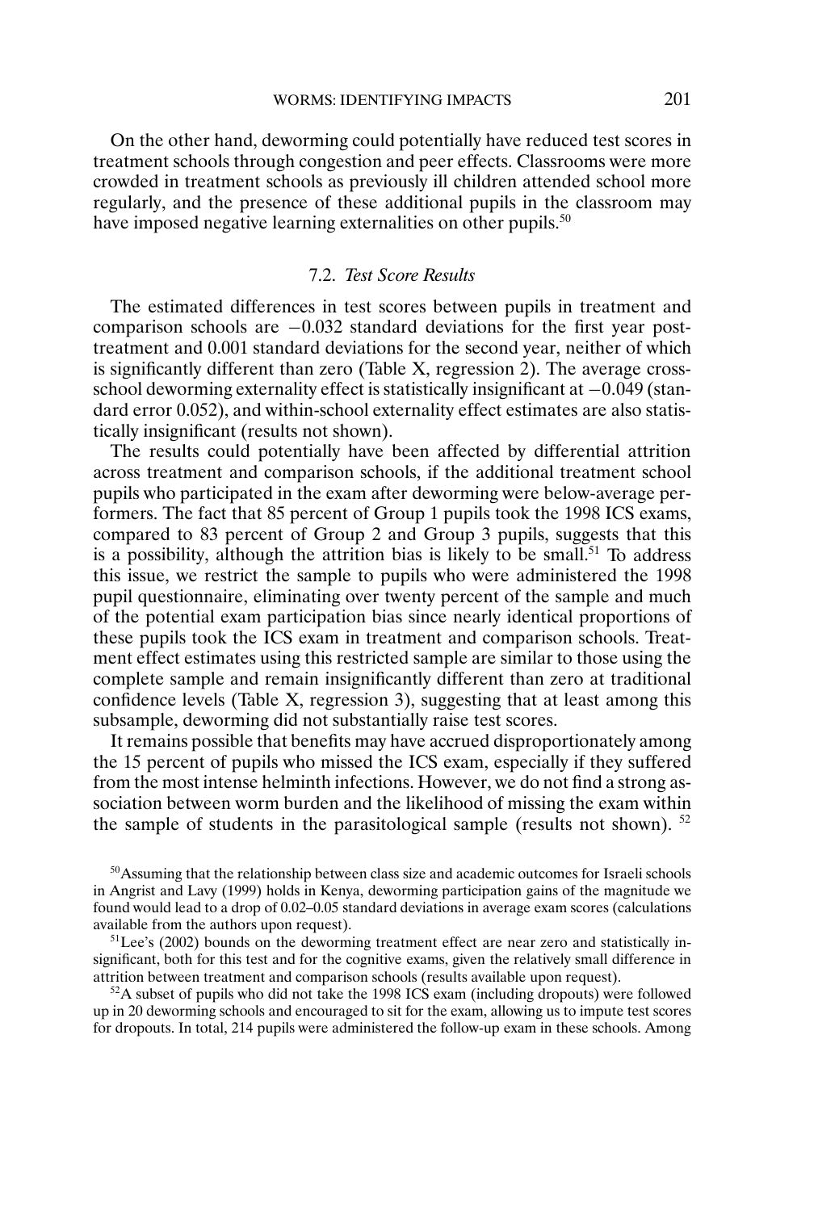On the other hand, deworming could potentially have reduced test scores in treatment schools through congestion and peer effects. Classrooms were more crowded in treatment schools as previously ill children attended school more regularly, and the presence of these additional pupils in the classroom may have imposed negative learning externalities on other pupils.[50]

### 7.2. *Test Score Results*

The estimated differences in test scores between pupils in treatment and comparison schools are −0.032 standard deviations for the first year post-treatment and 0.001 standard deviations for the second year, neither of which is significantly different than zero (Table X, regression 2). The average cross-school deworming externality effect is statistically insignificant at −0.049 (standard error 0.052), and within-school externality effect estimates are also statistically insignificant (results not shown).

The results could potentially have been affected by differential attrition across treatment and comparison schools, if the additional treatment school pupils who participated in the exam after deworming were below-average performers. The fact that 85 percent of Group 1 pupils took the 1998 ICS exams, compared to 83 percent of Group 2 and Group 3 pupils, suggests that this is a possibility, although the attrition bias is likely to be small.[51] To address this issue, we restrict the sample to pupils who were administered the 1998 pupil questionnaire, eliminating over twenty percent of the sample and much of the potential exam participation bias since nearly identical proportions of these pupils took the ICS exam in treatment and comparison schools. Treatment effect estimates using this restricted sample are similar to those using the complete sample and remain insignificantly different than zero at traditional confidence levels (Table X, regression 3), suggesting that at least among this subsample, deworming did not substantially raise test scores.

It remains possible that benefits may have accrued disproportionately among the 15 percent of pupils who missed the ICS exam, especially if they suffered from the most intense helminth infections. However, we do not find a strong association between worm burden and the likelihood of missing the exam within the sample of students in the parasitological sample (results not shown).[52]

[50] Assuming that the relationship between class size and academic outcomes for Israeli schools in Angrist and Lavy (1999) holds in Kenya, deworming participation gains of the magnitude we found would lead to a drop of 0.02–0.05 standard deviations in average exam scores (calculations available from the authors upon request).

[51] Lee's (2002) bounds on the deworming treatment effect are near zero and statistically insignificant, both for this test and for the cognitive exams, given the relatively small difference in attrition between treatment and comparison schools (results available upon request).

[52] A subset of pupils who did not take the 1998 ICS exam (including dropouts) were followed up in 20 deworming schools and encouraged to sit for the exam, allowing us to impute test scores for dropouts. In total, 214 pupils were administered the follow-up exam in these schools. Among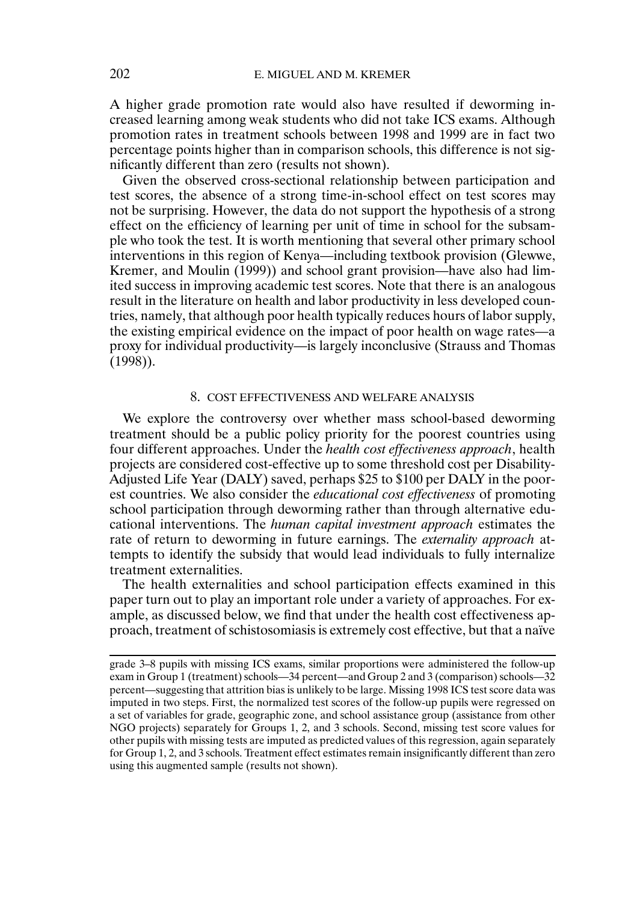A higher grade promotion rate would also have resulted if deworming increased learning among weak students who did not take ICS exams. Although promotion rates in treatment schools between 1998 and 1999 are in fact two percentage points higher than in comparison schools, this difference is not significantly different than zero (results not shown).

Given the observed cross-sectional relationship between participation and test scores, the absence of a strong time-in-school effect on test scores may not be surprising. However, the data do not support the hypothesis of a strong effect on the efficiency of learning per unit of time in school for the subsample who took the test. It is worth mentioning that several other primary school interventions in this region of Kenya—including textbook provision (Glewwe, Kremer, and Moulin (1999)) and school grant provision—have also had limited success in improving academic test scores. Note that there is an analogous result in the literature on health and labor productivity in less developed countries, namely, that although poor health typically reduces hours of labor supply, the existing empirical evidence on the impact of poor health on wage rates—a proxy for individual productivity—is largely inconclusive (Strauss and Thomas (1998)).

## 8. COST EFFECTIVENESS AND WELFARE ANALYSIS

We explore the controversy over whether mass school-based deworming treatment should be a public policy priority for the poorest countries using four different approaches. Under the *health cost effectiveness approach*, health projects are considered cost-effective up to some threshold cost per Disability-Adjusted Life Year (DALY) saved, perhaps \$25 to \$100 per DALY in the poorest countries. We also consider the *educational cost effectiveness* of promoting school participation through deworming rather than through alternative educational interventions. The *human capital investment approach* estimates the rate of return to deworming in future earnings. The *externality approach* attempts to identify the subsidy that would lead individuals to fully internalize treatment externalities.

The health externalities and school participation effects examined in this paper turn out to play an important role under a variety of approaches. For example, as discussed below, we find that under the health cost effectiveness approach, treatment of schistosomiasis is extremely cost effective, but that a naïve

grade 3–8 pupils with missing ICS exams, similar proportions were administered the follow-up exam in Group 1 (treatment) schools—34 percent—and Group 2 and 3 (comparison) schools—32 percent—suggesting that attrition bias is unlikely to be large. Missing 1998 ICS test score data was imputed in two steps. First, the normalized test scores of the follow-up pupils were regressed on a set of variables for grade, geographic zone, and school assistance group (assistance from other NGO projects) separately for Groups 1, 2, and 3 schools. Second, missing test score values for other pupils with missing tests are imputed as predicted values of this regression, again separately for Group 1, 2, and 3 schools. Treatment effect estimates remain insignificantly different than zero using this augmented sample (results not shown).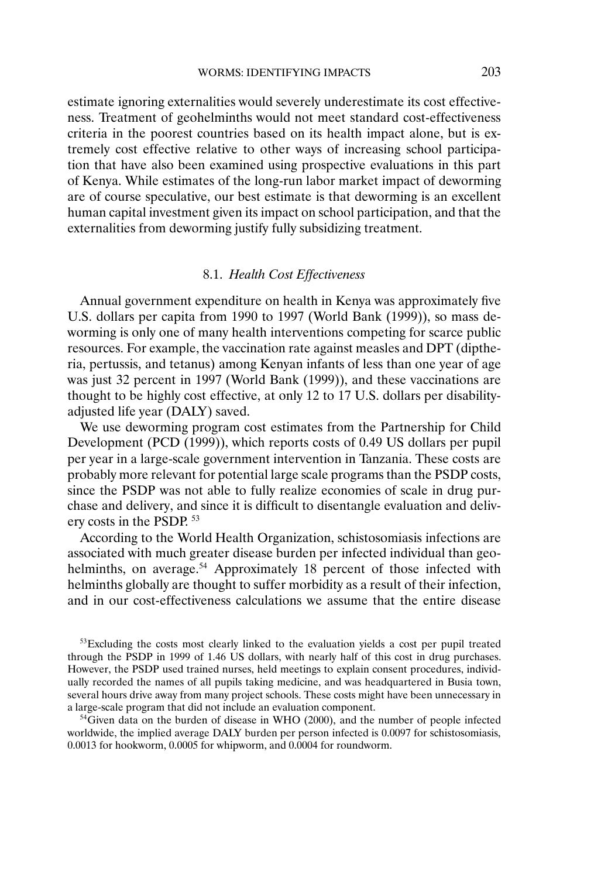estimate ignoring externalities would severely underestimate its cost effectiveness. Treatment of geohelminths would not meet standard cost-effectiveness criteria in the poorest countries based on its health impact alone, but is extremely cost effective relative to other ways of increasing school participation that have also been examined using prospective evaluations in this part of Kenya. While estimates of the long-run labor market impact of deworming are of course speculative, our best estimate is that deworming is an excellent human capital investment given its impact on school participation, and that the externalities from deworming justify fully subsidizing treatment.

### 8.1. *Health Cost Effectiveness*

Annual government expenditure on health in Kenya was approximately five U.S. dollars per capita from 1990 to 1997 (World Bank (1999)), so mass deworming is only one of many health interventions competing for scarce public resources. For example, the vaccination rate against measles and DPT (diptheria, pertussis, and tetanus) among Kenyan infants of less than one year of age was just 32 percent in 1997 (World Bank (1999)), and these vaccinations are thought to be highly cost effective, at only 12 to 17 U.S. dollars per disability-adjusted life year (DALY) saved.

We use deworming program cost estimates from the Partnership for Child Development (PCD (1999)), which reports costs of 0.49 US dollars per pupil per year in a large-scale government intervention in Tanzania. These costs are probably more relevant for potential large scale programs than the PSDP costs, since the PSDP was not able to fully realize economies of scale in drug purchase and delivery, and since it is difficult to disentangle evaluation and delivery costs in the PSDP.[53]

According to the World Health Organization, schistosomiasis infections are associated with much greater disease burden per infected individual than geohelminths, on average.[54] Approximately 18 percent of those infected with helminths globally are thought to suffer morbidity as a result of their infection, and in our cost-effectiveness calculations we assume that the entire disease

[53]Excluding the costs most clearly linked to the evaluation yields a cost per pupil treated through the PSDP in 1999 of 1.46 US dollars, with nearly half of this cost in drug purchases. However, the PSDP used trained nurses, held meetings to explain consent procedures, individually recorded the names of all pupils taking medicine, and was headquartered in Busia town, several hours drive away from many project schools. These costs might have been unnecessary in a large-scale program that did not include an evaluation component.

[54]Given data on the burden of disease in WHO (2000), and the number of people infected worldwide, the implied average DALY burden per person infected is 0.0097 for schistosomiasis, 0.0013 for hookworm, 0.0005 for whipworm, and 0.0004 for roundworm.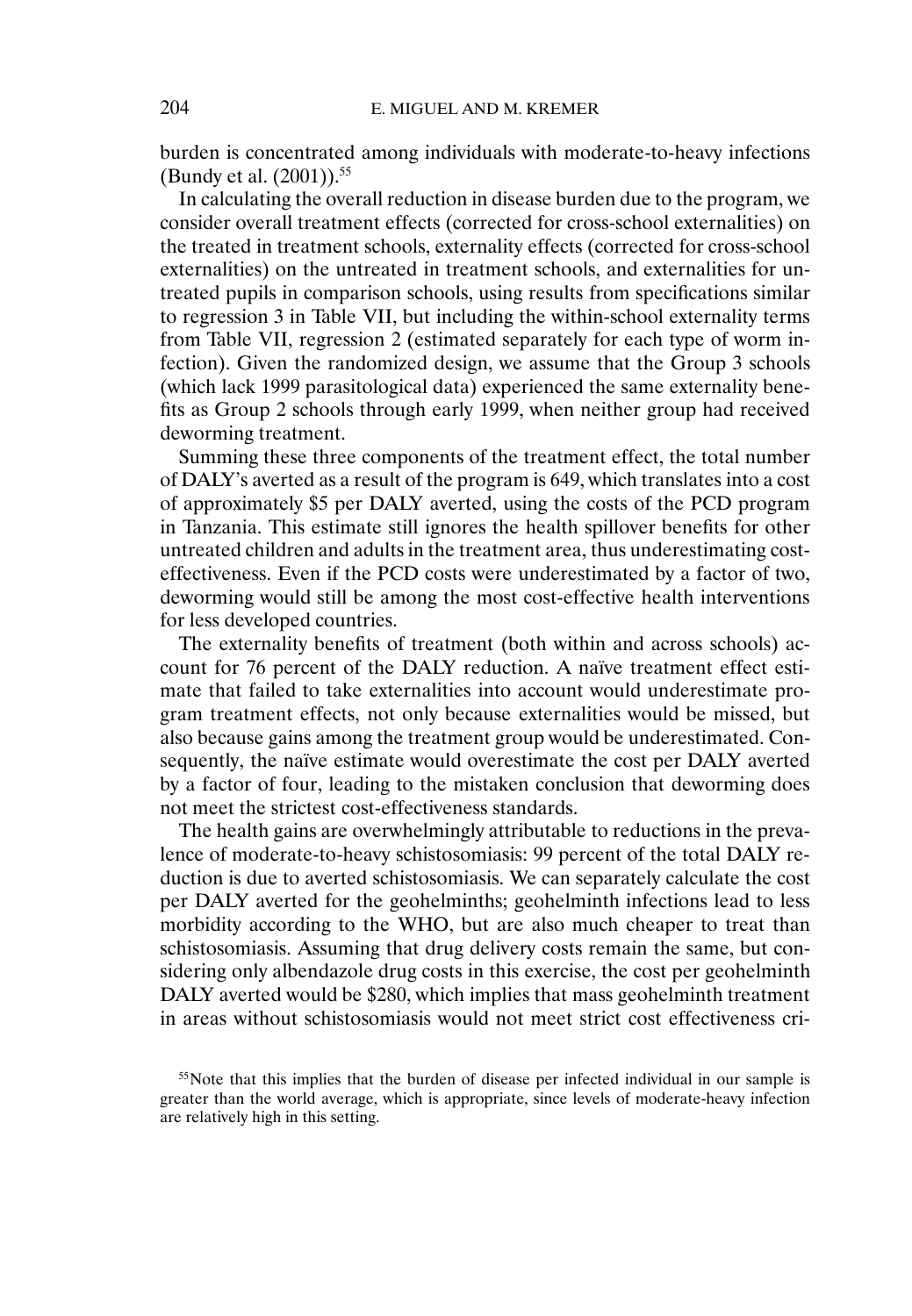burden is concentrated among individuals with moderate-to-heavy infections (Bundy et al. (2001)).[55]

In calculating the overall reduction in disease burden due to the program, we consider overall treatment effects (corrected for cross-school externalities) on the treated in treatment schools, externality effects (corrected for cross-school externalities) on the untreated in treatment schools, and externalities for untreated pupils in comparison schools, using results from specifications similar to regression 3 in Table VII, but including the within-school externality terms from Table VII, regression 2 (estimated separately for each type of worm infection). Given the randomized design, we assume that the Group 3 schools (which lack 1999 parasitological data) experienced the same externality benefits as Group 2 schools through early 1999, when neither group had received deworming treatment.

Summing these three components of the treatment effect, the total number of DALY's averted as a result of the program is 649, which translates into a cost of approximately $5 per DALY averted, using the costs of the PCD program in Tanzania. This estimate still ignores the health spillover benefits for other untreated children and adults in the treatment area, thus underestimating cost-effectiveness. Even if the PCD costs were underestimated by a factor of two, deworming would still be among the most cost-effective health interventions for less developed countries.

The externality benefits of treatment (both within and across schools) account for 76 percent of the DALY reduction. A naïve treatment effect estimate that failed to take externalities into account would underestimate program treatment effects, not only because externalities would be missed, but also because gains among the treatment group would be underestimated. Consequently, the naïve estimate would overestimate the cost per DALY averted by a factor of four, leading to the mistaken conclusion that deworming does not meet the strictest cost-effectiveness standards.

The health gains are overwhelmingly attributable to reductions in the prevalence of moderate-to-heavy schistosomiasis: 99 percent of the total DALY reduction is due to averted schistosomiasis. We can separately calculate the cost per DALY averted for the geohelminths; geohelminth infections lead to less morbidity according to the WHO, but are also much cheaper to treat than schistosomiasis. Assuming that drug delivery costs remain the same, but considering only albendazole drug costs in this exercise, the cost per geohelminth DALY averted would be $280, which implies that mass geohelminth treatment in areas without schistosomiasis would not meet strict cost effectiveness cri-

[55]Note that this implies that the burden of disease per infected individual in our sample is greater than the world average, which is appropriate, since levels of moderate-heavy infection are relatively high in this setting.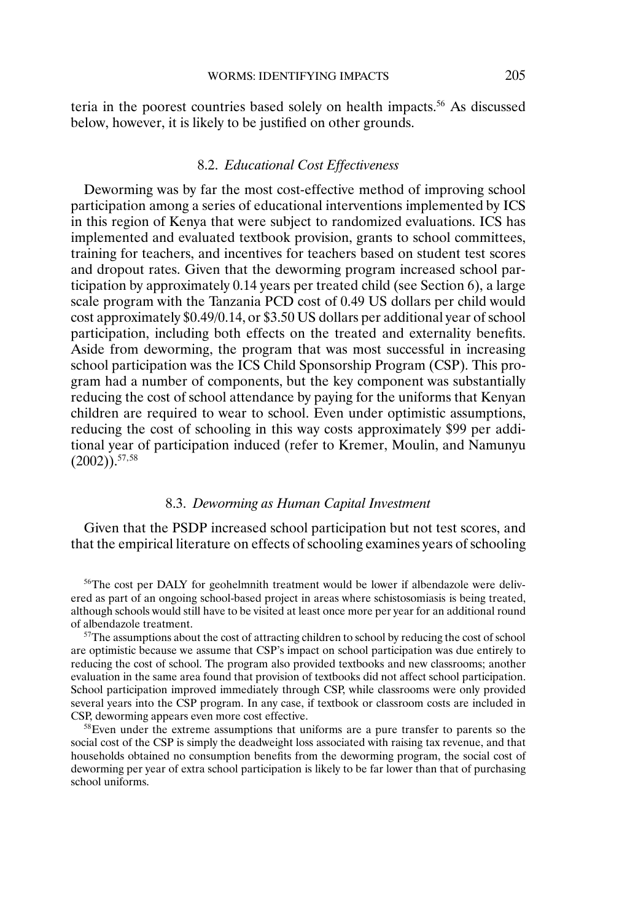teria in the poorest countries based solely on health impacts.[56] As discussed below, however, it is likely to be justified on other grounds.

### 8.2. *Educational Cost Effectiveness*

Deworming was by far the most cost-effective method of improving school participation among a series of educational interventions implemented by ICS in this region of Kenya that were subject to randomized evaluations. ICS has implemented and evaluated textbook provision, grants to school committees, training for teachers, and incentives for teachers based on student test scores and dropout rates. Given that the deworming program increased school participation by approximately 0.14 years per treated child (see Section 6), a large scale program with the Tanzania PCD cost of 0.49 US dollars per child would cost approximately \$0.49/0.14, or \$3.50 US dollars per additional year of school participation, including both effects on the treated and externality benefits. Aside from deworming, the program that was most successful in increasing school participation was the ICS Child Sponsorship Program (CSP). This program had a number of components, but the key component was substantially reducing the cost of school attendance by paying for the uniforms that Kenyan children are required to wear to school. Even under optimistic assumptions, reducing the cost of schooling in this way costs approximately \$99 per additional year of participation induced (refer to Kremer, Moulin, and Namunyu (2002)).[57,58]

### 8.3. *Deworming as Human Capital Investment*

Given that the PSDP increased school participation but not test scores, and that the empirical literature on effects of schooling examines years of schooling

[56]The cost per DALY for geohelmnith treatment would be lower if albendazole were delivered as part of an ongoing school-based project in areas where schistosomiasis is being treated, although schools would still have to be visited at least once more per year for an additional round of albendazole treatment.

[57]The assumptions about the cost of attracting children to school by reducing the cost of school are optimistic because we assume that CSP's impact on school participation was due entirely to reducing the cost of school. The program also provided textbooks and new classrooms; another evaluation in the same area found that provision of textbooks did not affect school participation. School participation improved immediately through CSP, while classrooms were only provided several years into the CSP program. In any case, if textbook or classroom costs are included in CSP, deworming appears even more cost effective.

[58]Even under the extreme assumptions that uniforms are a pure transfer to parents so the social cost of the CSP is simply the deadweight loss associated with raising tax revenue, and that households obtained no consumption benefits from the deworming program, the social cost of deworming per year of extra school participation is likely to be far lower than that of purchasing school uniforms.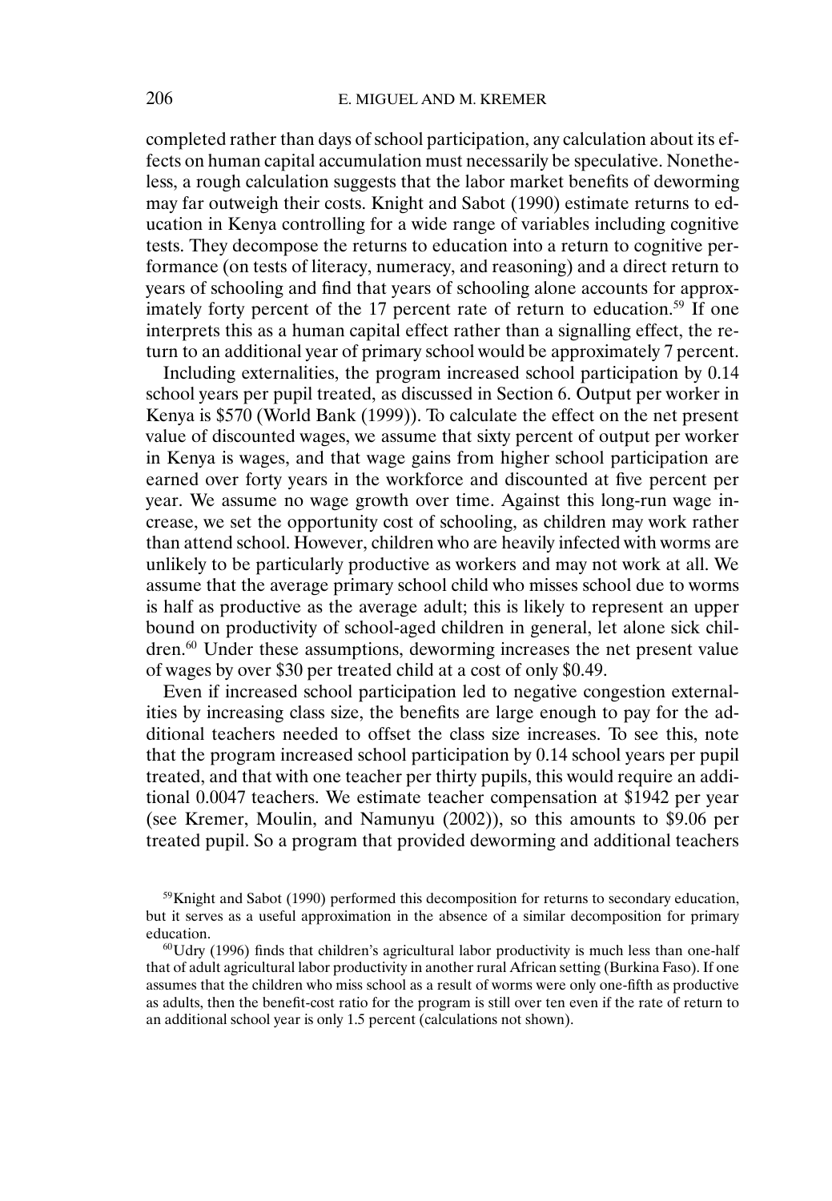completed rather than days of school participation, any calculation about its effects on human capital accumulation must necessarily be speculative. Nonetheless, a rough calculation suggests that the labor market benefits of deworming may far outweigh their costs. Knight and Sabot (1990) estimate returns to education in Kenya controlling for a wide range of variables including cognitive tests. They decompose the returns to education into a return to cognitive performance (on tests of literacy, numeracy, and reasoning) and a direct return to years of schooling and find that years of schooling alone accounts for approximately forty percent of the 17 percent rate of return to education.[59] If one interprets this as a human capital effect rather than a signalling effect, the return to an additional year of primary school would be approximately 7 percent.

Including externalities, the program increased school participation by 0.14 school years per pupil treated, as discussed in Section 6. Output per worker in Kenya is $570 (World Bank (1999)). To calculate the effect on the net present value of discounted wages, we assume that sixty percent of output per worker in Kenya is wages, and that wage gains from higher school participation are earned over forty years in the workforce and discounted at five percent per year. We assume no wage growth over time. Against this long-run wage increase, we set the opportunity cost of schooling, as children may work rather than attend school. However, children who are heavily infected with worms are unlikely to be particularly productive as workers and may not work at all. We assume that the average primary school child who misses school due to worms is half as productive as the average adult; this is likely to represent an upper bound on productivity of school-aged children in general, let alone sick children.[60] Under these assumptions, deworming increases the net present value of wages by over $30 per treated child at a cost of only $0.49.

Even if increased school participation led to negative congestion externalities by increasing class size, the benefits are large enough to pay for the additional teachers needed to offset the class size increases. To see this, note that the program increased school participation by 0.14 school years per pupil treated, and that with one teacher per thirty pupils, this would require an additional 0.0047 teachers. We estimate teacher compensation at $1942 per year (see Kremer, Moulin, and Namunyu (2002)), so this amounts to $9.06 per treated pupil. So a program that provided deworming and additional teachers

[59] Knight and Sabot (1990) performed this decomposition for returns to secondary education, but it serves as a useful approximation in the absence of a similar decomposition for primary education.

[60] Udry (1996) finds that children's agricultural labor productivity is much less than one-half that of adult agricultural labor productivity in another rural African setting (Burkina Faso). If one assumes that the children who miss school as a result of worms were only one-fifth as productive as adults, then the benefit-cost ratio for the program is still over ten even if the rate of return to an additional school year is only 1.5 percent (calculations not shown).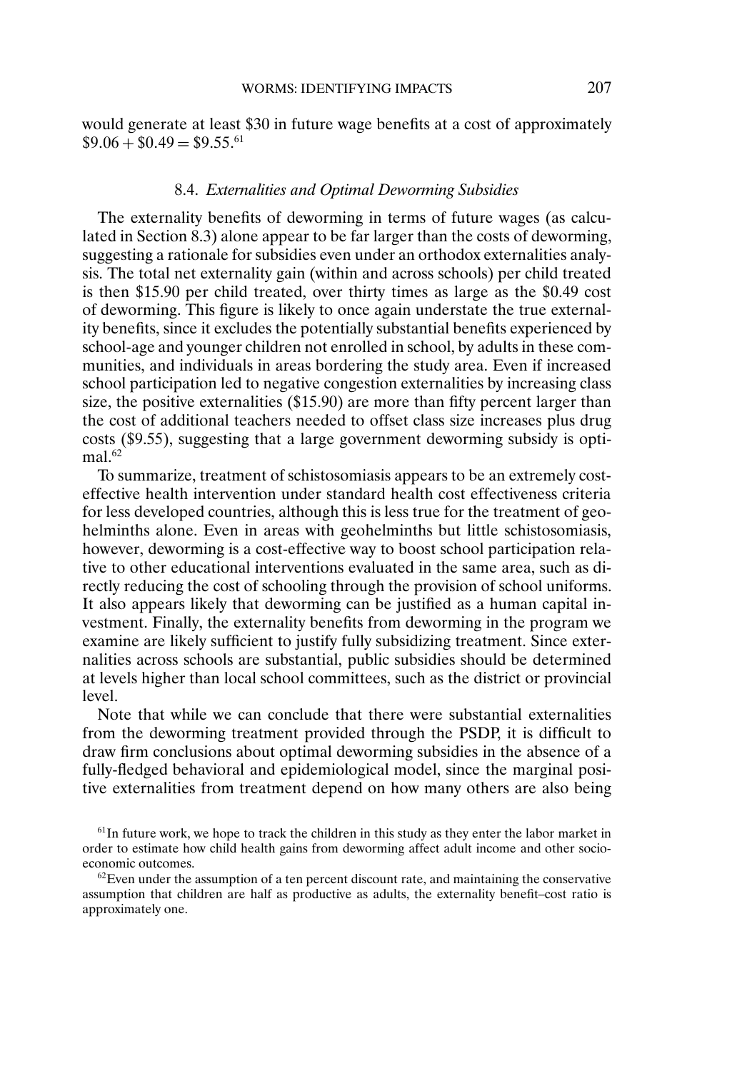would generate at least \$30 in future wage benefits at a cost of approximately $\$9.06 + \$0.49 = \$9.55$.[61]

### 8.4. *Externalities and Optimal Deworming Subsidies*

The externality benefits of deworming in terms of future wages (as calculated in Section 8.3) alone appear to be far larger than the costs of deworming, suggesting a rationale for subsidies even under an orthodox externalities analysis. The total net externality gain (within and across schools) per child treated is then \$15.90 per child treated, over thirty times as large as the \$0.49 cost of deworming. This figure is likely to once again understate the true externality benefits, since it excludes the potentially substantial benefits experienced by school-age and younger children not enrolled in school, by adults in these communities, and individuals in areas bordering the study area. Even if increased school participation led to negative congestion externalities by increasing class size, the positive externalities (\$15.90) are more than fifty percent larger than the cost of additional teachers needed to offset class size increases plus drug costs (\$9.55), suggesting that a large government deworming subsidy is optimal.[62]

To summarize, treatment of schistosomiasis appears to be an extremely cost-effective health intervention under standard health cost effectiveness criteria for less developed countries, although this is less true for the treatment of geohelminths alone. Even in areas with geohelminths but little schistosomiasis, however, deworming is a cost-effective way to boost school participation relative to other educational interventions evaluated in the same area, such as directly reducing the cost of schooling through the provision of school uniforms. It also appears likely that deworming can be justified as a human capital investment. Finally, the externality benefits from deworming in the program we examine are likely sufficient to justify fully subsidizing treatment. Since externalities across schools are substantial, public subsidies should be determined at levels higher than local school committees, such as the district or provincial level.

Note that while we can conclude that there were substantial externalities from the deworming treatment provided through the PSDP, it is difficult to draw firm conclusions about optimal deworming subsidies in the absence of a fully-fledged behavioral and epidemiological model, since the marginal positive externalities from treatment depend on how many others are also being

[61] In future work, we hope to track the children in this study as they enter the labor market in order to estimate how child health gains from deworming affect adult income and other socio-economic outcomes.

[62] Even under the assumption of a ten percent discount rate, and maintaining the conservative assumption that children are half as productive as adults, the externality benefit–cost ratio is approximately one.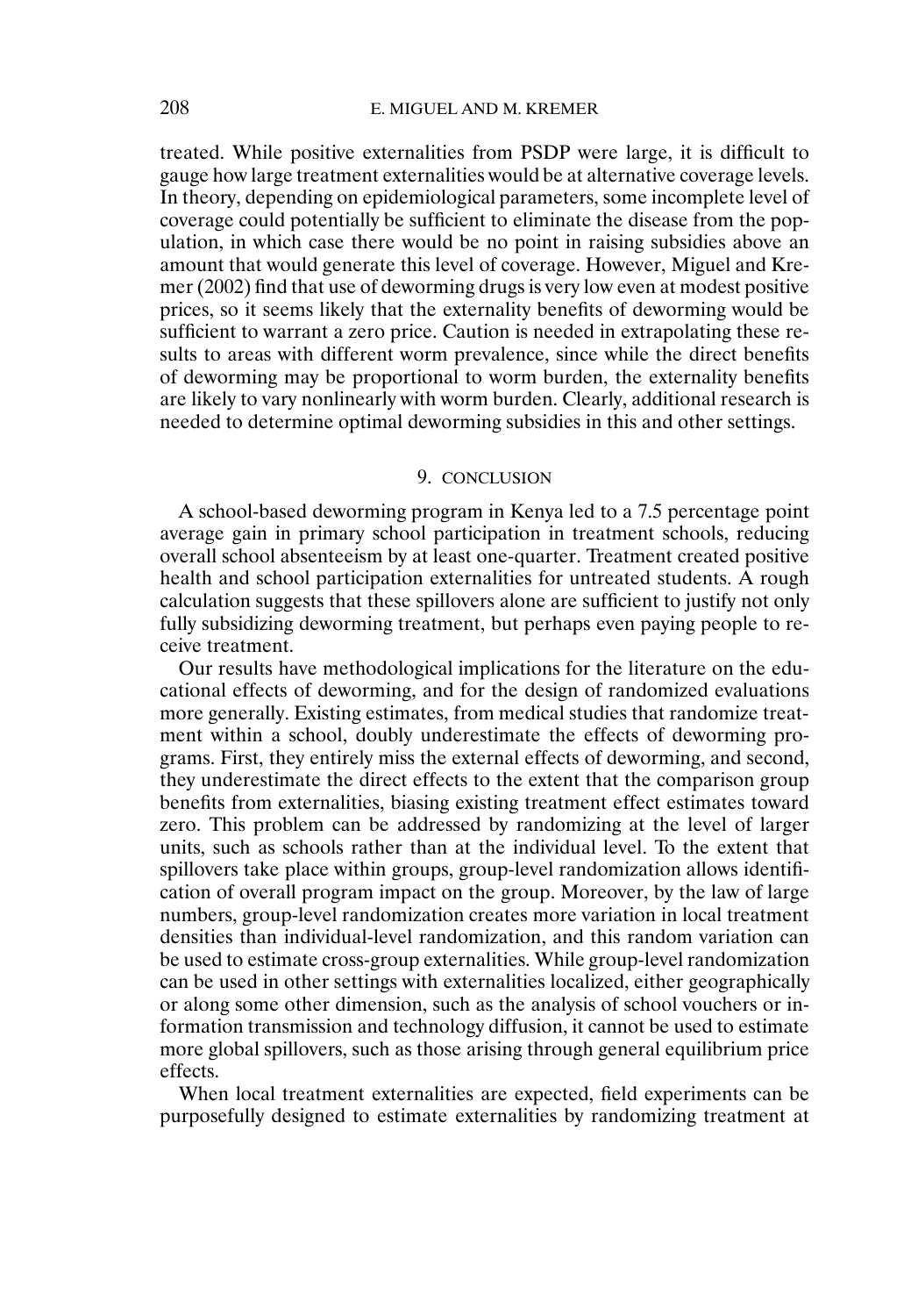treated. While positive externalities from PSDP were large, it is difficult to gauge how large treatment externalities would be at alternative coverage levels. In theory, depending on epidemiological parameters, some incomplete level of coverage could potentially be sufficient to eliminate the disease from the population, in which case there would be no point in raising subsidies above an amount that would generate this level of coverage. However, Miguel and Kremer (2002) find that use of deworming drugs is very low even at modest positive prices, so it seems likely that the externality benefits of deworming would be sufficient to warrant a zero price. Caution is needed in extrapolating these results to areas with different worm prevalence, since while the direct benefits of deworming may be proportional to worm burden, the externality benefits are likely to vary nonlinearly with worm burden. Clearly, additional research is needed to determine optimal deworming subsidies in this and other settings.

## 9. CONCLUSION

A school-based deworming program in Kenya led to a 7.5 percentage point average gain in primary school participation in treatment schools, reducing overall school absenteeism by at least one-quarter. Treatment created positive health and school participation externalities for untreated students. A rough calculation suggests that these spillovers alone are sufficient to justify not only fully subsidizing deworming treatment, but perhaps even paying people to receive treatment.

Our results have methodological implications for the literature on the educational effects of deworming, and for the design of randomized evaluations more generally. Existing estimates, from medical studies that randomize treatment within a school, doubly underestimate the effects of deworming programs. First, they entirely miss the external effects of deworming, and second, they underestimate the direct effects to the extent that the comparison group benefits from externalities, biasing existing treatment effect estimates toward zero. This problem can be addressed by randomizing at the level of larger units, such as schools rather than at the individual level. To the extent that spillovers take place within groups, group-level randomization allows identification of overall program impact on the group. Moreover, by the law of large numbers, group-level randomization creates more variation in local treatment densities than individual-level randomization, and this random variation can be used to estimate cross-group externalities. While group-level randomization can be used in other settings with externalities localized, either geographically or along some other dimension, such as the analysis of school vouchers or information transmission and technology diffusion, it cannot be used to estimate more global spillovers, such as those arising through general equilibrium price effects.

When local treatment externalities are expected, field experiments can be purposefully designed to estimate externalities by randomizing treatment at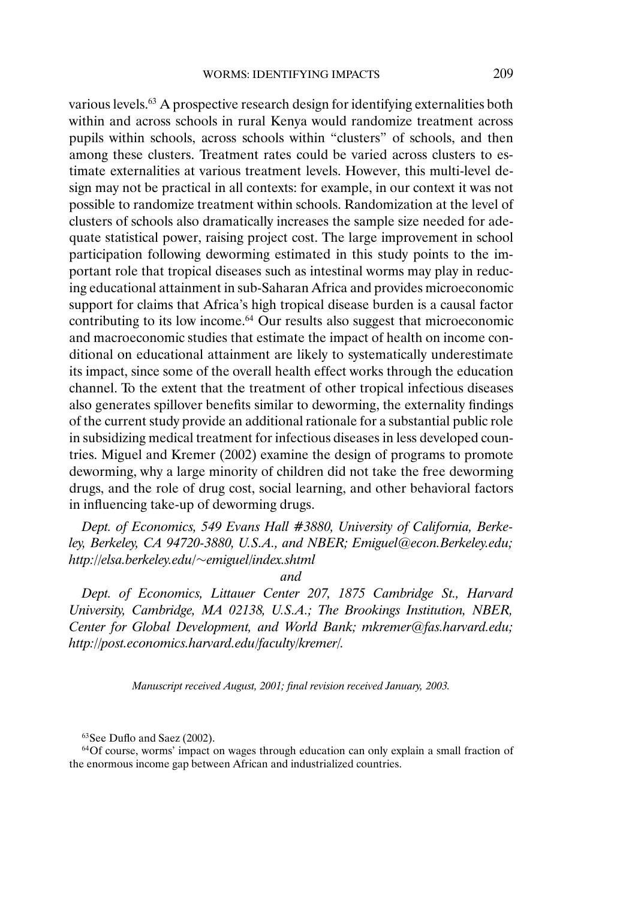various levels.[63] A prospective research design for identifying externalities both within and across schools in rural Kenya would randomize treatment across pupils within schools, across schools within "clusters" of schools, and then among these clusters. Treatment rates could be varied across clusters to estimate externalities at various treatment levels. However, this multi-level design may not be practical in all contexts: for example, in our context it was not possible to randomize treatment within schools. Randomization at the level of clusters of schools also dramatically increases the sample size needed for adequate statistical power, raising project cost. The large improvement in school participation following deworming estimated in this study points to the important role that tropical diseases such as intestinal worms may play in reducing educational attainment in sub-Saharan Africa and provides microeconomic support for claims that Africa's high tropical disease burden is a causal factor contributing to its low income.[64] Our results also suggest that microeconomic and macroeconomic studies that estimate the impact of health on income conditional on educational attainment are likely to systematically underestimate its impact, since some of the overall health effect works through the education channel. To the extent that the treatment of other tropical infectious diseases also generates spillover benefits similar to deworming, the externality findings of the current study provide an additional rationale for a substantial public role in subsidizing medical treatment for infectious diseases in less developed countries. Miguel and Kremer (2002) examine the design of programs to promote deworming, why a large minority of children did not take the free deworming drugs, and the role of drug cost, social learning, and other behavioral factors in influencing take-up of deworming drugs.

*Dept. of Economics, 549 Evans Hall #3880, University of California, Berkeley, Berkeley, CA 94720-3880, U.S.A., and NBER; Emiguel@econ.Berkeley.edu; http://elsa.berkeley.edu/~emiguel/index.shtml*

*and*

*Dept. of Economics, Littauer Center 207, 1875 Cambridge St., Harvard University, Cambridge, MA 02138, U.S.A.; The Brookings Institution, NBER, Center for Global Development, and World Bank; mkremer@fas.harvard.edu; http://post.economics.harvard.edu/faculty/kremer/.*

*Manuscript received August, 2001; final revision received January, 2003.*

[63] See Duflo and Saez (2002).

[64] Of course, worms' impact on wages through education can only explain a small fraction of the enormous income gap between African and industrialized countries.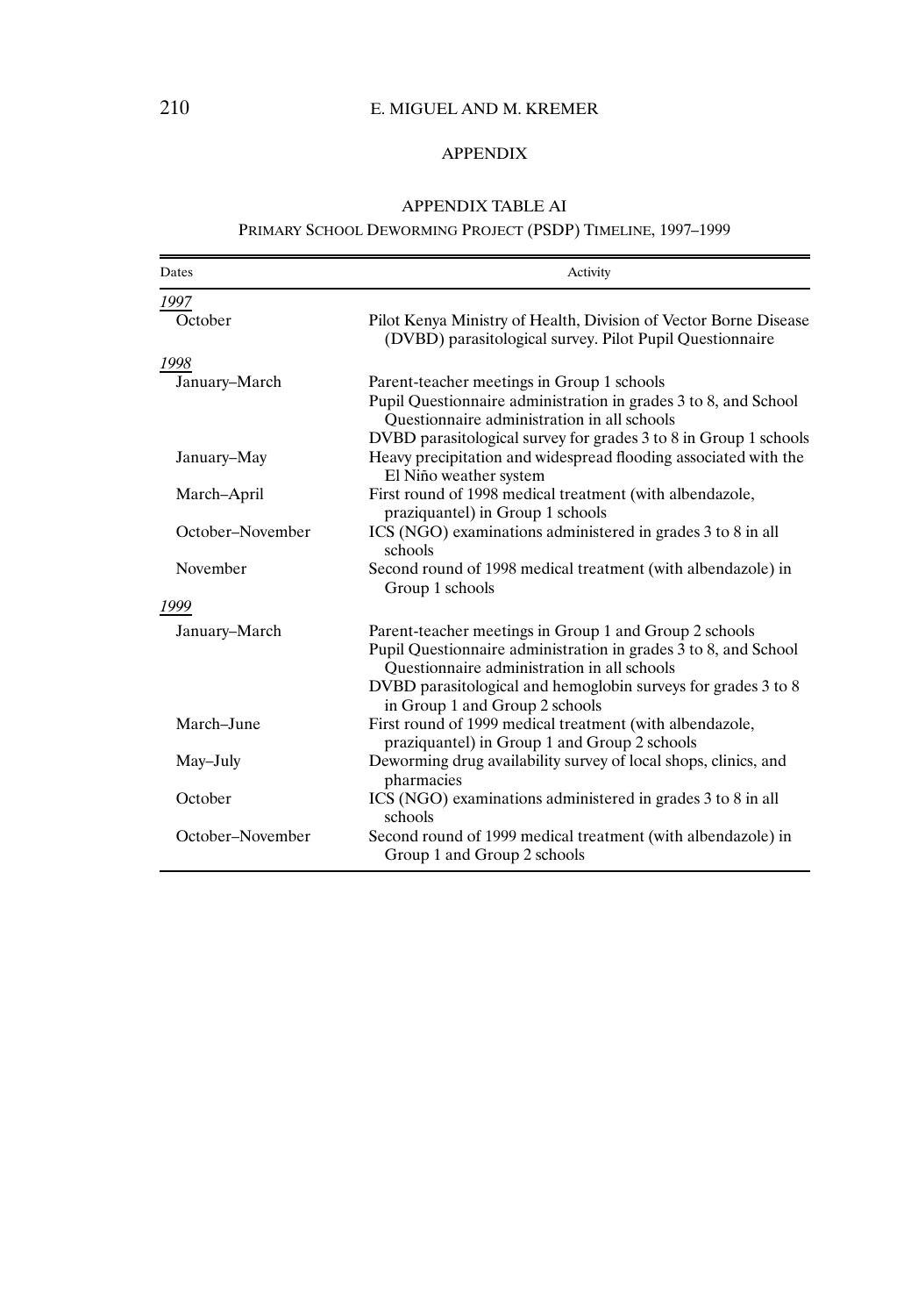## APPENDIX

### APPENDIX TABLE AI

PRIMARY SCHOOL DEWORMING PROJECT (PSDP) TIMELINE, 1997–1999

| Dates | Activity |
|---|---|
| *1997* | |
| October | Pilot Kenya Ministry of Health, Division of Vector Borne Disease (DVBD) parasitological survey. Pilot Pupil Questionnaire |
| *1998* | |
| January–March | Parent-teacher meetings in Group 1 schools |
| | Pupil Questionnaire administration in grades 3 to 8, and School Questionnaire administration in all schools |
| | DVBD parasitological survey for grades 3 to 8 in Group 1 schools |
| January–May | Heavy precipitation and widespread flooding associated with the El Niño weather system |
| March–April | First round of 1998 medical treatment (with albendazole, praziquantel) in Group 1 schools |
| October–November | ICS (NGO) examinations administered in grades 3 to 8 in all schools |
| November | Second round of 1998 medical treatment (with albendazole) in Group 1 schools |
| *1999* | |
| January–March | Parent-teacher meetings in Group 1 and Group 2 schools |
| | Pupil Questionnaire administration in grades 3 to 8, and School Questionnaire administration in all schools |
| | DVBD parasitological and hemoglobin surveys for grades 3 to 8 in Group 1 and Group 2 schools |
| March–June | First round of 1999 medical treatment (with albendazole, praziquantel) in Group 1 and Group 2 schools |
| May–July | Deworming drug availability survey of local shops, clinics, and pharmacies |
| October | ICS (NGO) examinations administered in grades 3 to 8 in all schools |
| October–November | Second round of 1999 medical treatment (with albendazole) in Group 1 and Group 2 schools |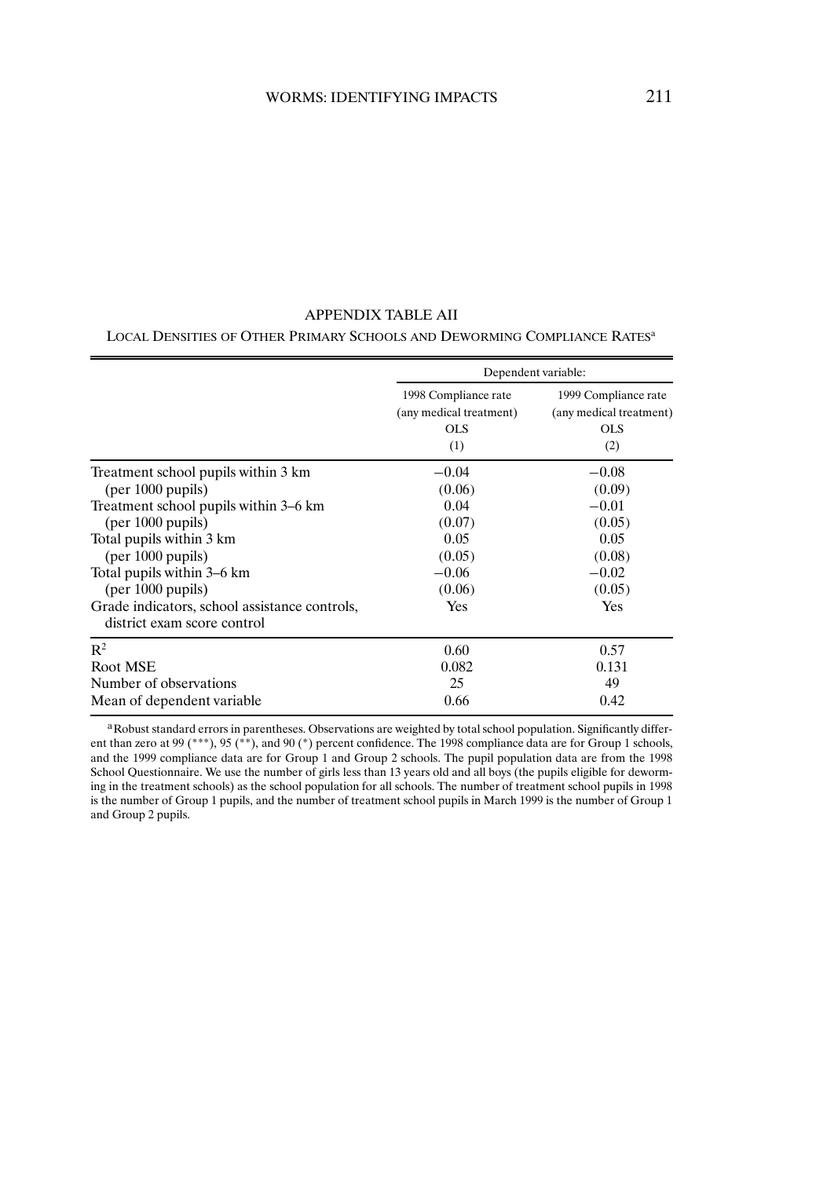## APPENDIX TABLE AII

LOCAL DENSITIES OF OTHER PRIMARY SCHOOLS AND DEWORMING COMPLIANCE RATES[a]

| | Dependent variable: | |
|---|---|---|
| | 1998 Compliance rate (any medical treatment) OLS (1) | 1999 Compliance rate (any medical treatment) OLS (2) |
| Treatment school pupils within 3 km (per 1000 pupils) | −0.04 (0.06) | −0.08 (0.09) |
| Treatment school pupils within 3–6 km (per 1000 pupils) | 0.04 (0.07) | −0.01 (0.05) |
| Total pupils within 3 km (per 1000 pupils) | 0.05 (0.05) | 0.05 (0.08) |
| Total pupils within 3–6 km (per 1000 pupils) | −0.06 (0.06) | −0.02 (0.05) |
| Grade indicators, school assistance controls, district exam score control | Yes | Yes |
| $R^2$ | 0.60 | 0.57 |
| Root MSE | 0.082 | 0.131 |
| Number of observations | 25 | 49 |
| Mean of dependent variable | 0.66 | 0.42 |

[a]Robust standard errors in parentheses. Observations are weighted by total school population. Significantly different than zero at 99 (***), 95 (**), and 90 (*) percent confidence. The 1998 compliance data are for Group 1 schools, and the 1999 compliance data are for Group 1 and Group 2 schools. The pupil population data are from the 1998 School Questionnaire. We use the number of girls less than 13 years old and all boys (the pupils eligible for deworming in the treatment schools) as the school population for all schools. The number of treatment school pupils in 1998 is the number of Group 1 pupils, and the number of treatment school pupils in March 1999 is the number of Group 1 and Group 2 pupils.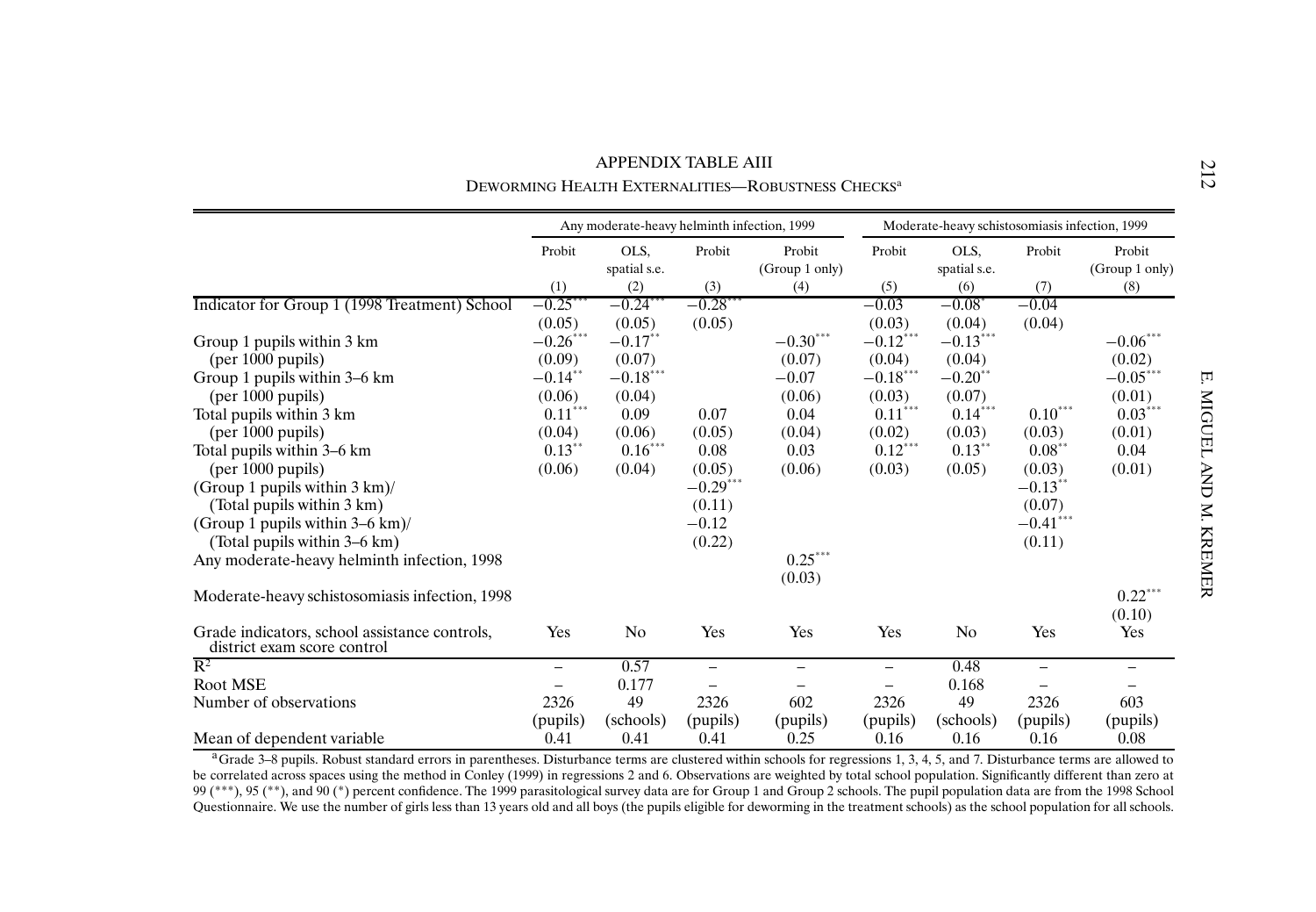# APPENDIX TABLE AIII

DEWORMING HEALTH EXTERNALITIES—ROBUSTNESS CHECKS[a]

| | Any moderate-heavy helminth infection, 1999 | | | | Moderate-heavy schistosomiasis infection, 1999 | | | |
|---|---|---|---|---|---|---|---|---|
| | Probit | OLS, spatial s.e. | Probit | Probit (Group 1 only) | Probit | OLS, spatial s.e. | Probit | Probit (Group 1 only) |
| | (1) | (2) | (3) | (4) | (5) | (6) | (7) | (8) |
| Indicator for Group 1 (1998 Treatment) School | −0.25*** | −0.24*** | −0.28*** | | −0.03 | −0.08* | −0.04 | |
| | (0.05) | (0.05) | (0.05) | | (0.03) | (0.04) | (0.04) | |
| Group 1 pupils within 3 km | −0.26*** | −0.17** | | −0.30*** | −0.12*** | −0.13*** | | −0.06*** |
| (per 1000 pupils) | (0.09) | (0.07) | | (0.07) | (0.04) | (0.04) | | (0.02) |
| Group 1 pupils within 3–6 km | −0.14** | −0.18*** | | −0.07 | −0.18*** | −0.20** | | −0.05*** |
| (per 1000 pupils) | (0.06) | (0.04) | | (0.06) | (0.03) | (0.07) | | (0.01) |
| Total pupils within 3 km | 0.11*** | 0.09 | 0.07 | 0.04 | 0.11*** | 0.14*** | 0.10*** | 0.03*** |
| (per 1000 pupils) | (0.04) | (0.06) | (0.05) | (0.04) | (0.02) | (0.03) | (0.03) | (0.01) |
| Total pupils within 3–6 km | 0.13** | 0.16*** | 0.08 | 0.03 | 0.12*** | 0.13** | 0.08** | 0.04 |
| (per 1000 pupils) | (0.06) | (0.04) | (0.05) | (0.06) | (0.03) | (0.05) | (0.03) | (0.01) |
| (Group 1 pupils within 3 km)/ | | | −0.29*** | | | | −0.13** | |
| (Total pupils within 3 km) | | | (0.11) | | | | (0.07) | |
| (Group 1 pupils within 3–6 km)/ | | | −0.12 | | | | −0.41*** | |
| (Total pupils within 3–6 km) | | | (0.22) | | | | (0.11) | |
| Any moderate-heavy helminth infection, 1998 | | | | 0.25*** | | | | |
| | | | | (0.03) | | | | |
| Moderate-heavy schistosomiasis infection, 1998 | | | | | | | | 0.22*** |
| | | | | | | | | (0.10) |
| Grade indicators, school assistance controls, district exam score control | Yes | No | Yes | Yes | Yes | No | Yes | Yes |
| $R^2$ | – | 0.57 | – | – | – | 0.48 | – | – |
| Root MSE | – | 0.177 | – | – | – | 0.168 | – | – |
| Number of observations | 2326 | 49 | 2326 | 602 | 2326 | 49 | 2326 | 603 |
| | (pupils) | (schools) | (pupils) | (pupils) | (pupils) | (schools) | (pupils) | (pupils) |
| Mean of dependent variable | 0.41 | 0.41 | 0.41 | 0.25 | 0.16 | 0.16 | 0.16 | 0.08 |

[a] Grade 3–8 pupils. Robust standard errors in parentheses. Disturbance terms are clustered within schools for regressions 1, 3, 4, 5, and 7. Disturbance terms are allowed to be correlated across spaces using the method in Conley (1999) in regressions 2 and 6. Observations are weighted by total school population. Significantly different than zero at 99 (***), 95 (**), and 90 (*) percent confidence. The 1999 parasitological survey data are for Group 1 and Group 2 schools. The pupil population data are from the 1998 School Questionnaire. We use the number of girls less than 13 years old and all boys (the pupils eligible for deworming in the treatment schools) as the school population for all schools.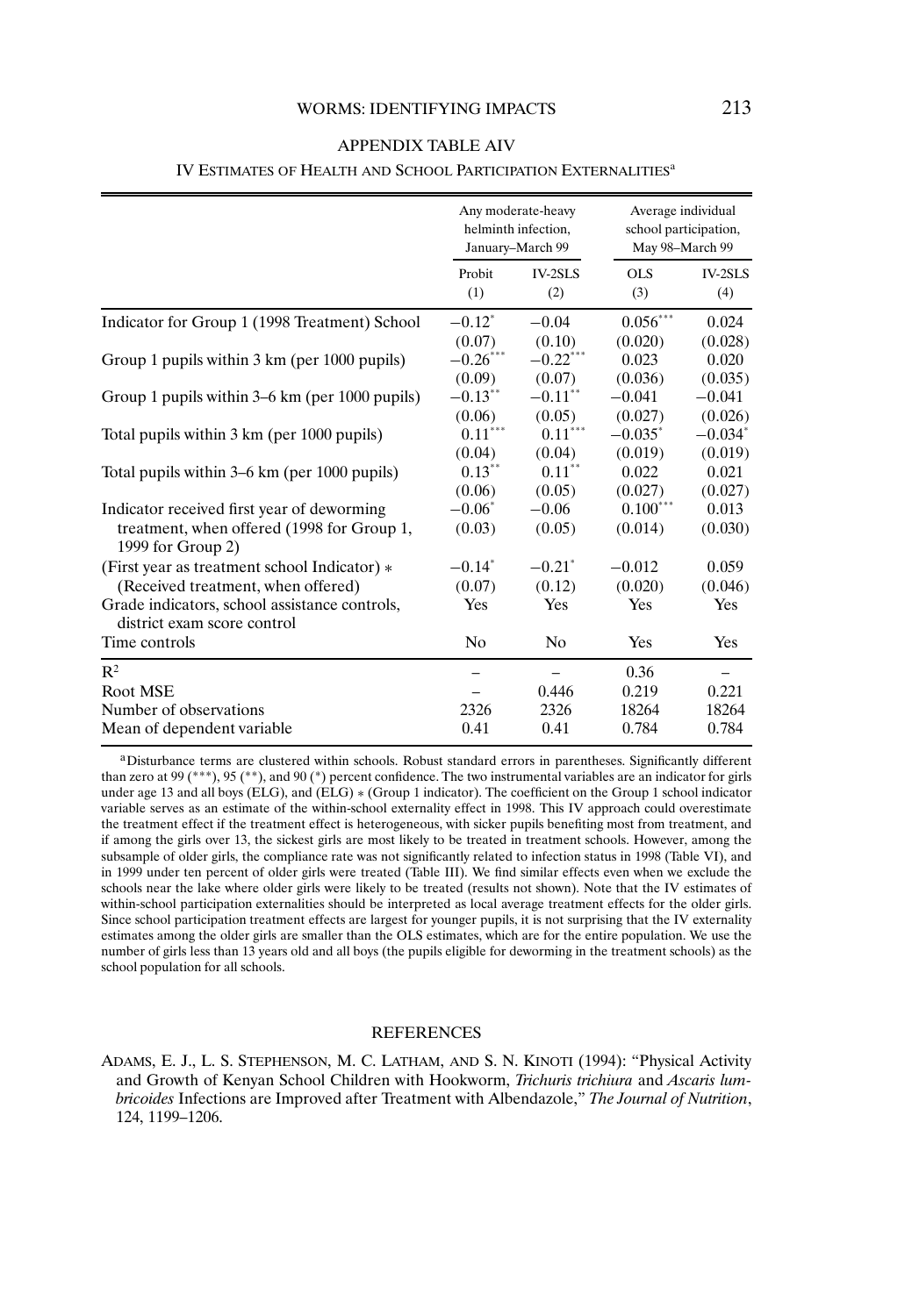## APPENDIX TABLE AIV

### IV Estimates of Health and School Participation Externalities[a]

| | Any moderate-heavy helminth infection, January–March 99 | | Average individual school participation, May 98–March 99 | |
|---|---|---|---|---|
| | Probit (1) | IV-2SLS (2) | OLS (3) | IV-2SLS (4) |
| Indicator for Group 1 (1998 Treatment) School | −0.12* | −0.04 | 0.056*** | 0.024 |
| | (0.07) | (0.10) | (0.020) | (0.028) |
| Group 1 pupils within 3 km (per 1000 pupils) | −0.26*** | −0.22*** | 0.023 | 0.020 |
| | (0.09) | (0.07) | (0.036) | (0.035) |
| Group 1 pupils within 3–6 km (per 1000 pupils) | −0.13** | −0.11** | −0.041 | −0.041 |
| | (0.06) | (0.05) | (0.027) | (0.026) |
| Total pupils within 3 km (per 1000 pupils) | 0.11*** | 0.11*** | −0.035* | −0.034* |
| | (0.04) | (0.04) | (0.019) | (0.019) |
| Total pupils within 3–6 km (per 1000 pupils) | 0.13** | 0.11** | 0.022 | 0.021 |
| | (0.06) | (0.05) | (0.027) | (0.027) |
| Indicator received first year of deworming treatment, when offered (1998 for Group 1, 1999 for Group 2) | −0.06* | −0.06 | 0.100*** | 0.013 |
| | (0.03) | (0.05) | (0.014) | (0.030) |
| (First year as treatment school Indicator) * (Received treatment, when offered) | −0.14* | −0.21* | −0.012 | 0.059 |
| | (0.07) | (0.12) | (0.020) | (0.046) |
| Grade indicators, school assistance controls, district exam score control | Yes | Yes | Yes | Yes |
| Time controls | No | No | Yes | Yes |
| $R^2$ | – | – | 0.36 | – |
| Root MSE | – | 0.446 | 0.219 | 0.221 |
| Number of observations | 2326 | 2326 | 18264 | 18264 |
| Mean of dependent variable | 0.41 | 0.41 | 0.784 | 0.784 |

[a]Disturbance terms are clustered within schools. Robust standard errors in parentheses. Significantly different than zero at 99 (***), 95 (**), and 90 (*) percent confidence. The two instrumental variables are an indicator for girls under age 13 and all boys (ELG), and (ELG) * (Group 1 indicator). The coefficient on the Group 1 school indicator variable serves as an estimate of the within-school externality effect in 1998. This IV approach could overestimate the treatment effect if the treatment effect is heterogeneous, with sicker pupils benefiting most from treatment, and if among the girls over 13, the sickest girls are most likely to be treated in treatment schools. However, among the subsample of older girls, the compliance rate was not significantly related to infection status in 1998 (Table VI), and in 1999 under ten percent of older girls were treated (Table III). We find similar effects even when we exclude the schools near the lake where older girls were likely to be treated (results not shown). Note that the IV estimates of within-school participation externalities should be interpreted as local average treatment effects for the older girls. Since school participation treatment effects are largest for younger pupils, it is not surprising that the IV externality estimates among the older girls are smaller than the OLS estimates, which are for the entire population. We use the number of girls less than 13 years old and all boys (the pupils eligible for deworming in the treatment schools) as the school population for all schools.

## REFERENCES

Adams, E. J., L. S. Stephenson, M. C. Latham, and S. N. Kinoti (1994): "Physical Activity and Growth of Kenyan School Children with Hookworm, *Trichuris trichiura* and *Ascaris lumbricoides* Infections are Improved after Treatment with Albendazole," *The Journal of Nutrition*, 124, 1199–1206.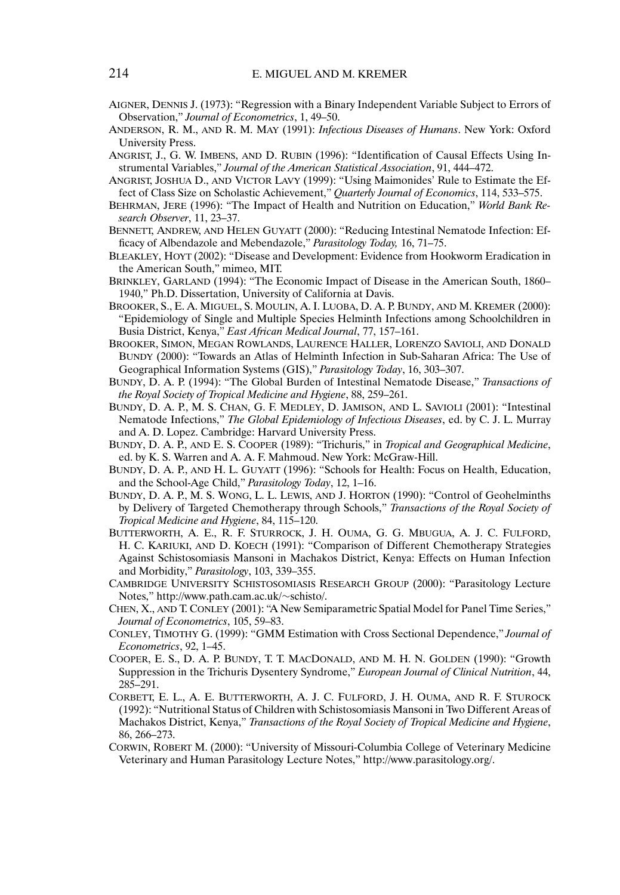AIGNER, DENNIS J. (1973): "Regression with a Binary Independent Variable Subject to Errors of Observation," *Journal of Econometrics*, 1, 49–50.

ANDERSON, R. M., AND R. M. MAY (1991): *Infectious Diseases of Humans*. New York: Oxford University Press.

ANGRIST, J., G. W. IMBENS, AND D. RUBIN (1996): "Identification of Causal Effects Using Instrumental Variables," *Journal of the American Statistical Association*, 91, 444–472.

ANGRIST, JOSHUA D., AND VICTOR LAVY (1999): "Using Maimonides' Rule to Estimate the Effect of Class Size on Scholastic Achievement," *Quarterly Journal of Economics*, 114, 533–575.

BEHRMAN, JERE (1996): "The Impact of Health and Nutrition on Education," *World Bank Research Observer*, 11, 23–37.

BENNETT, ANDREW, AND HELEN GUYATT (2000): "Reducing Intestinal Nematode Infection: Efficacy of Albendazole and Mebendazole," *Parasitology Today,* 16, 71–75.

BLEAKLEY, HOYT (2002): "Disease and Development: Evidence from Hookworm Eradication in the American South," mimeo, MIT.

BRINKLEY, GARLAND (1994): "The Economic Impact of Disease in the American South, 1860–1940," Ph.D. Dissertation, University of California at Davis.

BROOKER, S., E. A. MIGUEL, S. MOULIN, A. I. LUOBA, D. A. P. BUNDY, AND M. KREMER (2000): "Epidemiology of Single and Multiple Species Helminth Infections among Schoolchildren in Busia District, Kenya," *East African Medical Journal*, 77, 157–161.

BROOKER, SIMON, MEGAN ROWLANDS, LAURENCE HALLER, LORENZO SAVIOLI, AND DONALD BUNDY (2000): "Towards an Atlas of Helminth Infection in Sub-Saharan Africa: The Use of Geographical Information Systems (GIS)," *Parasitology Today*, 16, 303–307.

BUNDY, D. A. P. (1994): "The Global Burden of Intestinal Nematode Disease," *Transactions of the Royal Society of Tropical Medicine and Hygiene*, 88, 259–261.

BUNDY, D. A. P., M. S. CHAN, G. F. MEDLEY, D. JAMISON, AND L. SAVIOLI (2001): "Intestinal Nematode Infections," *The Global Epidemiology of Infectious Diseases*, ed. by C. J. L. Murray and A. D. Lopez. Cambridge: Harvard University Press.

BUNDY, D. A. P., AND E. S. COOPER (1989): "Trichuris," in *Tropical and Geographical Medicine*, ed. by K. S. Warren and A. A. F. Mahmoud. New York: McGraw-Hill.

BUNDY, D. A. P., AND H. L. GUYATT (1996): "Schools for Health: Focus on Health, Education, and the School-Age Child," *Parasitology Today*, 12, 1–16.

BUNDY, D. A. P., M. S. WONG, L. L. LEWIS, AND J. HORTON (1990): "Control of Geohelminths by Delivery of Targeted Chemotherapy through Schools," *Transactions of the Royal Society of Tropical Medicine and Hygiene*, 84, 115–120.

BUTTERWORTH, A. E., R. F. STURROCK, J. H. OUMA, G. G. MBUGUA, A. J. C. FULFORD, H. C. KARIUKI, AND D. KOECH (1991): "Comparison of Different Chemotherapy Strategies Against Schistosomiasis Mansoni in Machakos District, Kenya: Effects on Human Infection and Morbidity," *Parasitology*, 103, 339–355.

CAMBRIDGE UNIVERSITY SCHISTOSOMIASIS RESEARCH GROUP (2000): "Parasitology Lecture Notes," http://www.path.cam.ac.uk/~schisto/.

CHEN, X., AND T. CONLEY (2001): "A New Semiparametric Spatial Model for Panel Time Series," *Journal of Econometrics*, 105, 59–83.

CONLEY, TIMOTHY G. (1999): "GMM Estimation with Cross Sectional Dependence," *Journal of Econometrics*, 92, 1–45.

COOPER, E. S., D. A. P. BUNDY, T. T. MACDONALD, AND M. H. N. GOLDEN (1990): "Growth Suppression in the Trichuris Dysentery Syndrome," *European Journal of Clinical Nutrition*, 44, 285–291.

CORBETT, E. L., A. E. BUTTERWORTH, A. J. C. FULFORD, J. H. OUMA, AND R. F. STUROCK (1992): "Nutritional Status of Children with Schistosomiasis Mansoni in Two Different Areas of Machakos District, Kenya," *Transactions of the Royal Society of Tropical Medicine and Hygiene*, 86, 266–273.

CORWIN, ROBERT M. (2000): "University of Missouri-Columbia College of Veterinary Medicine Veterinary and Human Parasitology Lecture Notes," http://www.parasitology.org/.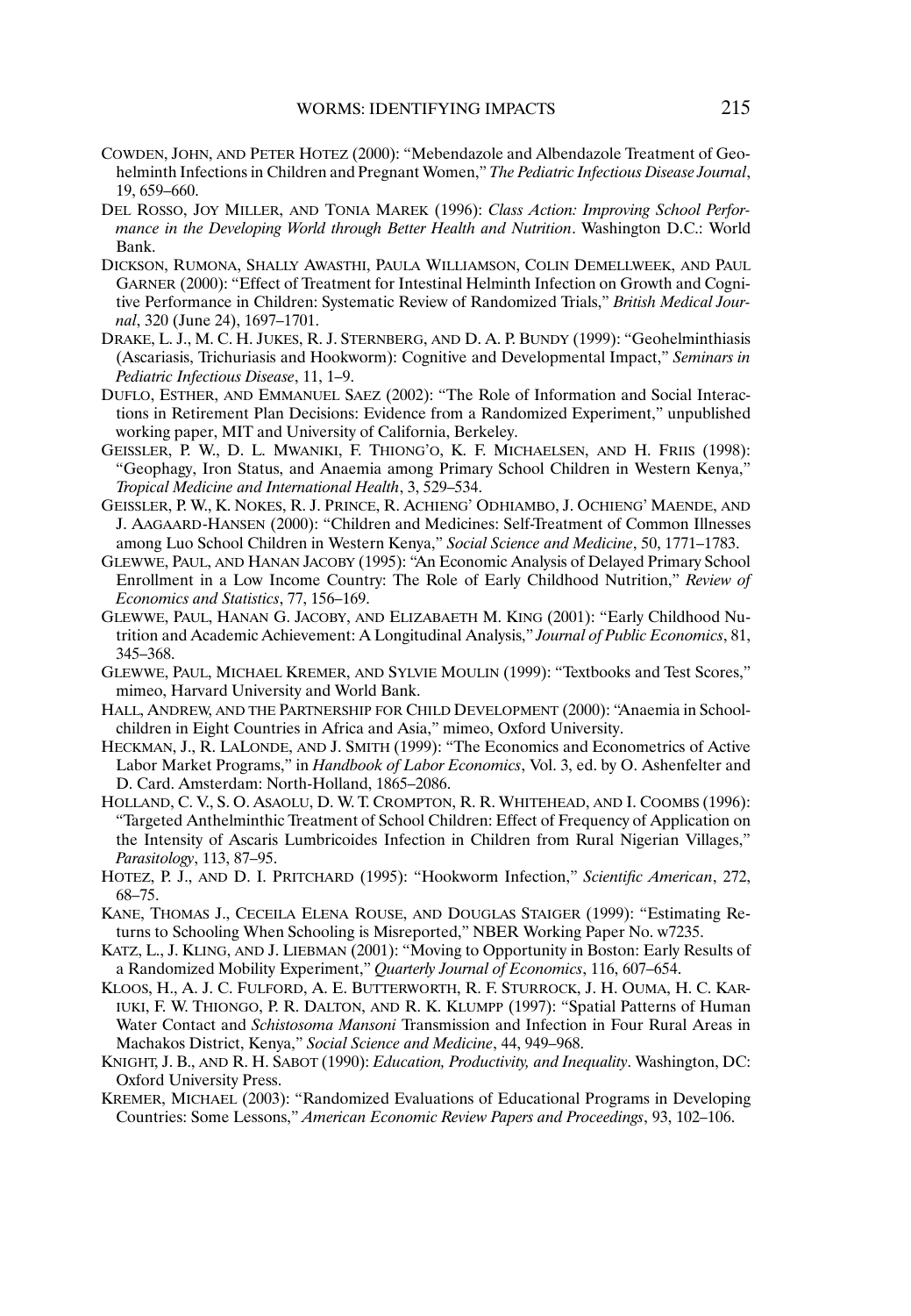COWDEN, JOHN, AND PETER HOTEZ (2000): "Mebendazole and Albendazole Treatment of Geohelminth Infections in Children and Pregnant Women," *The Pediatric Infectious Disease Journal*, 19, 659–660.

DEL ROSSO, JOY MILLER, AND TONIA MAREK (1996): *Class Action: Improving School Performance in the Developing World through Better Health and Nutrition*. Washington D.C.: World Bank.

DICKSON, RUMONA, SHALLY AWASTHI, PAULA WILLIAMSON, COLIN DEMELLWEEK, AND PAUL GARNER (2000): "Effect of Treatment for Intestinal Helminth Infection on Growth and Cognitive Performance in Children: Systematic Review of Randomized Trials," *British Medical Journal*, 320 (June 24), 1697–1701.

DRAKE, L. J., M. C. H. JUKES, R. J. STERNBERG, AND D. A. P. BUNDY (1999): "Geohelminthiasis (Ascariasis, Trichuriasis and Hookworm): Cognitive and Developmental Impact," *Seminars in Pediatric Infectious Disease*, 11, 1–9.

DUFLO, ESTHER, AND EMMANUEL SAEZ (2002): "The Role of Information and Social Interactions in Retirement Plan Decisions: Evidence from a Randomized Experiment," unpublished working paper, MIT and University of California, Berkeley.

GEISSLER, P. W., D. L. MWANIKI, F. THIONG'O, K. F. MICHAELSEN, AND H. FRIIS (1998): "Geophagy, Iron Status, and Anaemia among Primary School Children in Western Kenya," *Tropical Medicine and International Health*, 3, 529–534.

GEISSLER, P. W., K. NOKES, R. J. PRINCE, R. ACHIENG' ODHIAMBO, J. OCHIENG' MAENDE, AND J. AAGAARD-HANSEN (2000): "Children and Medicines: Self-Treatment of Common Illnesses among Luo School Children in Western Kenya," *Social Science and Medicine*, 50, 1771–1783.

GLEWWE, PAUL, AND HANAN JACOBY (1995): "An Economic Analysis of Delayed Primary School Enrollment in a Low Income Country: The Role of Early Childhood Nutrition," *Review of Economics and Statistics*, 77, 156–169.

GLEWWE, PAUL, HANAN G. JACOBY, AND ELIZABAETH M. KING (2001): "Early Childhood Nutrition and Academic Achievement: A Longitudinal Analysis," *Journal of Public Economics*, 81, 345–368.

GLEWWE, PAUL, MICHAEL KREMER, AND SYLVIE MOULIN (1999): "Textbooks and Test Scores," mimeo, Harvard University and World Bank.

HALL, ANDREW, AND THE PARTNERSHIP FOR CHILD DEVELOPMENT (2000): "Anaemia in Schoolchildren in Eight Countries in Africa and Asia," mimeo, Oxford University.

HECKMAN, J., R. LALONDE, AND J. SMITH (1999): "The Economics and Econometrics of Active Labor Market Programs," in *Handbook of Labor Economics*, Vol. 3, ed. by O. Ashenfelter and D. Card. Amsterdam: North-Holland, 1865–2086.

HOLLAND, C. V., S. O. ASAOLU, D. W. T. CROMPTON, R. R. WHITEHEAD, AND I. COOMBS (1996): "Targeted Anthelminthic Treatment of School Children: Effect of Frequency of Application on the Intensity of Ascaris Lumbricoides Infection in Children from Rural Nigerian Villages," *Parasitology*, 113, 87–95.

HOTEZ, P. J., AND D. I. PRITCHARD (1995): "Hookworm Infection," *Scientific American*, 272, 68–75.

KANE, THOMAS J., CECEILA ELENA ROUSE, AND DOUGLAS STAIGER (1999): "Estimating Returns to Schooling When Schooling is Misreported," NBER Working Paper No. w7235.

KATZ, L., J. KLING, AND J. LIEBMAN (2001): "Moving to Opportunity in Boston: Early Results of a Randomized Mobility Experiment," *Quarterly Journal of Economics*, 116, 607–654.

KLOOS, H., A. J. C. FULFORD, A. E. BUTTERWORTH, R. F. STURROCK, J. H. OUMA, H. C. KARIUKI, F. W. THIONGO, P. R. DALTON, AND R. K. KLUMPP (1997): "Spatial Patterns of Human Water Contact and *Schistosoma Mansoni* Transmission and Infection in Four Rural Areas in Machakos District, Kenya," *Social Science and Medicine*, 44, 949–968.

KNIGHT, J. B., AND R. H. SABOT (1990): *Education, Productivity, and Inequality*. Washington, DC: Oxford University Press.

KREMER, MICHAEL (2003): "Randomized Evaluations of Educational Programs in Developing Countries: Some Lessons," *American Economic Review Papers and Proceedings*, 93, 102–106.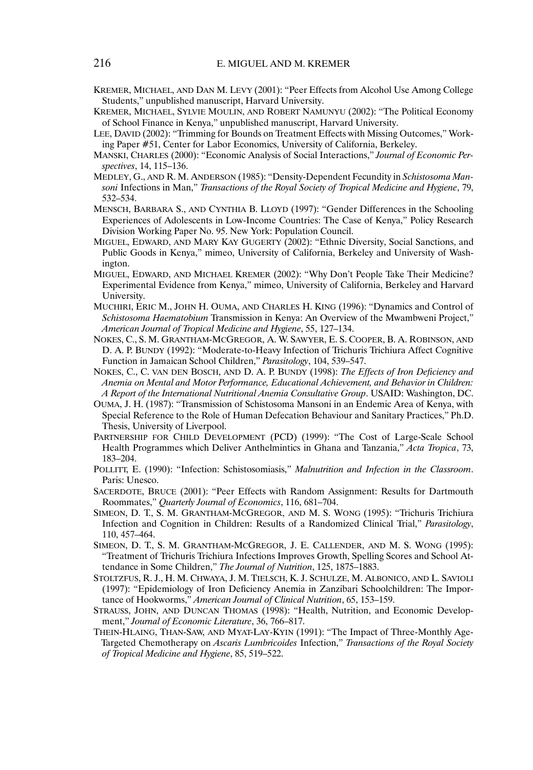Kremer, Michael, and Dan M. Levy (2001): "Peer Effects from Alcohol Use Among College Students," unpublished manuscript, Harvard University.

Kremer, Michael, Sylvie Moulin, and Robert Namunyu (2002): "The Political Economy of School Finance in Kenya," unpublished manuscript, Harvard University.

Lee, David (2002): "Trimming for Bounds on Treatment Effects with Missing Outcomes," Working Paper #51, Center for Labor Economics, University of California, Berkeley.

Manski, Charles (2000): "Economic Analysis of Social Interactions," *Journal of Economic Perspectives*, 14, 115–136.

Medley, G., and R. M. Anderson (1985): "Density-Dependent Fecundity in *Schistosoma Mansoni* Infections in Man," *Transactions of the Royal Society of Tropical Medicine and Hygiene*, 79, 532–534.

Mensch, Barbara S., and Cynthia B. Lloyd (1997): "Gender Differences in the Schooling Experiences of Adolescents in Low-Income Countries: The Case of Kenya," Policy Research Division Working Paper No. 95. New York: Population Council.

Miguel, Edward, and Mary Kay Gugerty (2002): "Ethnic Diversity, Social Sanctions, and Public Goods in Kenya," mimeo, University of California, Berkeley and University of Washington.

Miguel, Edward, and Michael Kremer (2002): "Why Don't People Take Their Medicine? Experimental Evidence from Kenya," mimeo, University of California, Berkeley and Harvard University.

Muchiri, Eric M., John H. Ouma, and Charles H. King (1996): "Dynamics and Control of *Schistosoma Haematobium* Transmission in Kenya: An Overview of the Mwambweni Project," *American Journal of Tropical Medicine and Hygiene*, 55, 127–134.

Nokes, C., S. M. Grantham-McGregor, A. W. Sawyer, E. S. Cooper, B. A. Robinson, and D. A. P. Bundy (1992): "Moderate-to-Heavy Infection of Trichuris Trichiura Affect Cognitive Function in Jamaican School Children," *Parasitology*, 104, 539–547.

Nokes, C., C. van den Bosch, and D. A. P. Bundy (1998): *The Effects of Iron Deficiency and Anemia on Mental and Motor Performance, Educational Achievement, and Behavior in Children: A Report of the International Nutritional Anemia Consultative Group*. USAID: Washington, DC.

Ouma, J. H. (1987): "Transmission of Schistosoma Mansoni in an Endemic Area of Kenya, with Special Reference to the Role of Human Defecation Behaviour and Sanitary Practices," Ph.D. Thesis, University of Liverpool.

Partnership for Child Development (PCD) (1999): "The Cost of Large-Scale School Health Programmes which Deliver Anthelmintics in Ghana and Tanzania," *Acta Tropica*, 73, 183–204.

Pollitt, E. (1990): "Infection: Schistosomiasis," *Malnutrition and Infection in the Classroom*. Paris: Unesco.

Sacerdote, Bruce (2001): "Peer Effects with Random Assignment: Results for Dartmouth Roommates," *Quarterly Journal of Economics*, 116, 681–704.

Simeon, D. T., S. M. Grantham-McGregor, and M. S. Wong (1995): "Trichuris Trichiura Infection and Cognition in Children: Results of a Randomized Clinical Trial," *Parasitology*, 110, 457–464.

Simeon, D. T., S. M. Grantham-McGregor, J. E. Callender, and M. S. Wong (1995): "Treatment of Trichuris Trichiura Infections Improves Growth, Spelling Scores and School Attendance in Some Children," *The Journal of Nutrition*, 125, 1875–1883.

Stoltzfus, R. J., H. M. Chwaya, J. M. Tielsch, K. J. Schulze, M. Albonico, and L. Savioli (1997): "Epidemiology of Iron Deficiency Anemia in Zanzibari Schoolchildren: The Importance of Hookworms," *American Journal of Clinical Nutrition*, 65, 153–159.

Strauss, John, and Duncan Thomas (1998): "Health, Nutrition, and Economic Development," *Journal of Economic Literature*, 36, 766–817.

Thein-Hlaing, Than-Saw, and Myat-Lay-Kyin (1991): "The Impact of Three-Monthly Age-Targeted Chemotherapy on *Ascaris Lumbricoides* Infection," *Transactions of the Royal Society of Tropical Medicine and Hygiene*, 85, 519–522.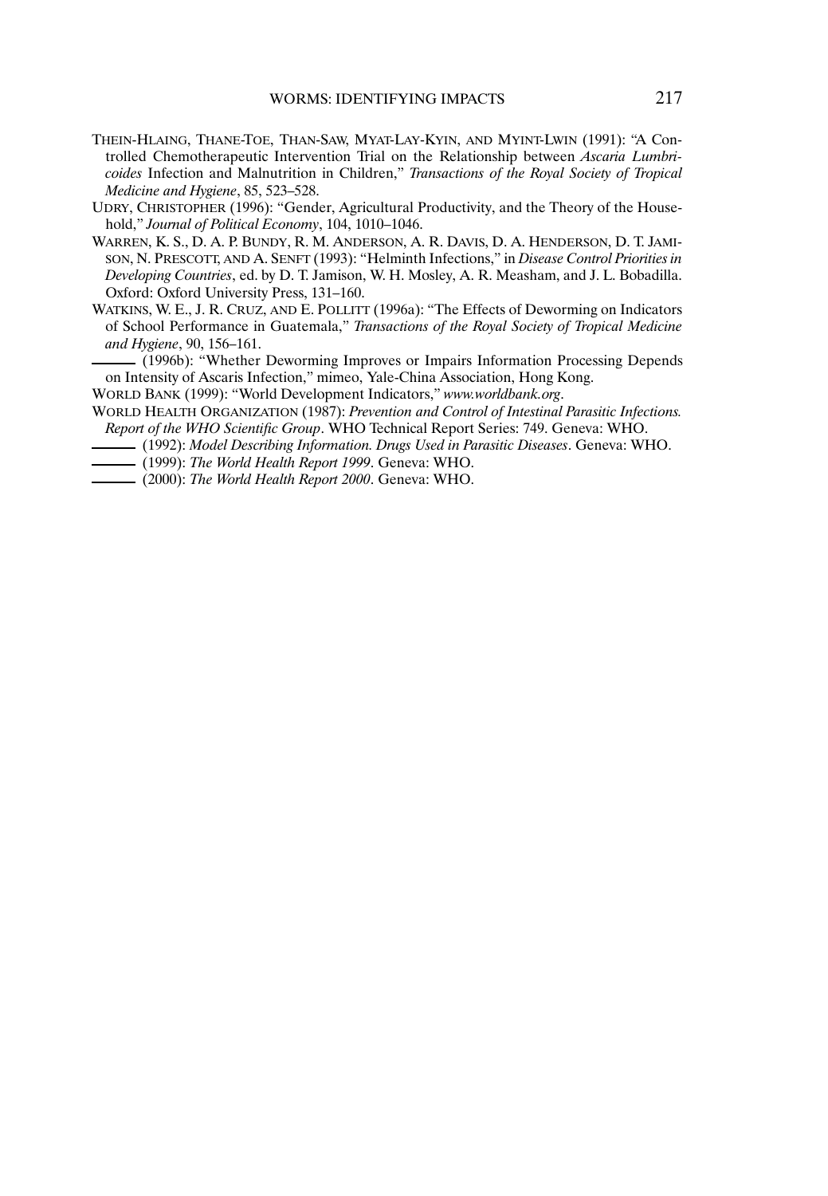THEIN-HLAING, THANE-TOE, THAN-SAW, MYAT-LAY-KYIN, AND MYINT-LWIN (1991): "A Controlled Chemotherapeutic Intervention Trial on the Relationship between *Ascaria Lumbricoides* Infection and Malnutrition in Children," *Transactions of the Royal Society of Tropical Medicine and Hygiene*, 85, 523–528.

UDRY, CHRISTOPHER (1996): "Gender, Agricultural Productivity, and the Theory of the Household," *Journal of Political Economy*, 104, 1010–1046.

WARREN, K. S., D. A. P. BUNDY, R. M. ANDERSON, A. R. DAVIS, D. A. HENDERSON, D. T. JAMISON, N. PRESCOTT, AND A. SENFT (1993): "Helminth Infections," in *Disease Control Priorities in Developing Countries*, ed. by D. T. Jamison, W. H. Mosley, A. R. Measham, and J. L. Bobadilla. Oxford: Oxford University Press, 131–160.

WATKINS, W. E., J. R. CRUZ, AND E. POLLITT (1996a): "The Effects of Deworming on Indicators of School Performance in Guatemala," *Transactions of the Royal Society of Tropical Medicine and Hygiene*, 90, 156–161.

——— (1996b): "Whether Deworming Improves or Impairs Information Processing Depends on Intensity of Ascaris Infection," mimeo, Yale-China Association, Hong Kong.

WORLD BANK (1999): "World Development Indicators," *www.worldbank.org*.

WORLD HEALTH ORGANIZATION (1987): *Prevention and Control of Intestinal Parasitic Infections. Report of the WHO Scientific Group*. WHO Technical Report Series: 749. Geneva: WHO.

——— (1992): *Model Describing Information. Drugs Used in Parasitic Diseases*. Geneva: WHO.

——— (1999): *The World Health Report 1999*. Geneva: WHO.

——— (2000): *The World Health Report 2000*. Geneva: WHO.